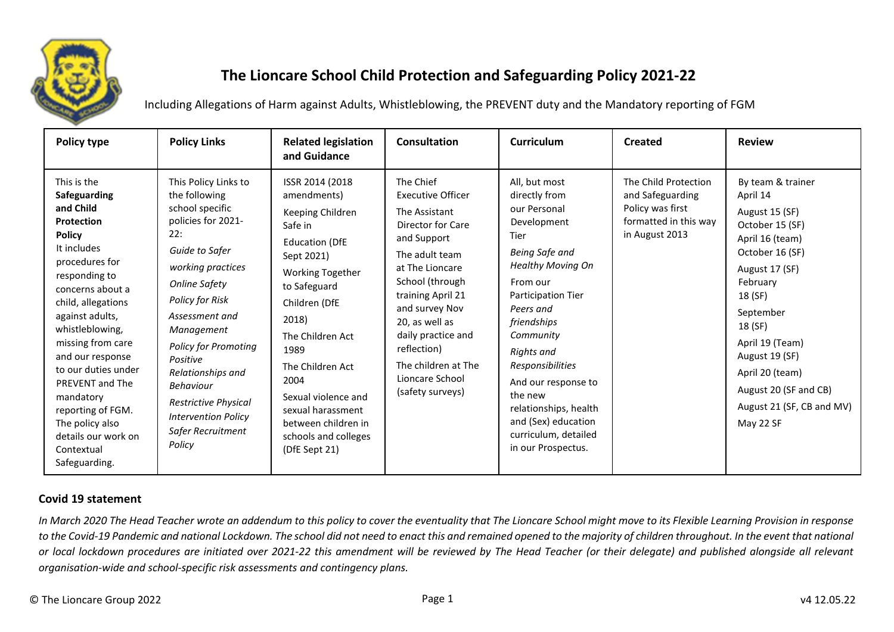# The Lioncare School Child Protection and Safeguarding Policy 2021-22

Including Allegations of Harm against Adults, Whistleblowing, the PREVENT duty and the Mandatory reporting of FGM

| Policy type | Policy Links | Related legislation and Guidance | Consultation | Curriculum | Created | Review |
|---|---|---|---|---|---|---|
| This is the **Safeguarding and Child Protection Policy** It includes procedures for responding to concerns about a child, allegations against adults, whistleblowing, missing from care and our response to our duties under PREVENT and The mandatory reporting of FGM. The policy also details our work on Contextual Safeguarding. | This Policy Links to the following school specific policies for 2021-22: *Guide to Safer working practices* *Online Safety* *Policy for Risk Assessment and Management* *Policy for Promoting Positive Relationships and Behaviour* *Restrictive Physical Intervention Policy* *Safer Recruitment Policy* | ISSR 2014 (2018 amendments) Keeping Children Safe in Education (DfE Sept 2021) Working Together to Safeguard Children (DfE 2018) The Children Act 1989 The Children Act 2004 Sexual violence and sexual harassment between children in schools and colleges (DfE Sept 21) | The Chief Executive Officer The Assistant Director for Care and Support The adult team at The Lioncare School (through training April 21 and survey Nov 20, as well as daily practice and reflection) The children at The Lioncare School (safety surveys) | All, but most directly from our Personal Development Tier *Being Safe and Healthy Moving On* From our Participation Tier *Peers and friendships* *Community* *Rights and Responsibilities* And our response to the new relationships, health and (Sex) education curriculum, detailed in our Prospectus. | The Child Protection and Safeguarding Policy was first formatted in this way in August 2013 | By team & trainer April 14 August 15 (SF) October 15 (SF) April 16 (team) October 16 (SF) August 17 (SF) February 18 (SF) September 18 (SF) April 19 (Team) August 19 (SF) April 20 (team) August 20 (SF and CB) August 21 (SF, CB and MV) May 22 SF |

## Covid 19 statement

*In March 2020 The Head Teacher wrote an addendum to this policy to cover the eventuality that The Lioncare School might move to its Flexible Learning Provision in response to the Covid-19 Pandemic and national Lockdown. The school did not need to enact this and remained opened to the majority of children throughout. In the event that national or local lockdown procedures are initiated over 2021-22 this amendment will be reviewed by The Head Teacher (or their delegate) and published alongside all relevant organisation-wide and school-specific risk assessments and contingency plans.*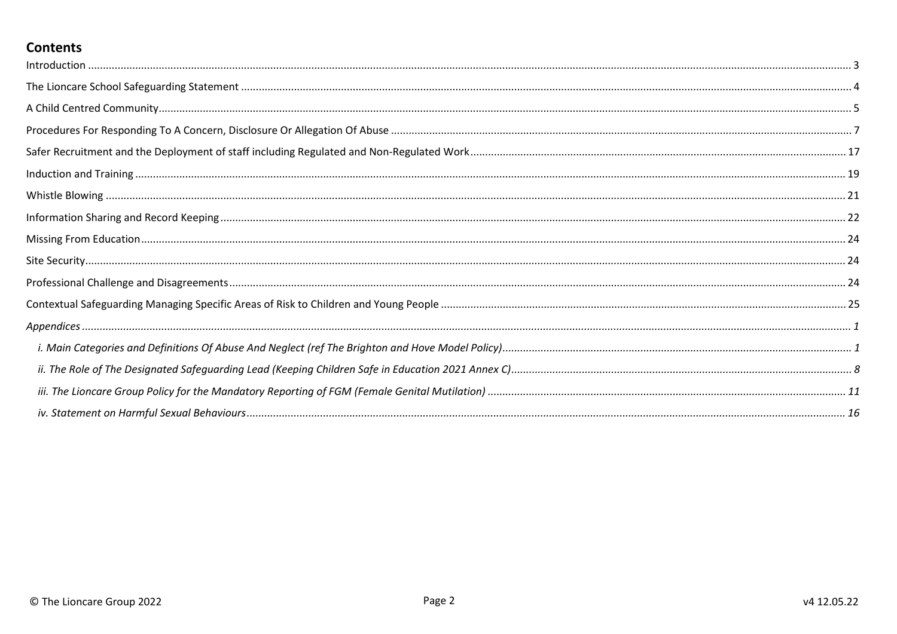## Contents

Introduction ..... 3

The Lioncare School Safeguarding Statement ..... 4

A Child Centred Community ..... 5

Procedures For Responding To A Concern, Disclosure Or Allegation Of Abuse ..... 7

Safer Recruitment and the Deployment of staff including Regulated and Non-Regulated Work ..... 17

Induction and Training ..... 19

Whistle Blowing ..... 21

Information Sharing and Record Keeping ..... 22

Missing From Education ..... 24

Site Security ..... 24

Professional Challenge and Disagreements ..... 24

Contextual Safeguarding Managing Specific Areas of Risk to Children and Young People ..... 25

*Appendices ..... 1*

- *i. Main Categories and Definitions Of Abuse And Neglect (ref The Brighton and Hove Model Policy) ..... 1*
- *ii. The Role of The Designated Safeguarding Lead (Keeping Children Safe in Education 2021 Annex C) ..... 8*
- *iii. The Lioncare Group Policy for the Mandatory Reporting of FGM (Female Genital Mutilation) ..... 11*
- *iv. Statement on Harmful Sexual Behaviours ..... 16*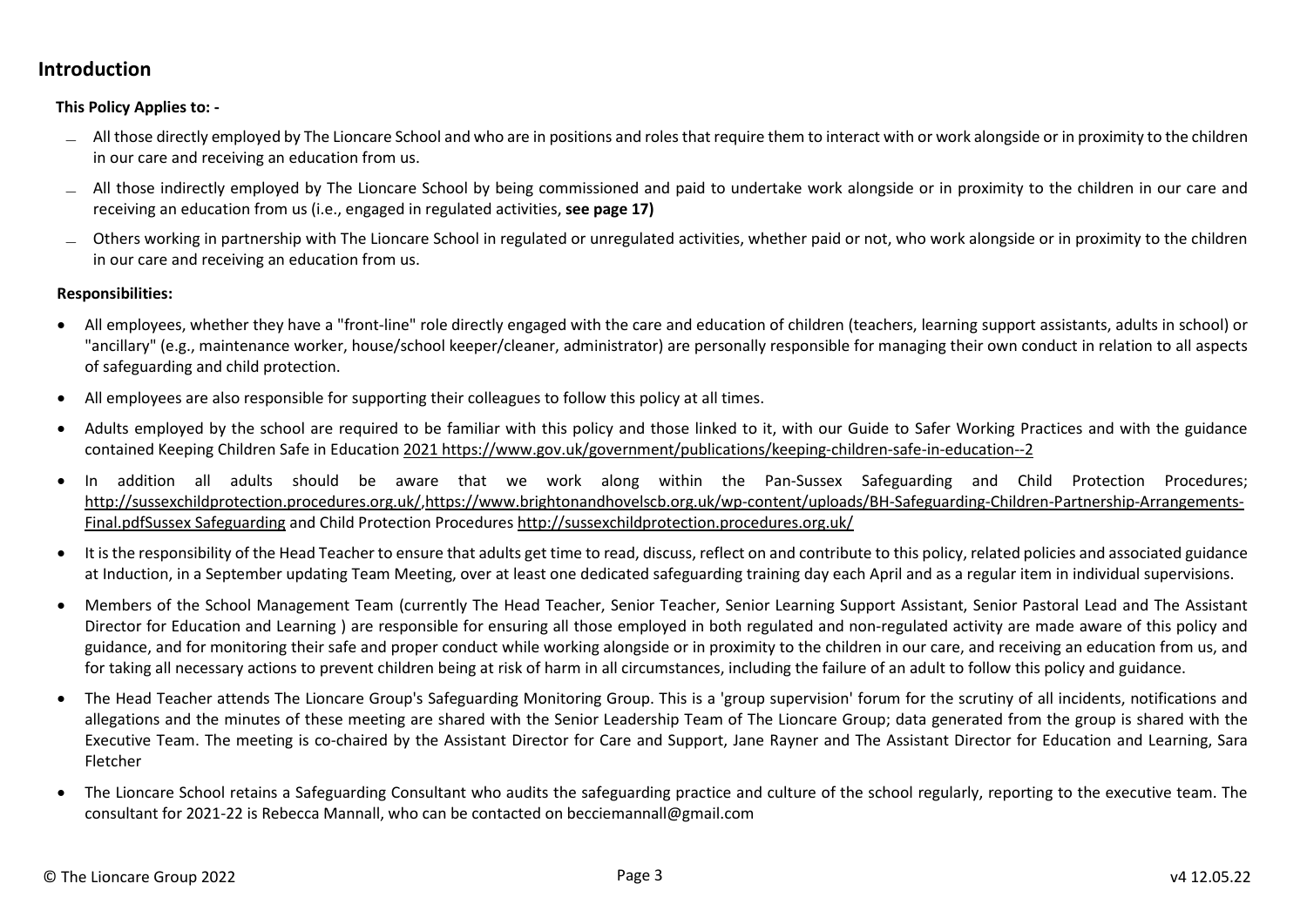## Introduction

**This Policy Applies to: -**

- All those directly employed by The Lioncare School and who are in positions and roles that require them to interact with or work alongside or in proximity to the children in our care and receiving an education from us.
- All those indirectly employed by The Lioncare School by being commissioned and paid to undertake work alongside or in proximity to the children in our care and receiving an education from us (i.e., engaged in regulated activities, **see page 17)**
- Others working in partnership with The Lioncare School in regulated or unregulated activities, whether paid or not, who work alongside or in proximity to the children in our care and receiving an education from us.

**Responsibilities:**

- All employees, whether they have a "front-line" role directly engaged with the care and education of children (teachers, learning support assistants, adults in school) or "ancillary" (e.g., maintenance worker, house/school keeper/cleaner, administrator) are personally responsible for managing their own conduct in relation to all aspects of safeguarding and child protection.
- All employees are also responsible for supporting their colleagues to follow this policy at all times.
- Adults employed by the school are required to be familiar with this policy and those linked to it, with our Guide to Safer Working Practices and with the guidance contained Keeping Children Safe in Education 2021 https://www.gov.uk/government/publications/keeping-children-safe-in-education--2
- In addition all adults should be aware that we work along within the Pan-Sussex Safeguarding and Child Protection Procedures; http://sussexchildprotection.procedures.org.uk/,https://www.brightonandhovelscb.org.uk/wp-content/uploads/BH-Safeguarding-Children-Partnership-Arrangements-Final.pdfSussex Safeguarding and Child Protection Procedures http://sussexchildprotection.procedures.org.uk/
- It is the responsibility of the Head Teacher to ensure that adults get time to read, discuss, reflect on and contribute to this policy, related policies and associated guidance at Induction, in a September updating Team Meeting, over at least one dedicated safeguarding training day each April and as a regular item in individual supervisions.
- Members of the School Management Team (currently The Head Teacher, Senior Teacher, Senior Learning Support Assistant, Senior Pastoral Lead and The Assistant Director for Education and Learning ) are responsible for ensuring all those employed in both regulated and non-regulated activity are made aware of this policy and guidance, and for monitoring their safe and proper conduct while working alongside or in proximity to the children in our care, and receiving an education from us, and for taking all necessary actions to prevent children being at risk of harm in all circumstances, including the failure of an adult to follow this policy and guidance.
- The Head Teacher attends The Lioncare Group's Safeguarding Monitoring Group. This is a 'group supervision' forum for the scrutiny of all incidents, notifications and allegations and the minutes of these meeting are shared with the Senior Leadership Team of The Lioncare Group; data generated from the group is shared with the Executive Team. The meeting is co-chaired by the Assistant Director for Care and Support, Jane Rayner and The Assistant Director for Education and Learning, Sara Fletcher
- The Lioncare School retains a Safeguarding Consultant who audits the safeguarding practice and culture of the school regularly, reporting to the executive team. The consultant for 2021-22 is Rebecca Mannall, who can be contacted on becciemannall@gmail.com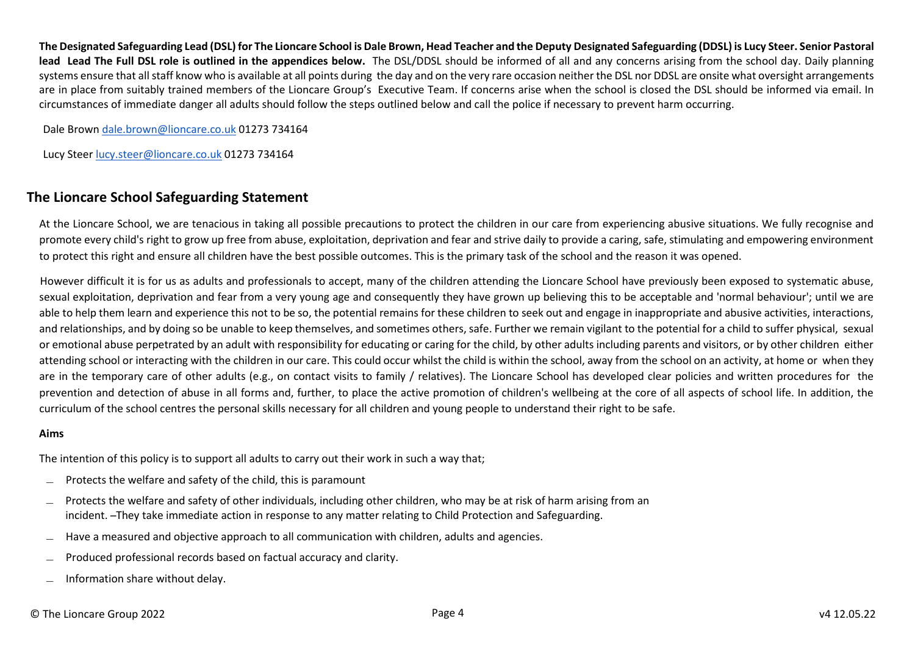**The Designated Safeguarding Lead (DSL) for The Lioncare School is Dale Brown, Head Teacher and the Deputy Designated Safeguarding (DDSL) is Lucy Steer. Senior Pastoral lead Lead The Full DSL role is outlined in the appendices below.** The DSL/DDSL should be informed of all and any concerns arising from the school day. Daily planning systems ensure that all staff know who is available at all points during the day and on the very rare occasion neither the DSL nor DDSL are onsite what oversight arrangements are in place from suitably trained members of the Lioncare Group's Executive Team. If concerns arise when the school is closed the DSL should be informed via email. In circumstances of immediate danger all adults should follow the steps outlined below and call the police if necessary to prevent harm occurring.

Dale Brown dale.brown@lioncare.co.uk 01273 734164

Lucy Steer lucy.steer@lioncare.co.uk 01273 734164

## The Lioncare School Safeguarding Statement

At the Lioncare School, we are tenacious in taking all possible precautions to protect the children in our care from experiencing abusive situations. We fully recognise and promote every child's right to grow up free from abuse, exploitation, deprivation and fear and strive daily to provide a caring, safe, stimulating and empowering environment to protect this right and ensure all children have the best possible outcomes. This is the primary task of the school and the reason it was opened.

However difficult it is for us as adults and professionals to accept, many of the children attending the Lioncare School have previously been exposed to systematic abuse, sexual exploitation, deprivation and fear from a very young age and consequently they have grown up believing this to be acceptable and 'normal behaviour'; until we are able to help them learn and experience this not to be so, the potential remains for these children to seek out and engage in inappropriate and abusive activities, interactions, and relationships, and by doing so be unable to keep themselves, and sometimes others, safe. Further we remain vigilant to the potential for a child to suffer physical, sexual or emotional abuse perpetrated by an adult with responsibility for educating or caring for the child, by other adults including parents and visitors, or by other children either attending school or interacting with the children in our care. This could occur whilst the child is within the school, away from the school on an activity, at home or when they are in the temporary care of other adults (e.g., on contact visits to family / relatives). The Lioncare School has developed clear policies and written procedures for the prevention and detection of abuse in all forms and, further, to place the active promotion of children's wellbeing at the core of all aspects of school life. In addition, the curriculum of the school centres the personal skills necessary for all children and young people to understand their right to be safe.

**Aims**

The intention of this policy is to support all adults to carry out their work in such a way that;

- Protects the welfare and safety of the child, this is paramount
- Protects the welfare and safety of other individuals, including other children, who may be at risk of harm arising from an incident. –They take immediate action in response to any matter relating to Child Protection and Safeguarding.
- Have a measured and objective approach to all communication with children, adults and agencies.
- Produced professional records based on factual accuracy and clarity.
- Information share without delay.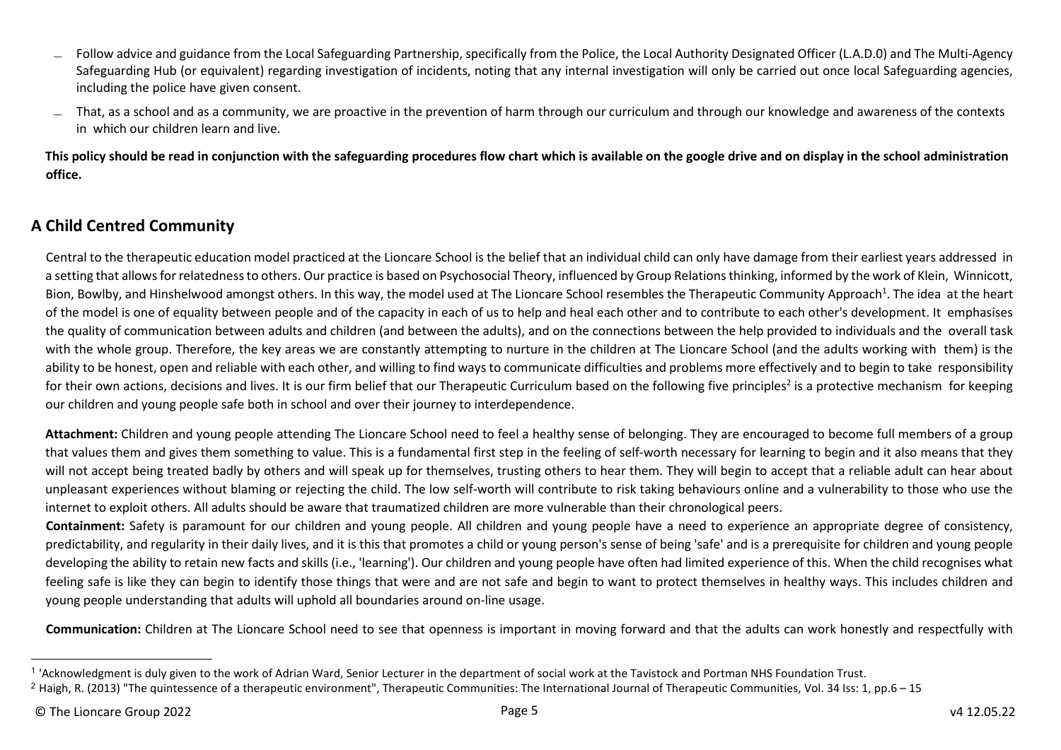- Follow advice and guidance from the Local Safeguarding Partnership, specifically from the Police, the Local Authority Designated Officer (L.A.D.0) and The Multi-Agency Safeguarding Hub (or equivalent) regarding investigation of incidents, noting that any internal investigation will only be carried out once local Safeguarding agencies, including the police have given consent.
- That, as a school and as a community, we are proactive in the prevention of harm through our curriculum and through our knowledge and awareness of the contexts in which our children learn and live.

**This policy should be read in conjunction with the safeguarding procedures flow chart which is available on the google drive and on display in the school administration office.**

## A Child Centred Community

Central to the therapeutic education model practiced at the Lioncare School is the belief that an individual child can only have damage from their earliest years addressed in a setting that allows for relatedness to others. Our practice is based on Psychosocial Theory, influenced by Group Relations thinking, informed by the work of Klein, Winnicott, Bion, Bowlby, and Hinshelwood amongst others. In this way, the model used at The Lioncare School resembles the Therapeutic Community Approach[1]. The idea at the heart of the model is one of equality between people and of the capacity in each of us to help and heal each other and to contribute to each other's development. It emphasises the quality of communication between adults and children (and between the adults), and on the connections between the help provided to individuals and the overall task with the whole group. Therefore, the key areas we are constantly attempting to nurture in the children at The Lioncare School (and the adults working with them) is the ability to be honest, open and reliable with each other, and willing to find ways to communicate difficulties and problems more effectively and to begin to take responsibility for their own actions, decisions and lives. It is our firm belief that our Therapeutic Curriculum based on the following five principles[2] is a protective mechanism for keeping our children and young people safe both in school and over their journey to interdependence.

**Attachment:** Children and young people attending The Lioncare School need to feel a healthy sense of belonging. They are encouraged to become full members of a group that values them and gives them something to value. This is a fundamental first step in the feeling of self-worth necessary for learning to begin and it also means that they will not accept being treated badly by others and will speak up for themselves, trusting others to hear them. They will begin to accept that a reliable adult can hear about unpleasant experiences without blaming or rejecting the child. The low self-worth will contribute to risk taking behaviours online and a vulnerability to those who use the internet to exploit others. All adults should be aware that traumatized children are more vulnerable than their chronological peers.

**Containment:** Safety is paramount for our children and young people. All children and young people have a need to experience an appropriate degree of consistency, predictability, and regularity in their daily lives, and it is this that promotes a child or young person's sense of being 'safe' and is a prerequisite for children and young people developing the ability to retain new facts and skills (i.e., 'learning'). Our children and young people have often had limited experience of this. When the child recognises what feeling safe is like they can begin to identify those things that were and are not safe and begin to want to protect themselves in healthy ways. This includes children and young people understanding that adults will uphold all boundaries around on-line usage.

**Communication:** Children at The Lioncare School need to see that openness is important in moving forward and that the adults can work honestly and respectfully with

---

[1] 'Acknowledgment is duly given to the work of Adrian Ward, Senior Lecturer in the department of social work at the Tavistock and Portman NHS Foundation Trust.

[2] Haigh, R. (2013) "The quintessence of a therapeutic environment", Therapeutic Communities: The International Journal of Therapeutic Communities, Vol. 34 Iss: 1, pp.6 – 15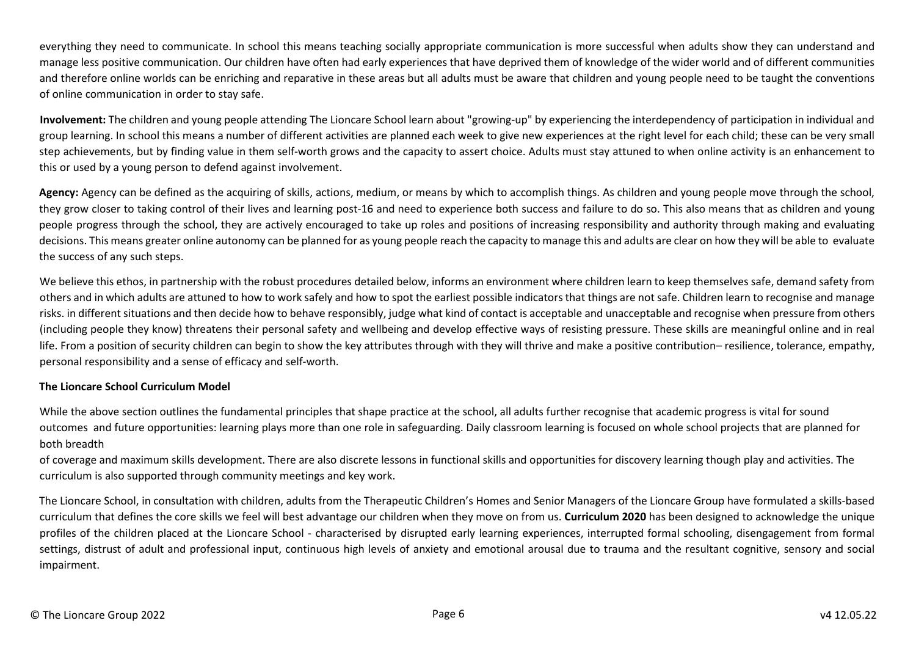everything they need to communicate. In school this means teaching socially appropriate communication is more successful when adults show they can understand and manage less positive communication. Our children have often had early experiences that have deprived them of knowledge of the wider world and of different communities and therefore online worlds can be enriching and reparative in these areas but all adults must be aware that children and young people need to be taught the conventions of online communication in order to stay safe.

**Involvement:** The children and young people attending The Lioncare School learn about "growing-up" by experiencing the interdependency of participation in individual and group learning. In school this means a number of different activities are planned each week to give new experiences at the right level for each child; these can be very small step achievements, but by finding value in them self-worth grows and the capacity to assert choice. Adults must stay attuned to when online activity is an enhancement to this or used by a young person to defend against involvement.

**Agency:** Agency can be defined as the acquiring of skills, actions, medium, or means by which to accomplish things. As children and young people move through the school, they grow closer to taking control of their lives and learning post-16 and need to experience both success and failure to do so. This also means that as children and young people progress through the school, they are actively encouraged to take up roles and positions of increasing responsibility and authority through making and evaluating decisions. This means greater online autonomy can be planned for as young people reach the capacity to manage this and adults are clear on how they will be able to evaluate the success of any such steps.

We believe this ethos, in partnership with the robust procedures detailed below, informs an environment where children learn to keep themselves safe, demand safety from others and in which adults are attuned to how to work safely and how to spot the earliest possible indicators that things are not safe. Children learn to recognise and manage risks. in different situations and then decide how to behave responsibly, judge what kind of contact is acceptable and unacceptable and recognise when pressure from others (including people they know) threatens their personal safety and wellbeing and develop effective ways of resisting pressure. These skills are meaningful online and in real life. From a position of security children can begin to show the key attributes through with they will thrive and make a positive contribution– resilience, tolerance, empathy, personal responsibility and a sense of efficacy and self-worth.

**The Lioncare School Curriculum Model**

While the above section outlines the fundamental principles that shape practice at the school, all adults further recognise that academic progress is vital for sound outcomes and future opportunities: learning plays more than one role in safeguarding. Daily classroom learning is focused on whole school projects that are planned for both breadth of coverage and maximum skills development. There are also discrete lessons in functional skills and opportunities for discovery learning though play and activities. The curriculum is also supported through community meetings and key work.

The Lioncare School, in consultation with children, adults from the Therapeutic Children's Homes and Senior Managers of the Lioncare Group have formulated a skills-based curriculum that defines the core skills we feel will best advantage our children when they move on from us. **Curriculum 2020** has been designed to acknowledge the unique profiles of the children placed at the Lioncare School - characterised by disrupted early learning experiences, interrupted formal schooling, disengagement from formal settings, distrust of adult and professional input, continuous high levels of anxiety and emotional arousal due to trauma and the resultant cognitive, sensory and social impairment.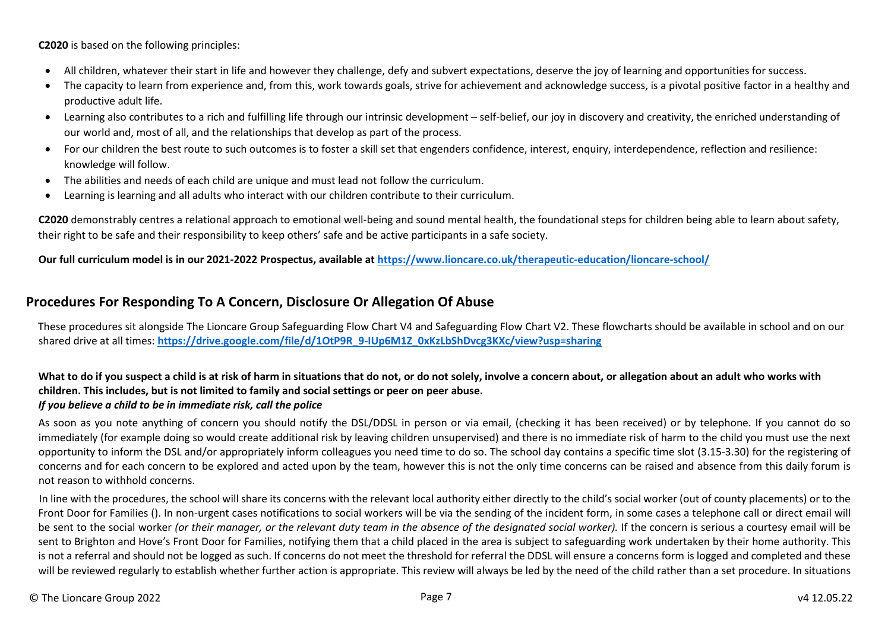**C2020** is based on the following principles:

- All children, whatever their start in life and however they challenge, defy and subvert expectations, deserve the joy of learning and opportunities for success.
- The capacity to learn from experience and, from this, work towards goals, strive for achievement and acknowledge success, is a pivotal positive factor in a healthy and productive adult life.
- Learning also contributes to a rich and fulfilling life through our intrinsic development – self-belief, our joy in discovery and creativity, the enriched understanding of our world and, most of all, and the relationships that develop as part of the process.
- For our children the best route to such outcomes is to foster a skill set that engenders confidence, interest, enquiry, interdependence, reflection and resilience: knowledge will follow.
- The abilities and needs of each child are unique and must lead not follow the curriculum.
- Learning is learning and all adults who interact with our children contribute to their curriculum.

**C2020** demonstrably centres a relational approach to emotional well-being and sound mental health, the foundational steps for children being able to learn about safety, their right to be safe and their responsibility to keep others' safe and be active participants in a safe society.

**Our full curriculum model is in our 2021-2022 Prospectus, available at [https://www.lioncare.co.uk/therapeutic-education/lioncare-school/](https://www.lioncare.co.uk/therapeutic-education/lioncare-school/)**

## Procedures For Responding To A Concern, Disclosure Or Allegation Of Abuse

These procedures sit alongside The Lioncare Group Safeguarding Flow Chart V4 and Safeguarding Flow Chart V2. These flowcharts should be available in school and on our shared drive at all times: **[https://drive.google.com/file/d/1OtP9R_9-IUp6M1Z_0xKzLbShDvcg3KXc/view?usp=sharing](https://drive.google.com/file/d/1OtP9R_9-IUp6M1Z_0xKzLbShDvcg3KXc/view?usp=sharing)**

**What to do if you suspect a child is at risk of harm in situations that do not, or do not solely, involve a concern about, or allegation about an adult who works with children. This includes, but is not limited to family and social settings or peer on peer abuse.**
***If you believe a child to be in immediate risk, call the police***

As soon as you note anything of concern you should notify the DSL/DDSL in person or via email, (checking it has been received) or by telephone. If you cannot do so immediately (for example doing so would create additional risk by leaving children unsupervised) and there is no immediate risk of harm to the child you must use the next opportunity to inform the DSL and/or appropriately inform colleagues you need time to do so. The school day contains a specific time slot (3.15-3.30) for the registering of concerns and for each concern to be explored and acted upon by the team, however this is not the only time concerns can be raised and absence from this daily forum is not reason to withhold concerns.

In line with the procedures, the school will share its concerns with the relevant local authority either directly to the child's social worker (out of county placements) or to the Front Door for Families (). In non-urgent cases notifications to social workers will be via the sending of the incident form, in some cases a telephone call or direct email will be sent to the social worker *(or their manager, or the relevant duty team in the absence of the designated social worker).* If the concern is serious a courtesy email will be sent to Brighton and Hove's Front Door for Families, notifying them that a child placed in the area is subject to safeguarding work undertaken by their home authority. This is not a referral and should not be logged as such. If concerns do not meet the threshold for referral the DDSL will ensure a concerns form is logged and completed and these will be reviewed regularly to establish whether further action is appropriate. This review will always be led by the need of the child rather than a set procedure. In situations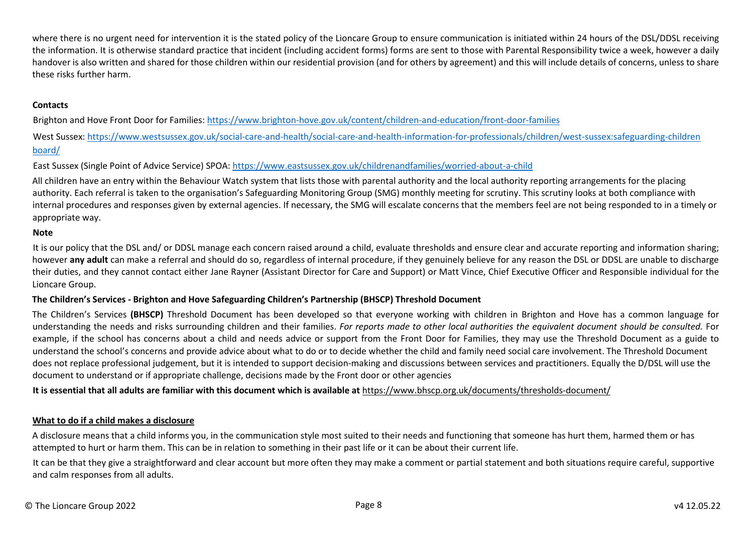where there is no urgent need for intervention it is the stated policy of the Lioncare Group to ensure communication is initiated within 24 hours of the DSL/DDSL receiving the information. It is otherwise standard practice that incident (including accident forms) forms are sent to those with Parental Responsibility twice a week, however a daily handover is also written and shared for those children within our residential provision (and for others by agreement) and this will include details of concerns, unless to share these risks further harm.

**Contacts**

Brighton and Hove Front Door for Families: https://www.brighton-hove.gov.uk/content/children-and-education/front-door-families

West Sussex: https://www.westsussex.gov.uk/social-care-and-health/social-care-and-health-information-for-professionals/children/west-sussex:safeguarding-children board/

East Sussex (Single Point of Advice Service) SPOA: https://www.eastsussex.gov.uk/childrenandfamilies/worried-about-a-child

All children have an entry within the Behaviour Watch system that lists those with parental authority and the local authority reporting arrangements for the placing authority. Each referral is taken to the organisation's Safeguarding Monitoring Group (SMG) monthly meeting for scrutiny. This scrutiny looks at both compliance with internal procedures and responses given by external agencies. If necessary, the SMG will escalate concerns that the members feel are not being responded to in a timely or appropriate way.

**Note**

It is our policy that the DSL and/ or DDSL manage each concern raised around a child, evaluate thresholds and ensure clear and accurate reporting and information sharing; however **any adult** can make a referral and should do so, regardless of internal procedure, if they genuinely believe for any reason the DSL or DDSL are unable to discharge their duties, and they cannot contact either Jane Rayner (Assistant Director for Care and Support) or Matt Vince, Chief Executive Officer and Responsible individual for the Lioncare Group.

**The Children's Services - Brighton and Hove Safeguarding Children's Partnership (BHSCP) Threshold Document**

The Children's Services **(BHSCP)** Threshold Document has been developed so that everyone working with children in Brighton and Hove has a common language for understanding the needs and risks surrounding children and their families. *For reports made to other local authorities the equivalent document should be consulted.* For example, if the school has concerns about a child and needs advice or support from the Front Door for Families, they may use the Threshold Document as a guide to understand the school's concerns and provide advice about what to do or to decide whether the child and family need social care involvement. The Threshold Document does not replace professional judgement, but it is intended to support decision-making and discussions between services and practitioners. Equally the D/DSL will use the document to understand or if appropriate challenge, decisions made by the Front door or other agencies

**It is essential that all adults are familiar with this document which is available at** https://www.bhscp.org.uk/documents/thresholds-document/

**<u>What to do if a child makes a disclosure</u>**

A disclosure means that a child informs you, in the communication style most suited to their needs and functioning that someone has hurt them, harmed them or has attempted to hurt or harm them. This can be in relation to something in their past life or it can be about their current life.

It can be that they give a straightforward and clear account but more often they may make a comment or partial statement and both situations require careful, supportive and calm responses from all adults.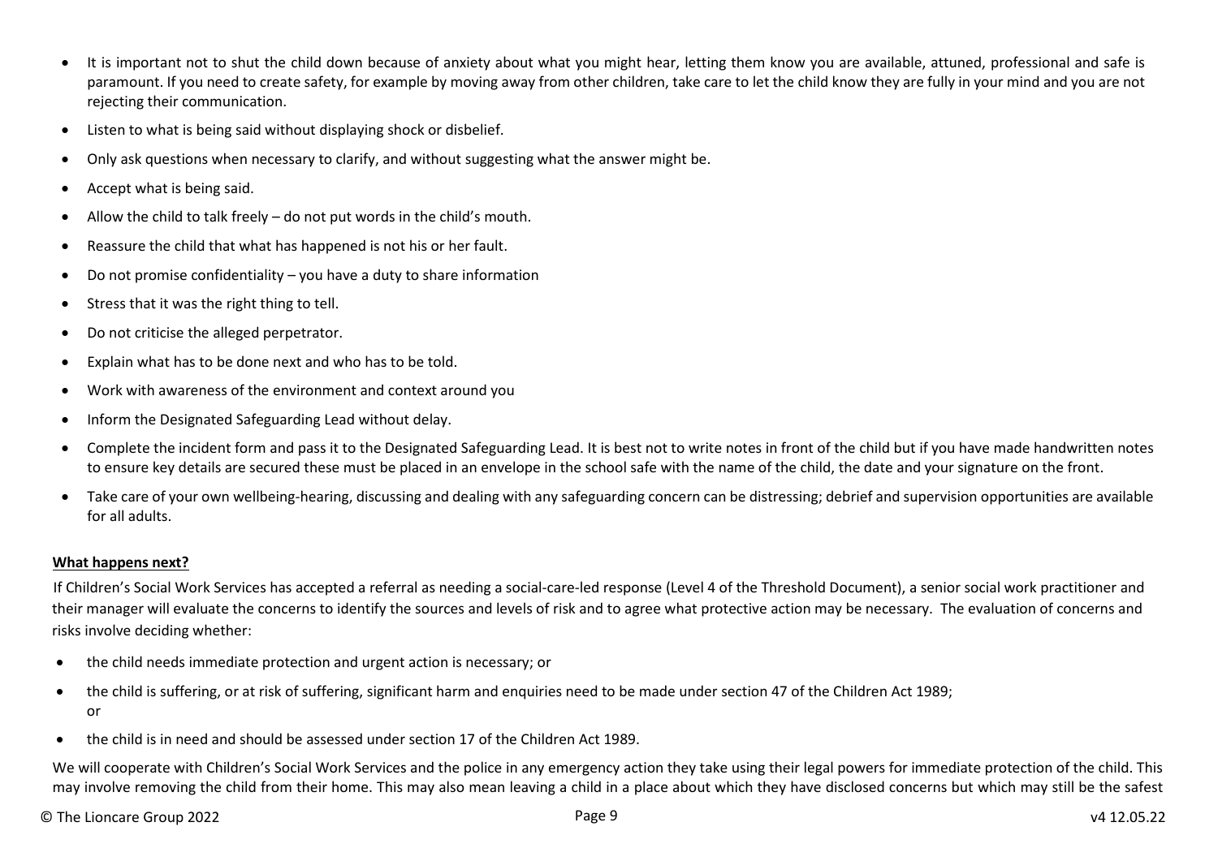- It is important not to shut the child down because of anxiety about what you might hear, letting them know you are available, attuned, professional and safe is paramount. If you need to create safety, for example by moving away from other children, take care to let the child know they are fully in your mind and you are not rejecting their communication.
- Listen to what is being said without displaying shock or disbelief.
- Only ask questions when necessary to clarify, and without suggesting what the answer might be.
- Accept what is being said.
- Allow the child to talk freely – do not put words in the child's mouth.
- Reassure the child that what has happened is not his or her fault.
- Do not promise confidentiality – you have a duty to share information
- Stress that it was the right thing to tell.
- Do not criticise the alleged perpetrator.
- Explain what has to be done next and who has to be told.
- Work with awareness of the environment and context around you
- Inform the Designated Safeguarding Lead without delay.
- Complete the incident form and pass it to the Designated Safeguarding Lead. It is best not to write notes in front of the child but if you have made handwritten notes to ensure key details are secured these must be placed in an envelope in the school safe with the name of the child, the date and your signature on the front.
- Take care of your own wellbeing-hearing, discussing and dealing with any safeguarding concern can be distressing; debrief and supervision opportunities are available for all adults.

**What happens next?**

If Children's Social Work Services has accepted a referral as needing a social-care-led response (Level 4 of the Threshold Document), a senior social work practitioner and their manager will evaluate the concerns to identify the sources and levels of risk and to agree what protective action may be necessary. The evaluation of concerns and risks involve deciding whether:

- the child needs immediate protection and urgent action is necessary; or
- the child is suffering, or at risk of suffering, significant harm and enquiries need to be made under section 47 of the Children Act 1989; or
- the child is in need and should be assessed under section 17 of the Children Act 1989.

We will cooperate with Children's Social Work Services and the police in any emergency action they take using their legal powers for immediate protection of the child. This may involve removing the child from their home. This may also mean leaving a child in a place about which they have disclosed concerns but which may still be the safest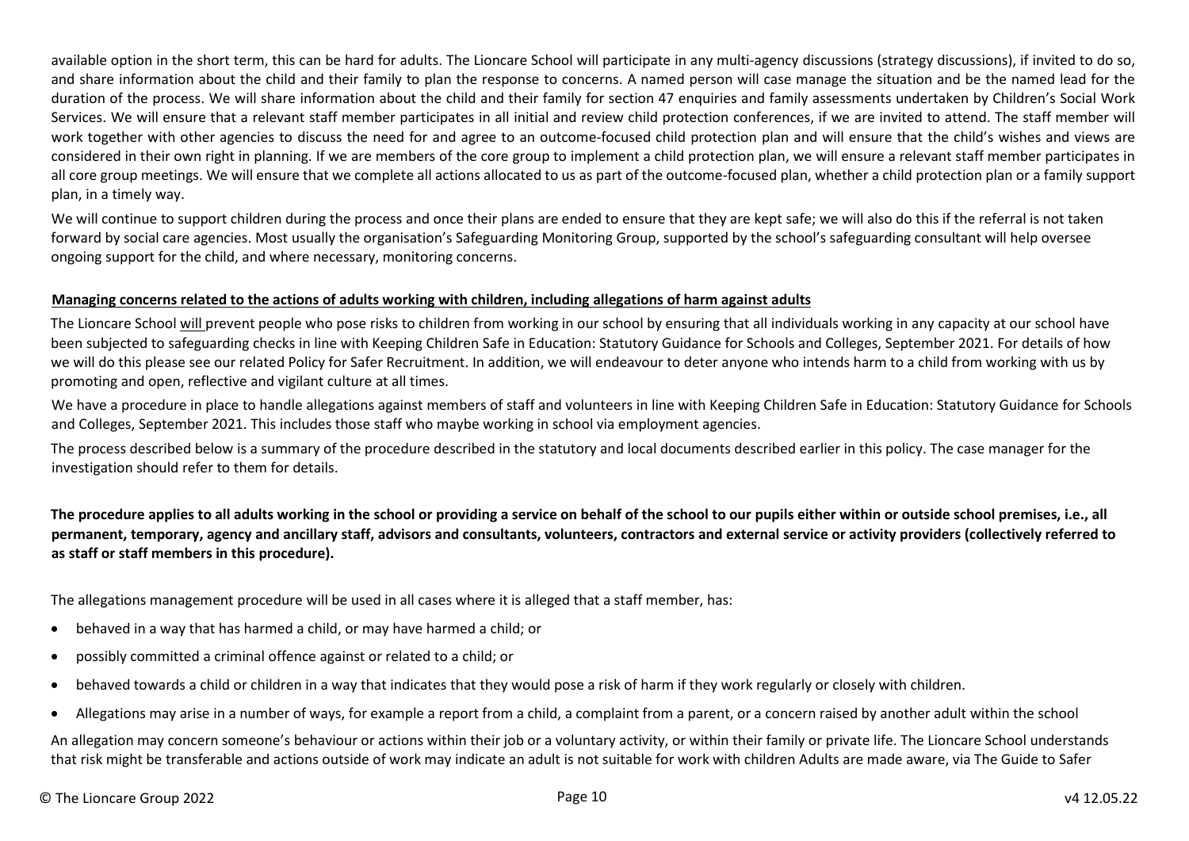available option in the short term, this can be hard for adults. The Lioncare School will participate in any multi-agency discussions (strategy discussions), if invited to do so, and share information about the child and their family to plan the response to concerns. A named person will case manage the situation and be the named lead for the duration of the process. We will share information about the child and their family for section 47 enquiries and family assessments undertaken by Children's Social Work Services. We will ensure that a relevant staff member participates in all initial and review child protection conferences, if we are invited to attend. The staff member will work together with other agencies to discuss the need for and agree to an outcome-focused child protection plan and will ensure that the child's wishes and views are considered in their own right in planning. If we are members of the core group to implement a child protection plan, we will ensure a relevant staff member participates in all core group meetings. We will ensure that we complete all actions allocated to us as part of the outcome-focused plan, whether a child protection plan or a family support plan, in a timely way.

We will continue to support children during the process and once their plans are ended to ensure that they are kept safe; we will also do this if the referral is not taken forward by social care agencies. Most usually the organisation's Safeguarding Monitoring Group, supported by the school's safeguarding consultant will help oversee ongoing support for the child, and where necessary, monitoring concerns.

**Managing concerns related to the actions of adults working with children, including allegations of harm against adults**

The Lioncare School will prevent people who pose risks to children from working in our school by ensuring that all individuals working in any capacity at our school have been subjected to safeguarding checks in line with Keeping Children Safe in Education: Statutory Guidance for Schools and Colleges, September 2021. For details of how we will do this please see our related Policy for Safer Recruitment. In addition, we will endeavour to deter anyone who intends harm to a child from working with us by promoting and open, reflective and vigilant culture at all times.

We have a procedure in place to handle allegations against members of staff and volunteers in line with Keeping Children Safe in Education: Statutory Guidance for Schools and Colleges, September 2021. This includes those staff who maybe working in school via employment agencies.

The process described below is a summary of the procedure described in the statutory and local documents described earlier in this policy. The case manager for the investigation should refer to them for details.

**The procedure applies to all adults working in the school or providing a service on behalf of the school to our pupils either within or outside school premises, i.e., all permanent, temporary, agency and ancillary staff, advisors and consultants, volunteers, contractors and external service or activity providers (collectively referred to as staff or staff members in this procedure).**

The allegations management procedure will be used in all cases where it is alleged that a staff member, has:

- behaved in a way that has harmed a child, or may have harmed a child; or
- possibly committed a criminal offence against or related to a child; or
- behaved towards a child or children in a way that indicates that they would pose a risk of harm if they work regularly or closely with children.
- Allegations may arise in a number of ways, for example a report from a child, a complaint from a parent, or a concern raised by another adult within the school

An allegation may concern someone's behaviour or actions within their job or a voluntary activity, or within their family or private life. The Lioncare School understands that risk might be transferable and actions outside of work may indicate an adult is not suitable for work with children Adults are made aware, via The Guide to Safer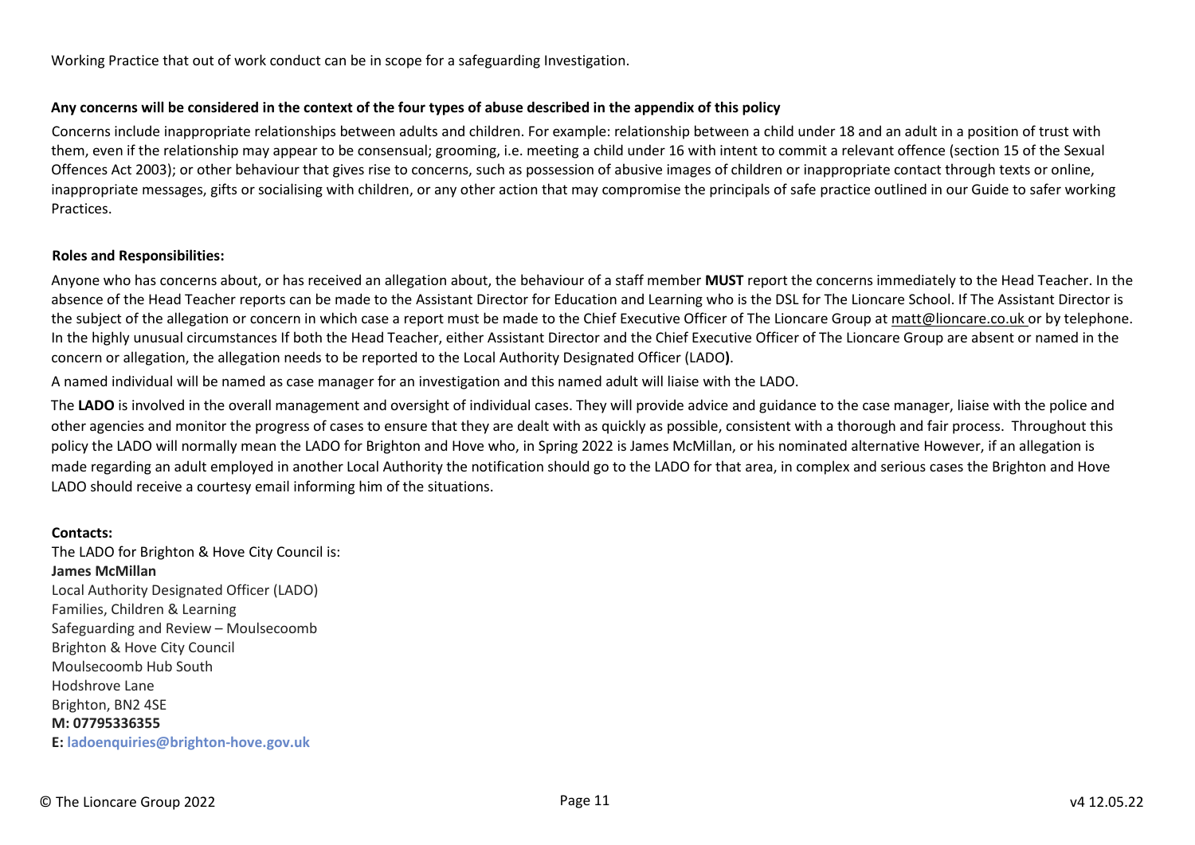Working Practice that out of work conduct can be in scope for a safeguarding Investigation.

**Any concerns will be considered in the context of the four types of abuse described in the appendix of this policy**

Concerns include inappropriate relationships between adults and children. For example: relationship between a child under 18 and an adult in a position of trust with them, even if the relationship may appear to be consensual; grooming, i.e. meeting a child under 16 with intent to commit a relevant offence (section 15 of the Sexual Offences Act 2003); or other behaviour that gives rise to concerns, such as possession of abusive images of children or inappropriate contact through texts or online, inappropriate messages, gifts or socialising with children, or any other action that may compromise the principals of safe practice outlined in our Guide to safer working Practices.

**Roles and Responsibilities:**

Anyone who has concerns about, or has received an allegation about, the behaviour of a staff member **MUST** report the concerns immediately to the Head Teacher. In the absence of the Head Teacher reports can be made to the Assistant Director for Education and Learning who is the DSL for The Lioncare School. If The Assistant Director is the subject of the allegation or concern in which case a report must be made to the Chief Executive Officer of The Lioncare Group at matt@lioncare.co.uk or by telephone. In the highly unusual circumstances If both the Head Teacher, either Assistant Director and the Chief Executive Officer of The Lioncare Group are absent or named in the concern or allegation, the allegation needs to be reported to the Local Authority Designated Officer (LADO**)**.

A named individual will be named as case manager for an investigation and this named adult will liaise with the LADO.

The **LADO** is involved in the overall management and oversight of individual cases. They will provide advice and guidance to the case manager, liaise with the police and other agencies and monitor the progress of cases to ensure that they are dealt with as quickly as possible, consistent with a thorough and fair process. Throughout this policy the LADO will normally mean the LADO for Brighton and Hove who, in Spring 2022 is James McMillan, or his nominated alternative However, if an allegation is made regarding an adult employed in another Local Authority the notification should go to the LADO for that area, in complex and serious cases the Brighton and Hove LADO should receive a courtesy email informing him of the situations.

**Contacts:**

The LADO for Brighton & Hove City Council is:
**James McMillan**
Local Authority Designated Officer (LADO)
Families, Children & Learning
Safeguarding and Review – Moulsecoomb
Brighton & Hove City Council
Moulsecoomb Hub South
Hodshrove Lane
Brighton, BN2 4SE
**M: 07795336355**
**E: ladoenquiries@brighton-hove.gov.uk**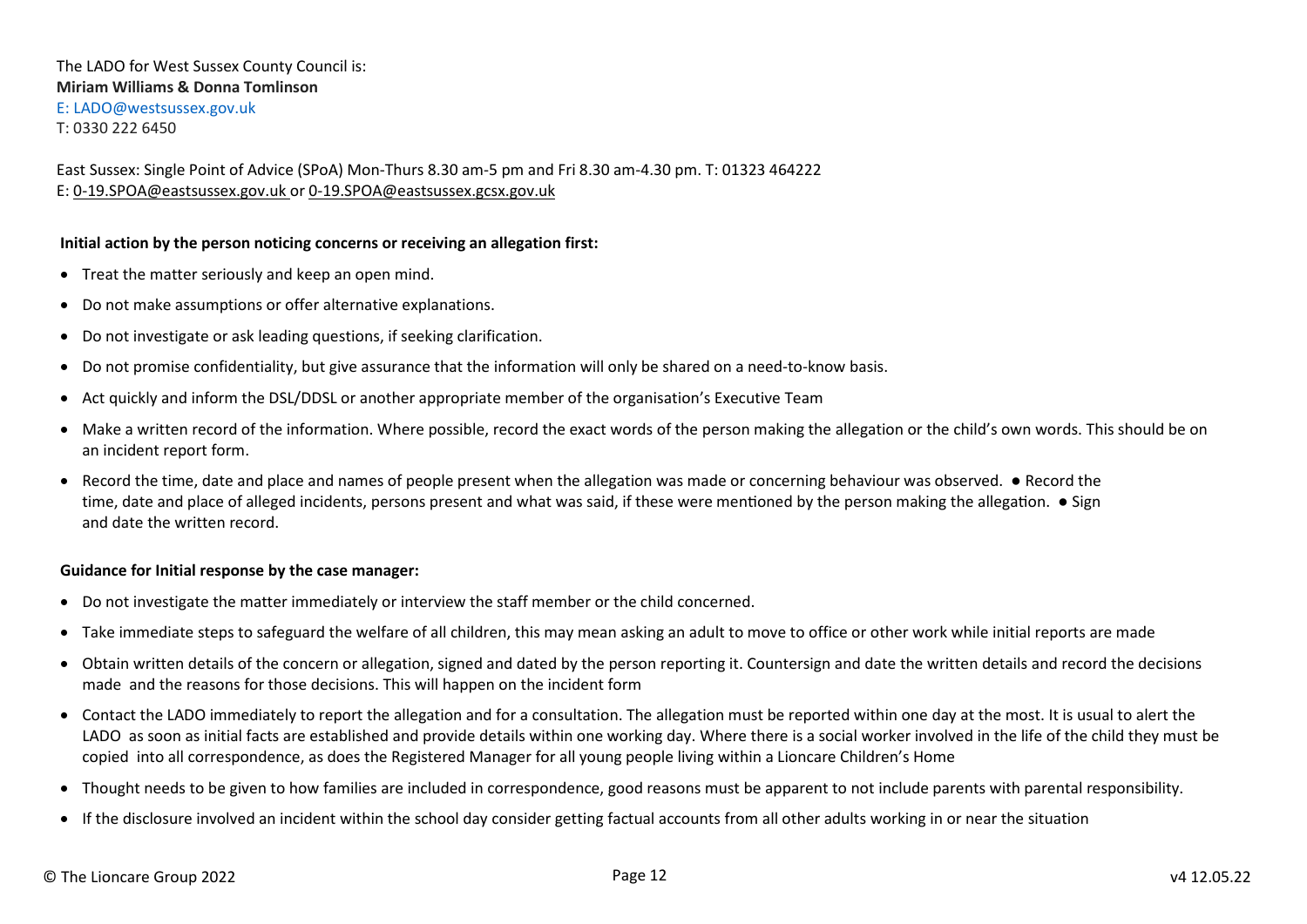The LADO for West Sussex County Council is:
**Miriam Williams & Donna Tomlinson**
E: LADO@westsussex.gov.uk
T: 0330 222 6450

East Sussex: Single Point of Advice (SPoA) Mon-Thurs 8.30 am-5 pm and Fri 8.30 am-4.30 pm. T: 01323 464222
E: 0-19.SPOA@eastsussex.gov.uk or 0-19.SPOA@eastsussex.gcsx.gov.uk

**Initial action by the person noticing concerns or receiving an allegation first:**

- Treat the matter seriously and keep an open mind.
- Do not make assumptions or offer alternative explanations.
- Do not investigate or ask leading questions, if seeking clarification.
- Do not promise confidentiality, but give assurance that the information will only be shared on a need-to-know basis.
- Act quickly and inform the DSL/DDSL or another appropriate member of the organisation's Executive Team
- Make a written record of the information. Where possible, record the exact words of the person making the allegation or the child's own words. This should be on an incident report form.
- Record the time, date and place and names of people present when the allegation was made or concerning behaviour was observed. ● Record the time, date and place of alleged incidents, persons present and what was said, if these were mentioned by the person making the allegation. ● Sign and date the written record.

**Guidance for Initial response by the case manager:**

- Do not investigate the matter immediately or interview the staff member or the child concerned.
- Take immediate steps to safeguard the welfare of all children, this may mean asking an adult to move to office or other work while initial reports are made
- Obtain written details of the concern or allegation, signed and dated by the person reporting it. Countersign and date the written details and record the decisions made and the reasons for those decisions. This will happen on the incident form
- Contact the LADO immediately to report the allegation and for a consultation. The allegation must be reported within one day at the most. It is usual to alert the LADO as soon as initial facts are established and provide details within one working day. Where there is a social worker involved in the life of the child they must be copied into all correspondence, as does the Registered Manager for all young people living within a Lioncare Children's Home
- Thought needs to be given to how families are included in correspondence, good reasons must be apparent to not include parents with parental responsibility.
- If the disclosure involved an incident within the school day consider getting factual accounts from all other adults working in or near the situation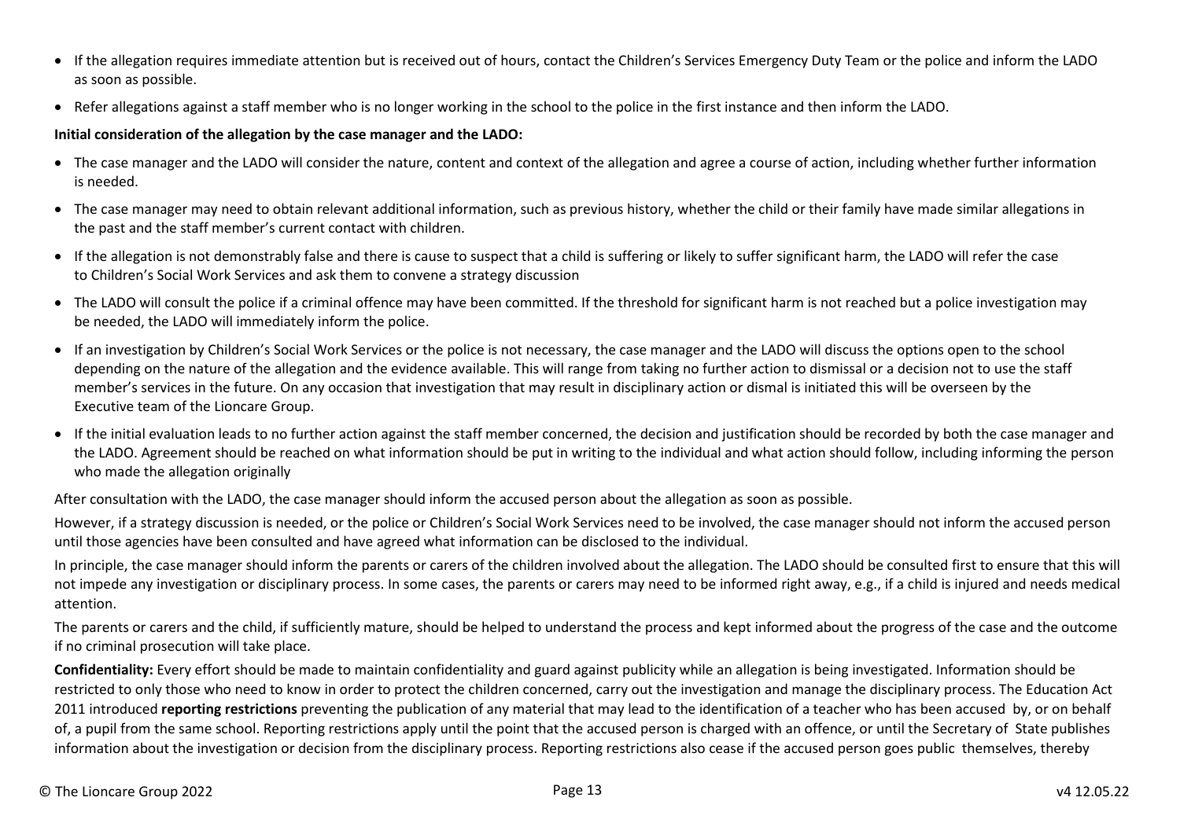- If the allegation requires immediate attention but is received out of hours, contact the Children's Services Emergency Duty Team or the police and inform the LADO as soon as possible.
- Refer allegations against a staff member who is no longer working in the school to the police in the first instance and then inform the LADO.

**Initial consideration of the allegation by the case manager and the LADO:**

- The case manager and the LADO will consider the nature, content and context of the allegation and agree a course of action, including whether further information is needed.
- The case manager may need to obtain relevant additional information, such as previous history, whether the child or their family have made similar allegations in the past and the staff member's current contact with children.
- If the allegation is not demonstrably false and there is cause to suspect that a child is suffering or likely to suffer significant harm, the LADO will refer the case to Children's Social Work Services and ask them to convene a strategy discussion
- The LADO will consult the police if a criminal offence may have been committed. If the threshold for significant harm is not reached but a police investigation may be needed, the LADO will immediately inform the police.
- If an investigation by Children's Social Work Services or the police is not necessary, the case manager and the LADO will discuss the options open to the school depending on the nature of the allegation and the evidence available. This will range from taking no further action to dismissal or a decision not to use the staff member's services in the future. On any occasion that investigation that may result in disciplinary action or dismal is initiated this will be overseen by the Executive team of the Lioncare Group.
- If the initial evaluation leads to no further action against the staff member concerned, the decision and justification should be recorded by both the case manager and the LADO. Agreement should be reached on what information should be put in writing to the individual and what action should follow, including informing the person who made the allegation originally

After consultation with the LADO, the case manager should inform the accused person about the allegation as soon as possible.

However, if a strategy discussion is needed, or the police or Children's Social Work Services need to be involved, the case manager should not inform the accused person until those agencies have been consulted and have agreed what information can be disclosed to the individual.

In principle, the case manager should inform the parents or carers of the children involved about the allegation. The LADO should be consulted first to ensure that this will not impede any investigation or disciplinary process. In some cases, the parents or carers may need to be informed right away, e.g., if a child is injured and needs medical attention.

The parents or carers and the child, if sufficiently mature, should be helped to understand the process and kept informed about the progress of the case and the outcome if no criminal prosecution will take place.

**Confidentiality:** Every effort should be made to maintain confidentiality and guard against publicity while an allegation is being investigated. Information should be restricted to only those who need to know in order to protect the children concerned, carry out the investigation and manage the disciplinary process. The Education Act 2011 introduced **reporting restrictions** preventing the publication of any material that may lead to the identification of a teacher who has been accused by, or on behalf of, a pupil from the same school. Reporting restrictions apply until the point that the accused person is charged with an offence, or until the Secretary of State publishes information about the investigation or decision from the disciplinary process. Reporting restrictions also cease if the accused person goes public themselves, thereby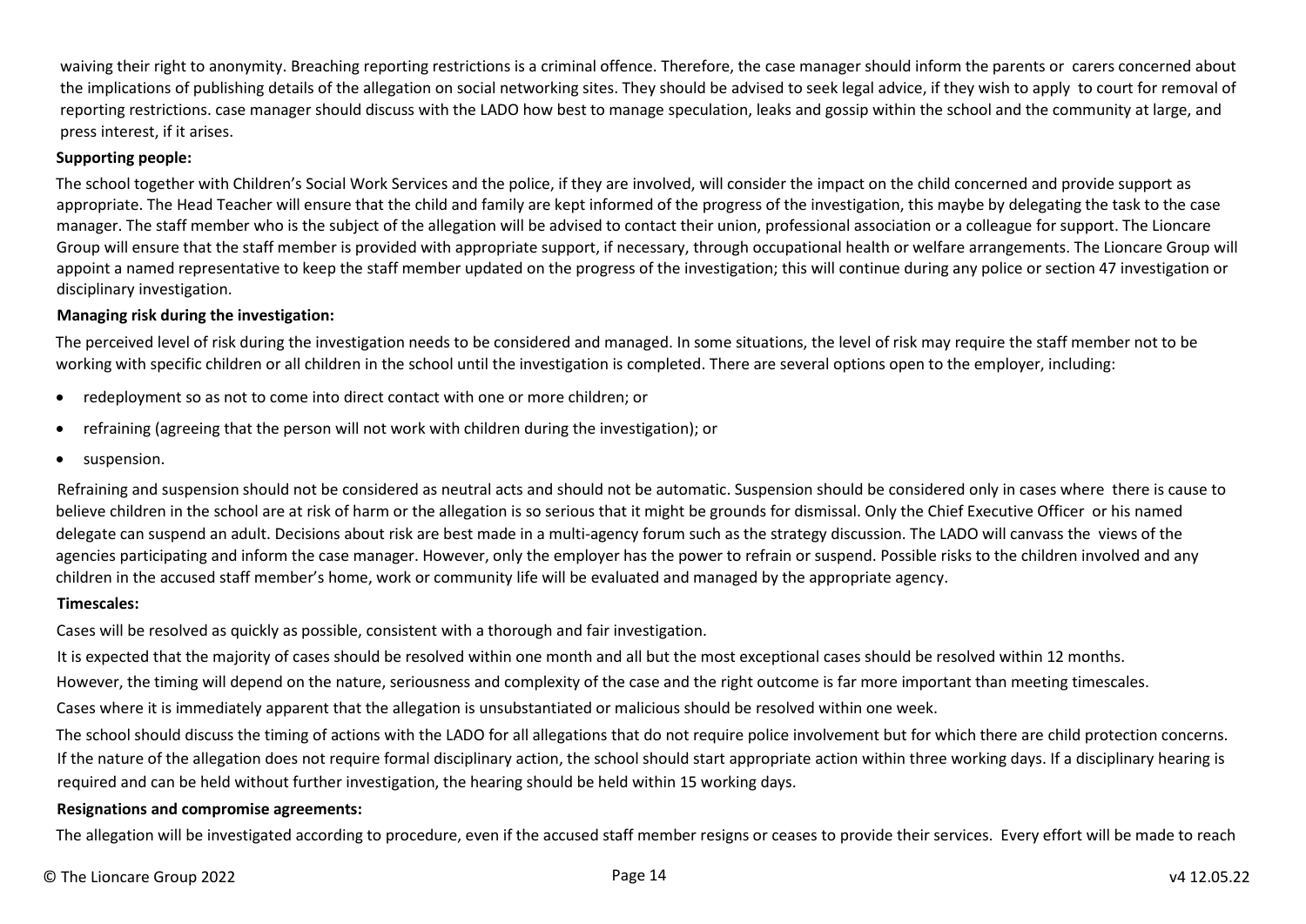waiving their right to anonymity. Breaching reporting restrictions is a criminal offence. Therefore, the case manager should inform the parents or carers concerned about the implications of publishing details of the allegation on social networking sites. They should be advised to seek legal advice, if they wish to apply to court for removal of reporting restrictions. case manager should discuss with the LADO how best to manage speculation, leaks and gossip within the school and the community at large, and press interest, if it arises.

**Supporting people:**

The school together with Children's Social Work Services and the police, if they are involved, will consider the impact on the child concerned and provide support as appropriate. The Head Teacher will ensure that the child and family are kept informed of the progress of the investigation, this maybe by delegating the task to the case manager. The staff member who is the subject of the allegation will be advised to contact their union, professional association or a colleague for support. The Lioncare Group will ensure that the staff member is provided with appropriate support, if necessary, through occupational health or welfare arrangements. The Lioncare Group will appoint a named representative to keep the staff member updated on the progress of the investigation; this will continue during any police or section 47 investigation or disciplinary investigation.

**Managing risk during the investigation:**

The perceived level of risk during the investigation needs to be considered and managed. In some situations, the level of risk may require the staff member not to be working with specific children or all children in the school until the investigation is completed. There are several options open to the employer, including:

- redeployment so as not to come into direct contact with one or more children; or
- refraining (agreeing that the person will not work with children during the investigation); or
- suspension.

Refraining and suspension should not be considered as neutral acts and should not be automatic. Suspension should be considered only in cases where there is cause to believe children in the school are at risk of harm or the allegation is so serious that it might be grounds for dismissal. Only the Chief Executive Officer or his named delegate can suspend an adult. Decisions about risk are best made in a multi-agency forum such as the strategy discussion. The LADO will canvass the views of the agencies participating and inform the case manager. However, only the employer has the power to refrain or suspend. Possible risks to the children involved and any children in the accused staff member's home, work or community life will be evaluated and managed by the appropriate agency.

**Timescales:**

Cases will be resolved as quickly as possible, consistent with a thorough and fair investigation.

It is expected that the majority of cases should be resolved within one month and all but the most exceptional cases should be resolved within 12 months.

However, the timing will depend on the nature, seriousness and complexity of the case and the right outcome is far more important than meeting timescales.

Cases where it is immediately apparent that the allegation is unsubstantiated or malicious should be resolved within one week.

The school should discuss the timing of actions with the LADO for all allegations that do not require police involvement but for which there are child protection concerns. If the nature of the allegation does not require formal disciplinary action, the school should start appropriate action within three working days. If a disciplinary hearing is required and can be held without further investigation, the hearing should be held within 15 working days.

**Resignations and compromise agreements:**

The allegation will be investigated according to procedure, even if the accused staff member resigns or ceases to provide their services. Every effort will be made to reach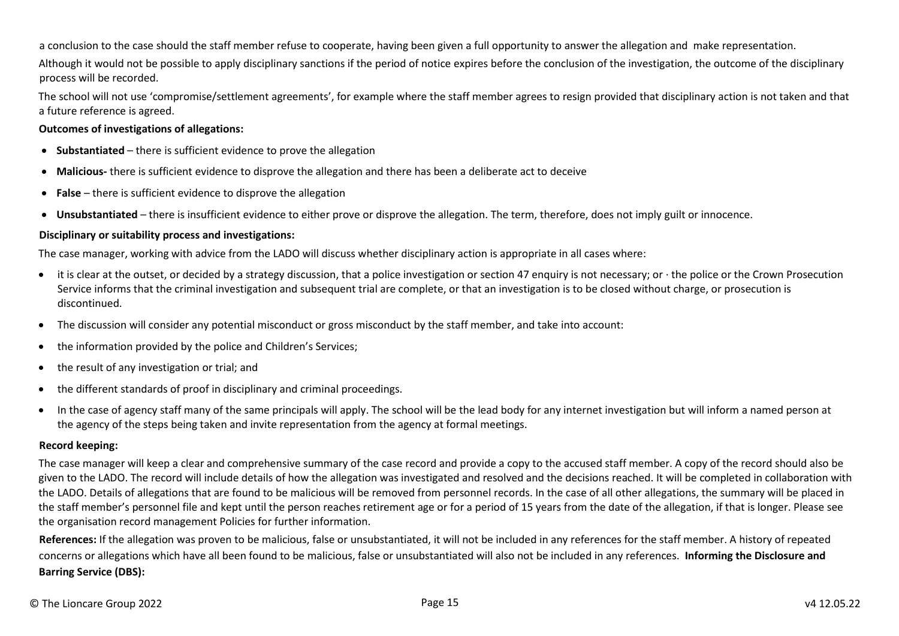a conclusion to the case should the staff member refuse to cooperate, having been given a full opportunity to answer the allegation and make representation.

Although it would not be possible to apply disciplinary sanctions if the period of notice expires before the conclusion of the investigation, the outcome of the disciplinary process will be recorded.

The school will not use 'compromise/settlement agreements', for example where the staff member agrees to resign provided that disciplinary action is not taken and that a future reference is agreed.

**Outcomes of investigations of allegations:**

- **Substantiated** – there is sufficient evidence to prove the allegation
- **Malicious-** there is sufficient evidence to disprove the allegation and there has been a deliberate act to deceive
- **False** – there is sufficient evidence to disprove the allegation
- **Unsubstantiated** – there is insufficient evidence to either prove or disprove the allegation. The term, therefore, does not imply guilt or innocence.

**Disciplinary or suitability process and investigations:**

The case manager, working with advice from the LADO will discuss whether disciplinary action is appropriate in all cases where:

- it is clear at the outset, or decided by a strategy discussion, that a police investigation or section 47 enquiry is not necessary; or · the police or the Crown Prosecution Service informs that the criminal investigation and subsequent trial are complete, or that an investigation is to be closed without charge, or prosecution is discontinued.
- The discussion will consider any potential misconduct or gross misconduct by the staff member, and take into account:
- the information provided by the police and Children's Services;
- the result of any investigation or trial; and
- the different standards of proof in disciplinary and criminal proceedings.
- In the case of agency staff many of the same principals will apply. The school will be the lead body for any internet investigation but will inform a named person at the agency of the steps being taken and invite representation from the agency at formal meetings.

**Record keeping:**

The case manager will keep a clear and comprehensive summary of the case record and provide a copy to the accused staff member. A copy of the record should also be given to the LADO. The record will include details of how the allegation was investigated and resolved and the decisions reached. It will be completed in collaboration with the LADO. Details of allegations that are found to be malicious will be removed from personnel records. In the case of all other allegations, the summary will be placed in the staff member's personnel file and kept until the person reaches retirement age or for a period of 15 years from the date of the allegation, if that is longer. Please see the organisation record management Policies for further information.

**References:** If the allegation was proven to be malicious, false or unsubstantiated, it will not be included in any references for the staff member. A history of repeated concerns or allegations which have all been found to be malicious, false or unsubstantiated will also not be included in any references. **Informing the Disclosure and Barring Service (DBS):**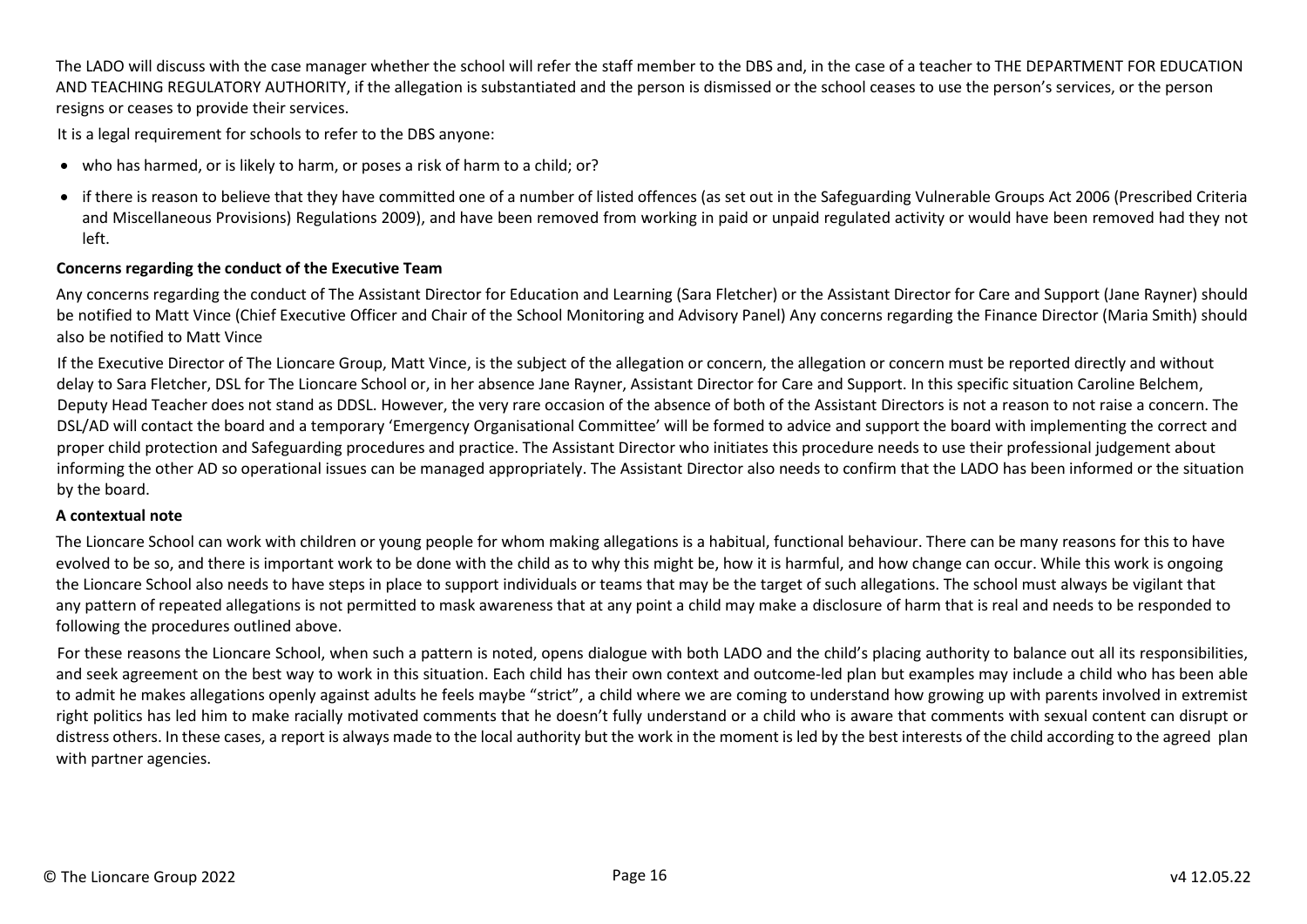The LADO will discuss with the case manager whether the school will refer the staff member to the DBS and, in the case of a teacher to THE DEPARTMENT FOR EDUCATION AND TEACHING REGULATORY AUTHORITY, if the allegation is substantiated and the person is dismissed or the school ceases to use the person's services, or the person resigns or ceases to provide their services.

It is a legal requirement for schools to refer to the DBS anyone:

- who has harmed, or is likely to harm, or poses a risk of harm to a child; or?
- if there is reason to believe that they have committed one of a number of listed offences (as set out in the Safeguarding Vulnerable Groups Act 2006 (Prescribed Criteria and Miscellaneous Provisions) Regulations 2009), and have been removed from working in paid or unpaid regulated activity or would have been removed had they not left.

**Concerns regarding the conduct of the Executive Team**

Any concerns regarding the conduct of The Assistant Director for Education and Learning (Sara Fletcher) or the Assistant Director for Care and Support (Jane Rayner) should be notified to Matt Vince (Chief Executive Officer and Chair of the School Monitoring and Advisory Panel) Any concerns regarding the Finance Director (Maria Smith) should also be notified to Matt Vince

If the Executive Director of The Lioncare Group, Matt Vince, is the subject of the allegation or concern, the allegation or concern must be reported directly and without delay to Sara Fletcher, DSL for The Lioncare School or, in her absence Jane Rayner, Assistant Director for Care and Support. In this specific situation Caroline Belchem, Deputy Head Teacher does not stand as DDSL. However, the very rare occasion of the absence of both of the Assistant Directors is not a reason to not raise a concern. The DSL/AD will contact the board and a temporary 'Emergency Organisational Committee' will be formed to advice and support the board with implementing the correct and proper child protection and Safeguarding procedures and practice. The Assistant Director who initiates this procedure needs to use their professional judgement about informing the other AD so operational issues can be managed appropriately. The Assistant Director also needs to confirm that the LADO has been informed or the situation by the board.

**A contextual note**

The Lioncare School can work with children or young people for whom making allegations is a habitual, functional behaviour. There can be many reasons for this to have evolved to be so, and there is important work to be done with the child as to why this might be, how it is harmful, and how change can occur. While this work is ongoing the Lioncare School also needs to have steps in place to support individuals or teams that may be the target of such allegations. The school must always be vigilant that any pattern of repeated allegations is not permitted to mask awareness that at any point a child may make a disclosure of harm that is real and needs to be responded to following the procedures outlined above.

For these reasons the Lioncare School, when such a pattern is noted, opens dialogue with both LADO and the child's placing authority to balance out all its responsibilities, and seek agreement on the best way to work in this situation. Each child has their own context and outcome-led plan but examples may include a child who has been able to admit he makes allegations openly against adults he feels maybe "strict", a child where we are coming to understand how growing up with parents involved in extremist right politics has led him to make racially motivated comments that he doesn't fully understand or a child who is aware that comments with sexual content can disrupt or distress others. In these cases, a report is always made to the local authority but the work in the moment is led by the best interests of the child according to the agreed plan with partner agencies.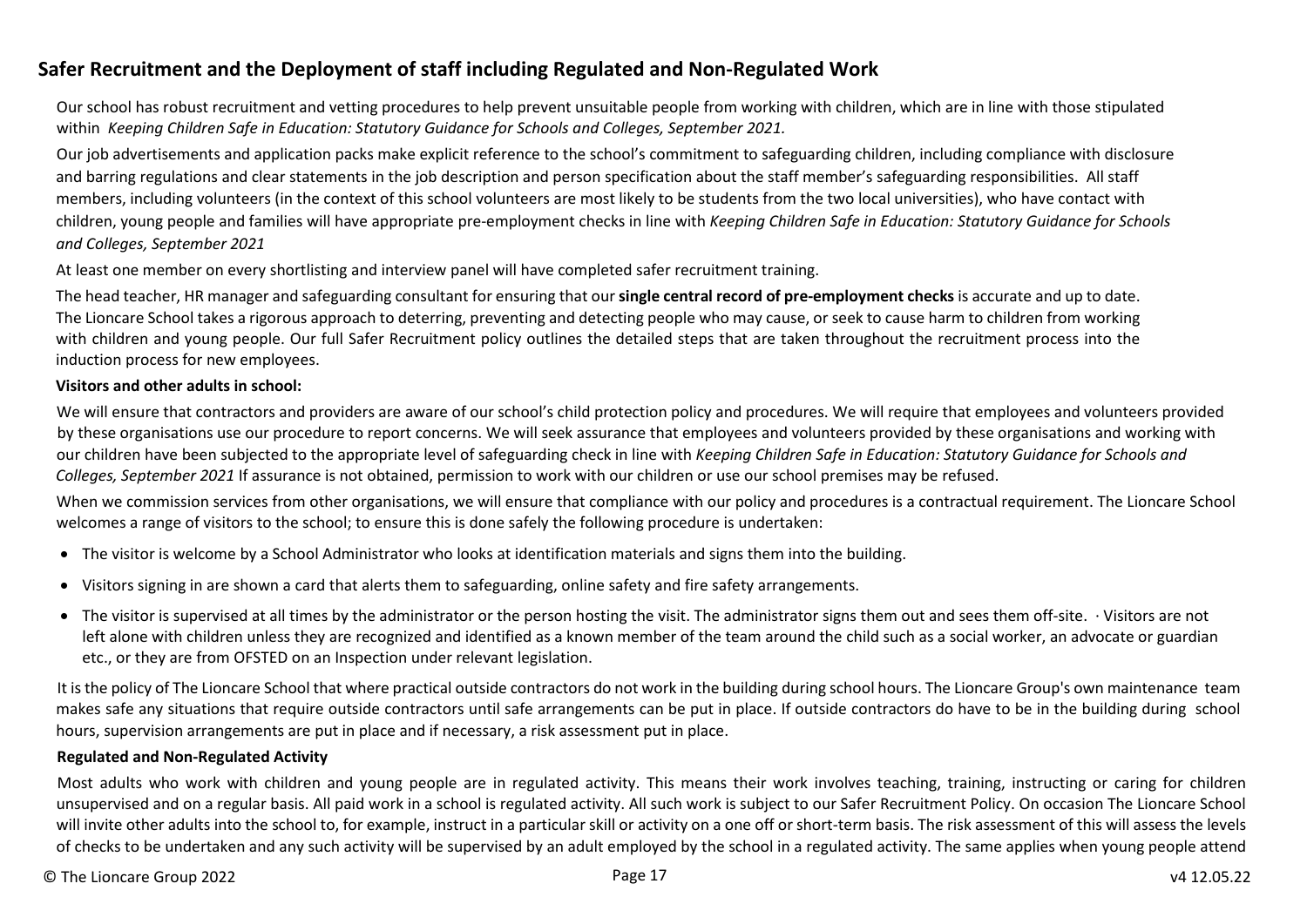## Safer Recruitment and the Deployment of staff including Regulated and Non-Regulated Work

Our school has robust recruitment and vetting procedures to help prevent unsuitable people from working with children, which are in line with those stipulated within *Keeping Children Safe in Education: Statutory Guidance for Schools and Colleges, September 2021.*

Our job advertisements and application packs make explicit reference to the school's commitment to safeguarding children, including compliance with disclosure and barring regulations and clear statements in the job description and person specification about the staff member's safeguarding responsibilities. All staff members, including volunteers (in the context of this school volunteers are most likely to be students from the two local universities), who have contact with children, young people and families will have appropriate pre-employment checks in line with *Keeping Children Safe in Education: Statutory Guidance for Schools and Colleges, September 2021*

At least one member on every shortlisting and interview panel will have completed safer recruitment training.

The head teacher, HR manager and safeguarding consultant for ensuring that our **single central record of pre-employment checks** is accurate and up to date. The Lioncare School takes a rigorous approach to deterring, preventing and detecting people who may cause, or seek to cause harm to children from working with children and young people. Our full Safer Recruitment policy outlines the detailed steps that are taken throughout the recruitment process into the induction process for new employees.

**Visitors and other adults in school:**

We will ensure that contractors and providers are aware of our school's child protection policy and procedures. We will require that employees and volunteers provided by these organisations use our procedure to report concerns. We will seek assurance that employees and volunteers provided by these organisations and working with our children have been subjected to the appropriate level of safeguarding check in line with *Keeping Children Safe in Education: Statutory Guidance for Schools and Colleges, September 2021* If assurance is not obtained, permission to work with our children or use our school premises may be refused.

When we commission services from other organisations, we will ensure that compliance with our policy and procedures is a contractual requirement. The Lioncare School welcomes a range of visitors to the school; to ensure this is done safely the following procedure is undertaken:

- The visitor is welcome by a School Administrator who looks at identification materials and signs them into the building.
- Visitors signing in are shown a card that alerts them to safeguarding, online safety and fire safety arrangements.
- The visitor is supervised at all times by the administrator or the person hosting the visit. The administrator signs them out and sees them off-site. · Visitors are not left alone with children unless they are recognized and identified as a known member of the team around the child such as a social worker, an advocate or guardian etc., or they are from OFSTED on an Inspection under relevant legislation.

It is the policy of The Lioncare School that where practical outside contractors do not work in the building during school hours. The Lioncare Group's own maintenance team makes safe any situations that require outside contractors until safe arrangements can be put in place. If outside contractors do have to be in the building during school hours, supervision arrangements are put in place and if necessary, a risk assessment put in place.

**Regulated and Non-Regulated Activity**

Most adults who work with children and young people are in regulated activity. This means their work involves teaching, training, instructing or caring for children unsupervised and on a regular basis. All paid work in a school is regulated activity. All such work is subject to our Safer Recruitment Policy. On occasion The Lioncare School will invite other adults into the school to, for example, instruct in a particular skill or activity on a one off or short-term basis. The risk assessment of this will assess the levels of checks to be undertaken and any such activity will be supervised by an adult employed by the school in a regulated activity. The same applies when young people attend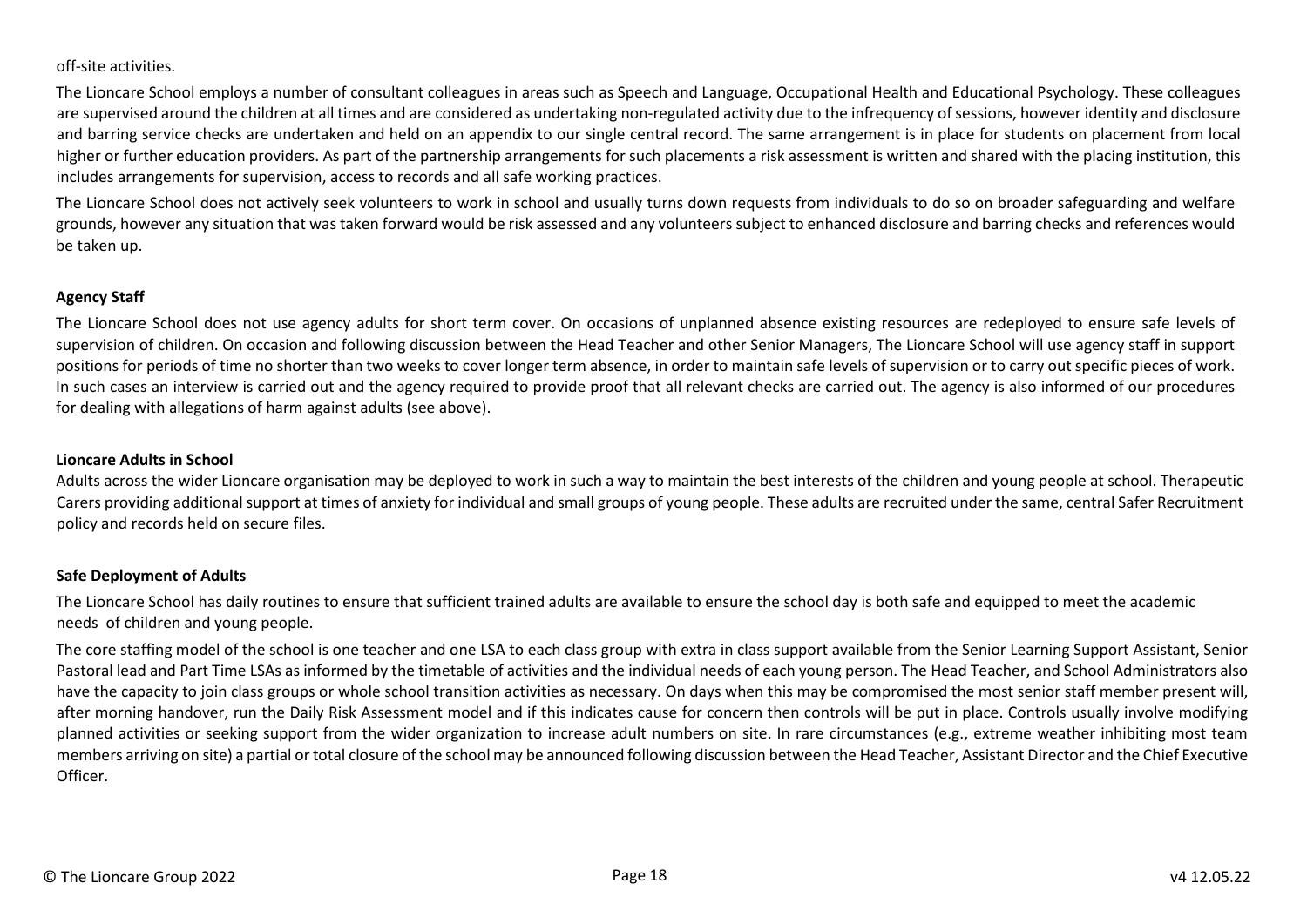off-site activities.

The Lioncare School employs a number of consultant colleagues in areas such as Speech and Language, Occupational Health and Educational Psychology. These colleagues are supervised around the children at all times and are considered as undertaking non-regulated activity due to the infrequency of sessions, however identity and disclosure and barring service checks are undertaken and held on an appendix to our single central record. The same arrangement is in place for students on placement from local higher or further education providers. As part of the partnership arrangements for such placements a risk assessment is written and shared with the placing institution, this includes arrangements for supervision, access to records and all safe working practices.

The Lioncare School does not actively seek volunteers to work in school and usually turns down requests from individuals to do so on broader safeguarding and welfare grounds, however any situation that was taken forward would be risk assessed and any volunteers subject to enhanced disclosure and barring checks and references would be taken up.

**Agency Staff**

The Lioncare School does not use agency adults for short term cover. On occasions of unplanned absence existing resources are redeployed to ensure safe levels of supervision of children. On occasion and following discussion between the Head Teacher and other Senior Managers, The Lioncare School will use agency staff in support positions for periods of time no shorter than two weeks to cover longer term absence, in order to maintain safe levels of supervision or to carry out specific pieces of work. In such cases an interview is carried out and the agency required to provide proof that all relevant checks are carried out. The agency is also informed of our procedures for dealing with allegations of harm against adults (see above).

**Lioncare Adults in School**

Adults across the wider Lioncare organisation may be deployed to work in such a way to maintain the best interests of the children and young people at school. Therapeutic Carers providing additional support at times of anxiety for individual and small groups of young people. These adults are recruited under the same, central Safer Recruitment policy and records held on secure files.

**Safe Deployment of Adults**

The Lioncare School has daily routines to ensure that sufficient trained adults are available to ensure the school day is both safe and equipped to meet the academic needs of children and young people.

The core staffing model of the school is one teacher and one LSA to each class group with extra in class support available from the Senior Learning Support Assistant, Senior Pastoral lead and Part Time LSAs as informed by the timetable of activities and the individual needs of each young person. The Head Teacher, and School Administrators also have the capacity to join class groups or whole school transition activities as necessary. On days when this may be compromised the most senior staff member present will, after morning handover, run the Daily Risk Assessment model and if this indicates cause for concern then controls will be put in place. Controls usually involve modifying planned activities or seeking support from the wider organization to increase adult numbers on site. In rare circumstances (e.g., extreme weather inhibiting most team members arriving on site) a partial or total closure of the school may be announced following discussion between the Head Teacher, Assistant Director and the Chief Executive Officer.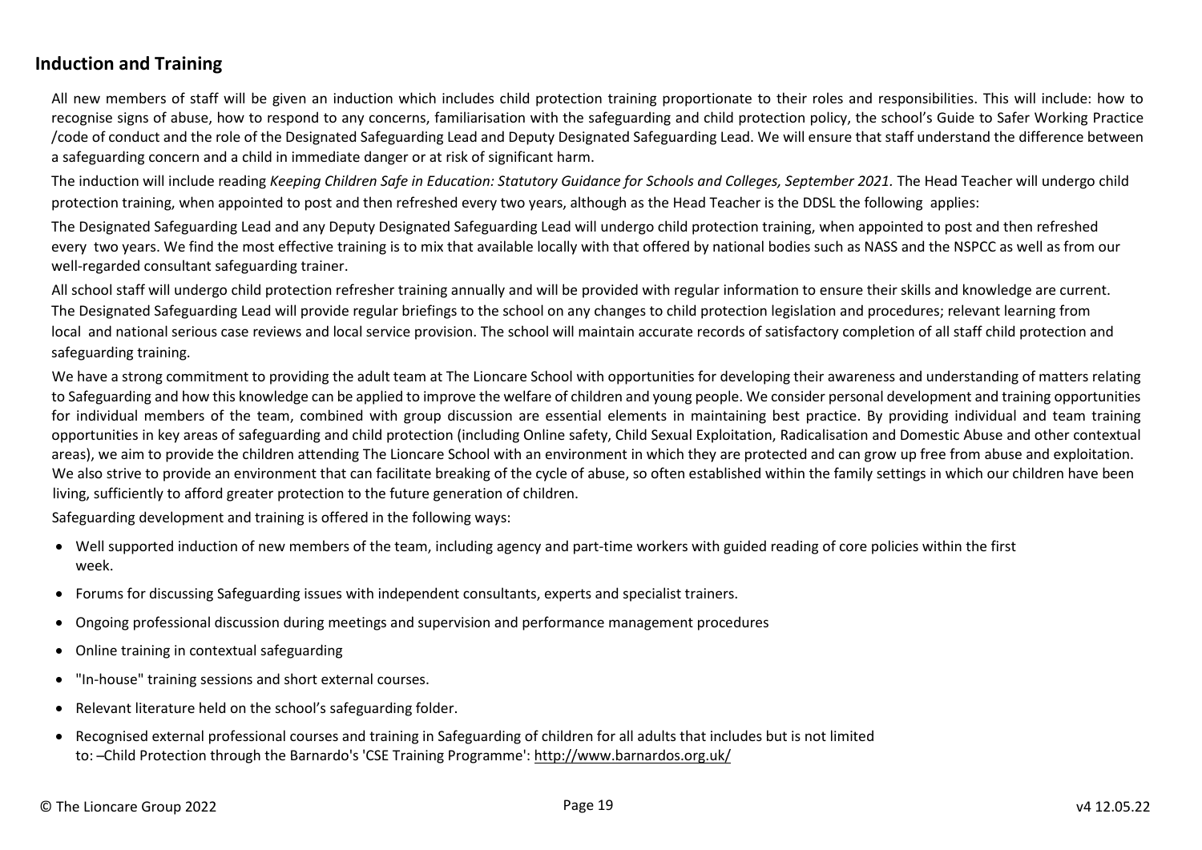## Induction and Training

All new members of staff will be given an induction which includes child protection training proportionate to their roles and responsibilities. This will include: how to recognise signs of abuse, how to respond to any concerns, familiarisation with the safeguarding and child protection policy, the school's Guide to Safer Working Practice /code of conduct and the role of the Designated Safeguarding Lead and Deputy Designated Safeguarding Lead. We will ensure that staff understand the difference between a safeguarding concern and a child in immediate danger or at risk of significant harm.

The induction will include reading *Keeping Children Safe in Education: Statutory Guidance for Schools and Colleges, September 2021.* The Head Teacher will undergo child protection training, when appointed to post and then refreshed every two years, although as the Head Teacher is the DDSL the following applies:

The Designated Safeguarding Lead and any Deputy Designated Safeguarding Lead will undergo child protection training, when appointed to post and then refreshed every two years. We find the most effective training is to mix that available locally with that offered by national bodies such as NASS and the NSPCC as well as from our well-regarded consultant safeguarding trainer.

All school staff will undergo child protection refresher training annually and will be provided with regular information to ensure their skills and knowledge are current. The Designated Safeguarding Lead will provide regular briefings to the school on any changes to child protection legislation and procedures; relevant learning from local and national serious case reviews and local service provision. The school will maintain accurate records of satisfactory completion of all staff child protection and safeguarding training.

We have a strong commitment to providing the adult team at The Lioncare School with opportunities for developing their awareness and understanding of matters relating to Safeguarding and how this knowledge can be applied to improve the welfare of children and young people. We consider personal development and training opportunities for individual members of the team, combined with group discussion are essential elements in maintaining best practice. By providing individual and team training opportunities in key areas of safeguarding and child protection (including Online safety, Child Sexual Exploitation, Radicalisation and Domestic Abuse and other contextual areas), we aim to provide the children attending The Lioncare School with an environment in which they are protected and can grow up free from abuse and exploitation. We also strive to provide an environment that can facilitate breaking of the cycle of abuse, so often established within the family settings in which our children have been living, sufficiently to afford greater protection to the future generation of children.

Safeguarding development and training is offered in the following ways:

- Well supported induction of new members of the team, including agency and part-time workers with guided reading of core policies within the first week.
- Forums for discussing Safeguarding issues with independent consultants, experts and specialist trainers.
- Ongoing professional discussion during meetings and supervision and performance management procedures
- Online training in contextual safeguarding
- "In-house" training sessions and short external courses.
- Relevant literature held on the school's safeguarding folder.
- Recognised external professional courses and training in Safeguarding of children for all adults that includes but is not limited to: –Child Protection through the Barnardo's 'CSE Training Programme': http://www.barnardos.org.uk/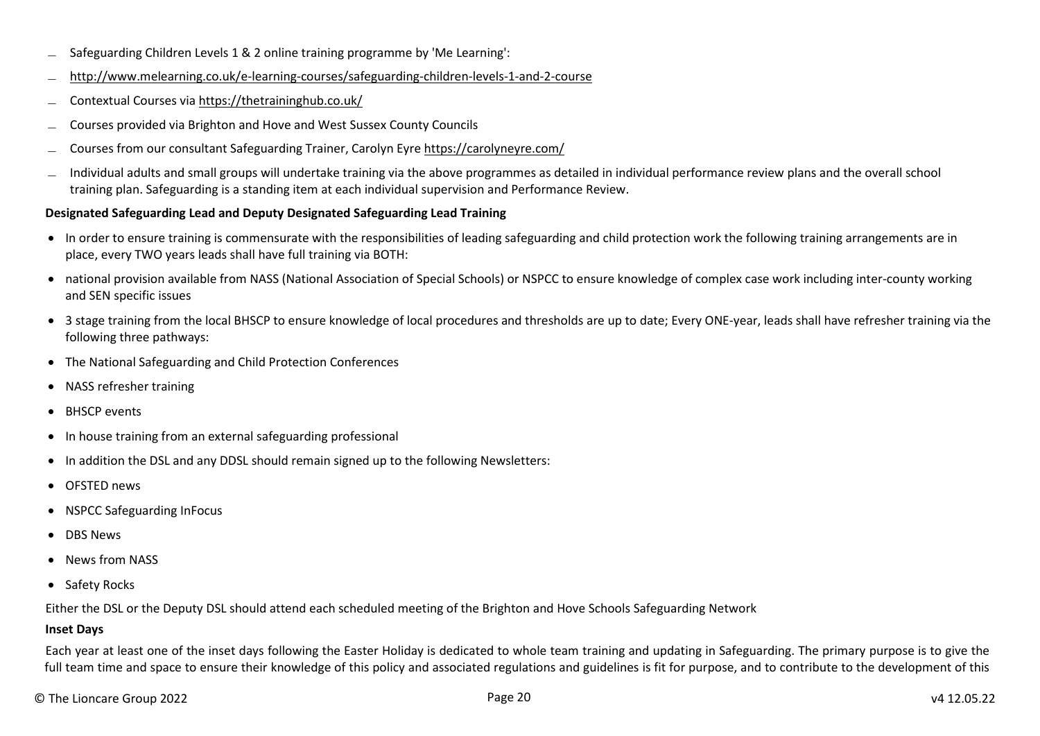- Safeguarding Children Levels 1 & 2 online training programme by 'Me Learning':
- http://www.melearning.co.uk/e-learning-courses/safeguarding-children-levels-1-and-2-course
- Contextual Courses via https://thetraininghub.co.uk/
- Courses provided via Brighton and Hove and West Sussex County Councils
- Courses from our consultant Safeguarding Trainer, Carolyn Eyre https://carolyneyre.com/
- Individual adults and small groups will undertake training via the above programmes as detailed in individual performance review plans and the overall school training plan. Safeguarding is a standing item at each individual supervision and Performance Review.

**Designated Safeguarding Lead and Deputy Designated Safeguarding Lead Training**

- In order to ensure training is commensurate with the responsibilities of leading safeguarding and child protection work the following training arrangements are in place, every TWO years leads shall have full training via BOTH:
- national provision available from NASS (National Association of Special Schools) or NSPCC to ensure knowledge of complex case work including inter-county working and SEN specific issues
- 3 stage training from the local BHSCP to ensure knowledge of local procedures and thresholds are up to date; Every ONE-year, leads shall have refresher training via the following three pathways:
- The National Safeguarding and Child Protection Conferences
- NASS refresher training
- BHSCP events
- In house training from an external safeguarding professional
- In addition the DSL and any DDSL should remain signed up to the following Newsletters:
- OFSTED news
- NSPCC Safeguarding InFocus
- DBS News
- News from NASS
- Safety Rocks

Either the DSL or the Deputy DSL should attend each scheduled meeting of the Brighton and Hove Schools Safeguarding Network

**Inset Days**

Each year at least one of the inset days following the Easter Holiday is dedicated to whole team training and updating in Safeguarding. The primary purpose is to give the full team time and space to ensure their knowledge of this policy and associated regulations and guidelines is fit for purpose, and to contribute to the development of this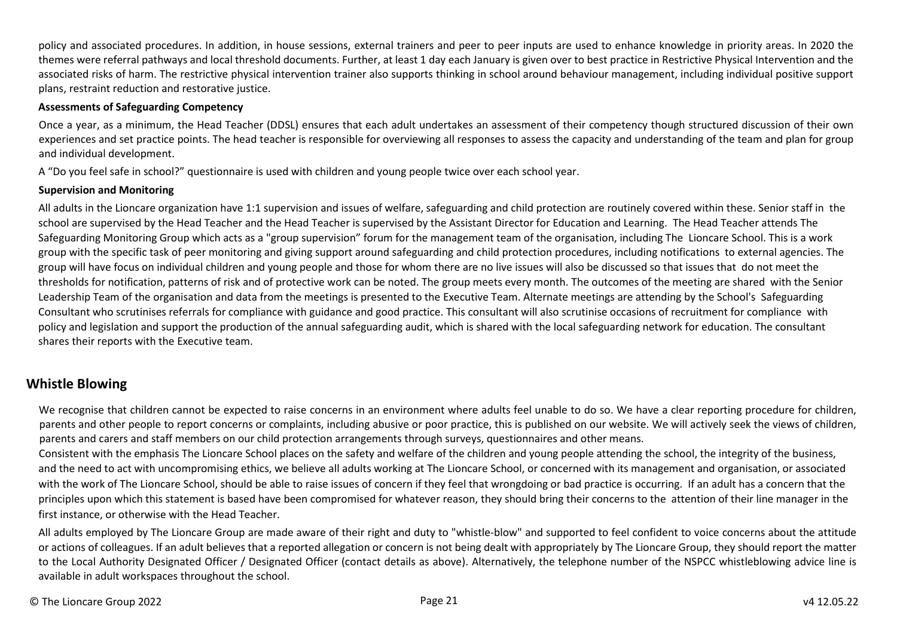policy and associated procedures. In addition, in house sessions, external trainers and peer to peer inputs are used to enhance knowledge in priority areas. In 2020 the themes were referral pathways and local threshold documents. Further, at least 1 day each January is given over to best practice in Restrictive Physical Intervention and the associated risks of harm. The restrictive physical intervention trainer also supports thinking in school around behaviour management, including individual positive support plans, restraint reduction and restorative justice.

**Assessments of Safeguarding Competency**

Once a year, as a minimum, the Head Teacher (DDSL) ensures that each adult undertakes an assessment of their competency though structured discussion of their own experiences and set practice points. The head teacher is responsible for overviewing all responses to assess the capacity and understanding of the team and plan for group and individual development.

A "Do you feel safe in school?" questionnaire is used with children and young people twice over each school year.

**Supervision and Monitoring**

All adults in the Lioncare organization have 1:1 supervision and issues of welfare, safeguarding and child protection are routinely covered within these. Senior staff in the school are supervised by the Head Teacher and the Head Teacher is supervised by the Assistant Director for Education and Learning. The Head Teacher attends The Safeguarding Monitoring Group which acts as a "group supervision" forum for the management team of the organisation, including The Lioncare School. This is a work group with the specific task of peer monitoring and giving support around safeguarding and child protection procedures, including notifications to external agencies. The group will have focus on individual children and young people and those for whom there are no live issues will also be discussed so that issues that do not meet the thresholds for notification, patterns of risk and of protective work can be noted. The group meets every month. The outcomes of the meeting are shared with the Senior Leadership Team of the organisation and data from the meetings is presented to the Executive Team. Alternate meetings are attending by the School's Safeguarding Consultant who scrutinises referrals for compliance with guidance and good practice. This consultant will also scrutinise occasions of recruitment for compliance with policy and legislation and support the production of the annual safeguarding audit, which is shared with the local safeguarding network for education. The consultant shares their reports with the Executive team.

## Whistle Blowing

We recognise that children cannot be expected to raise concerns in an environment where adults feel unable to do so. We have a clear reporting procedure for children, parents and other people to report concerns or complaints, including abusive or poor practice, this is published on our website. We will actively seek the views of children, parents and carers and staff members on our child protection arrangements through surveys, questionnaires and other means.

Consistent with the emphasis The Lioncare School places on the safety and welfare of the children and young people attending the school, the integrity of the business, and the need to act with uncompromising ethics, we believe all adults working at The Lioncare School, or concerned with its management and organisation, or associated with the work of The Lioncare School, should be able to raise issues of concern if they feel that wrongdoing or bad practice is occurring. If an adult has a concern that the principles upon which this statement is based have been compromised for whatever reason, they should bring their concerns to the attention of their line manager in the first instance, or otherwise with the Head Teacher.

All adults employed by The Lioncare Group are made aware of their right and duty to "whistle-blow" and supported to feel confident to voice concerns about the attitude or actions of colleagues. If an adult believes that a reported allegation or concern is not being dealt with appropriately by The Lioncare Group, they should report the matter to the Local Authority Designated Officer / Designated Officer (contact details as above). Alternatively, the telephone number of the NSPCC whistleblowing advice line is available in adult workspaces throughout the school.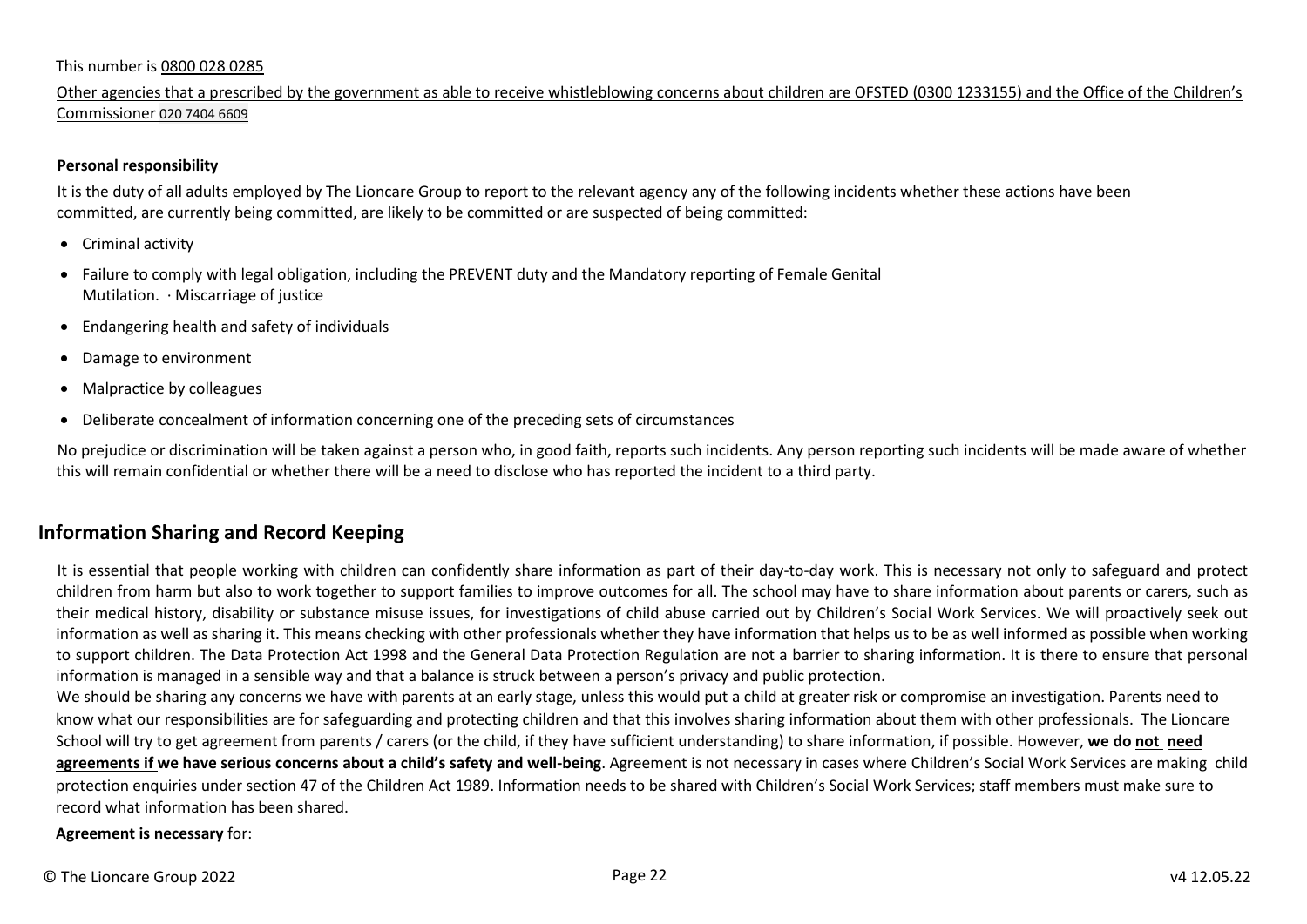This number is 0800 028 0285

Other agencies that a prescribed by the government as able to receive whistleblowing concerns about children are OFSTED (0300 1233155) and the Office of the Children's Commissioner 020 7404 6609

**Personal responsibility**

It is the duty of all adults employed by The Lioncare Group to report to the relevant agency any of the following incidents whether these actions have been committed, are currently being committed, are likely to be committed or are suspected of being committed:

- Criminal activity
- Failure to comply with legal obligation, including the PREVENT duty and the Mandatory reporting of Female Genital Mutilation. · Miscarriage of justice
- Endangering health and safety of individuals
- Damage to environment
- Malpractice by colleagues
- Deliberate concealment of information concerning one of the preceding sets of circumstances

No prejudice or discrimination will be taken against a person who, in good faith, reports such incidents. Any person reporting such incidents will be made aware of whether this will remain confidential or whether there will be a need to disclose who has reported the incident to a third party.

## Information Sharing and Record Keeping

It is essential that people working with children can confidently share information as part of their day-to-day work. This is necessary not only to safeguard and protect children from harm but also to work together to support families to improve outcomes for all. The school may have to share information about parents or carers, such as their medical history, disability or substance misuse issues, for investigations of child abuse carried out by Children's Social Work Services. We will proactively seek out information as well as sharing it. This means checking with other professionals whether they have information that helps us to be as well informed as possible when working to support children. The Data Protection Act 1998 and the General Data Protection Regulation are not a barrier to sharing information. It is there to ensure that personal information is managed in a sensible way and that a balance is struck between a person's privacy and public protection.

We should be sharing any concerns we have with parents at an early stage, unless this would put a child at greater risk or compromise an investigation. Parents need to know what our responsibilities are for safeguarding and protecting children and that this involves sharing information about them with other professionals. The Lioncare School will try to get agreement from parents / carers (or the child, if they have sufficient understanding) to share information, if possible. However, **we do not need agreements if we have serious concerns about a child's safety and well-being**. Agreement is not necessary in cases where Children's Social Work Services are making child protection enquiries under section 47 of the Children Act 1989. Information needs to be shared with Children's Social Work Services; staff members must make sure to record what information has been shared.

**Agreement is necessary** for: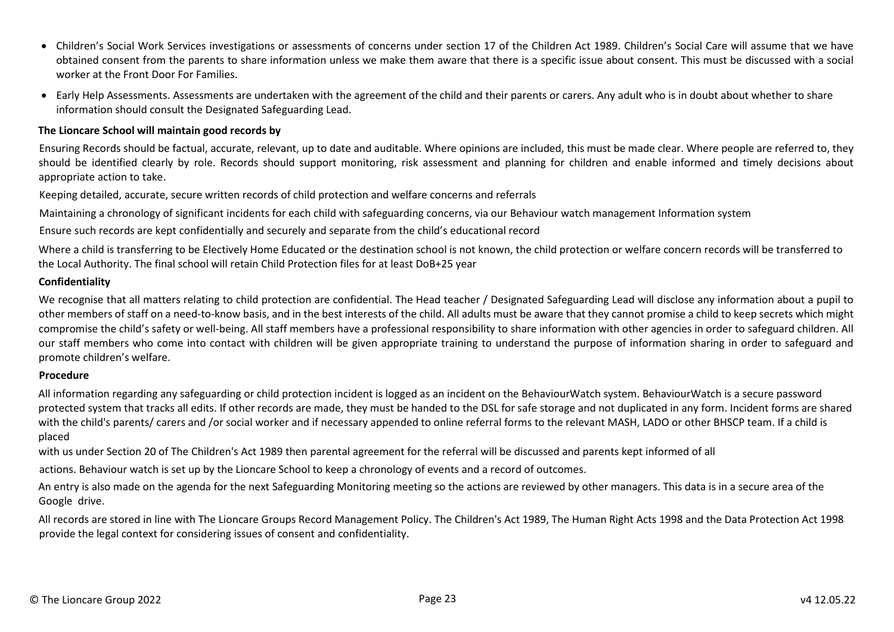- Children's Social Work Services investigations or assessments of concerns under section 17 of the Children Act 1989. Children's Social Care will assume that we have obtained consent from the parents to share information unless we make them aware that there is a specific issue about consent. This must be discussed with a social worker at the Front Door For Families.
- Early Help Assessments. Assessments are undertaken with the agreement of the child and their parents or carers. Any adult who is in doubt about whether to share information should consult the Designated Safeguarding Lead.

**The Lioncare School will maintain good records by**

Ensuring Records should be factual, accurate, relevant, up to date and auditable. Where opinions are included, this must be made clear. Where people are referred to, they should be identified clearly by role. Records should support monitoring, risk assessment and planning for children and enable informed and timely decisions about appropriate action to take.

Keeping detailed, accurate, secure written records of child protection and welfare concerns and referrals

Maintaining a chronology of significant incidents for each child with safeguarding concerns, via our Behaviour watch management Information system

Ensure such records are kept confidentially and securely and separate from the child's educational record

Where a child is transferring to be Electively Home Educated or the destination school is not known, the child protection or welfare concern records will be transferred to the Local Authority. The final school will retain Child Protection files for at least DoB+25 year

**Confidentiality**

We recognise that all matters relating to child protection are confidential. The Head teacher / Designated Safeguarding Lead will disclose any information about a pupil to other members of staff on a need-to-know basis, and in the best interests of the child. All adults must be aware that they cannot promise a child to keep secrets which might compromise the child's safety or well-being. All staff members have a professional responsibility to share information with other agencies in order to safeguard children. All our staff members who come into contact with children will be given appropriate training to understand the purpose of information sharing in order to safeguard and promote children's welfare.

**Procedure**

All information regarding any safeguarding or child protection incident is logged as an incident on the BehaviourWatch system. BehaviourWatch is a secure password protected system that tracks all edits. If other records are made, they must be handed to the DSL for safe storage and not duplicated in any form. Incident forms are shared with the child's parents/ carers and /or social worker and if necessary appended to online referral forms to the relevant MASH, LADO or other BHSCP team. If a child is placed with us under Section 20 of The Children's Act 1989 then parental agreement for the referral will be discussed and parents kept informed of all actions. Behaviour watch is set up by the Lioncare School to keep a chronology of events and a record of outcomes.

An entry is also made on the agenda for the next Safeguarding Monitoring meeting so the actions are reviewed by other managers. This data is in a secure area of the Google drive.

All records are stored in line with The Lioncare Groups Record Management Policy. The Children's Act 1989, The Human Right Acts 1998 and the Data Protection Act 1998 provide the legal context for considering issues of consent and confidentiality.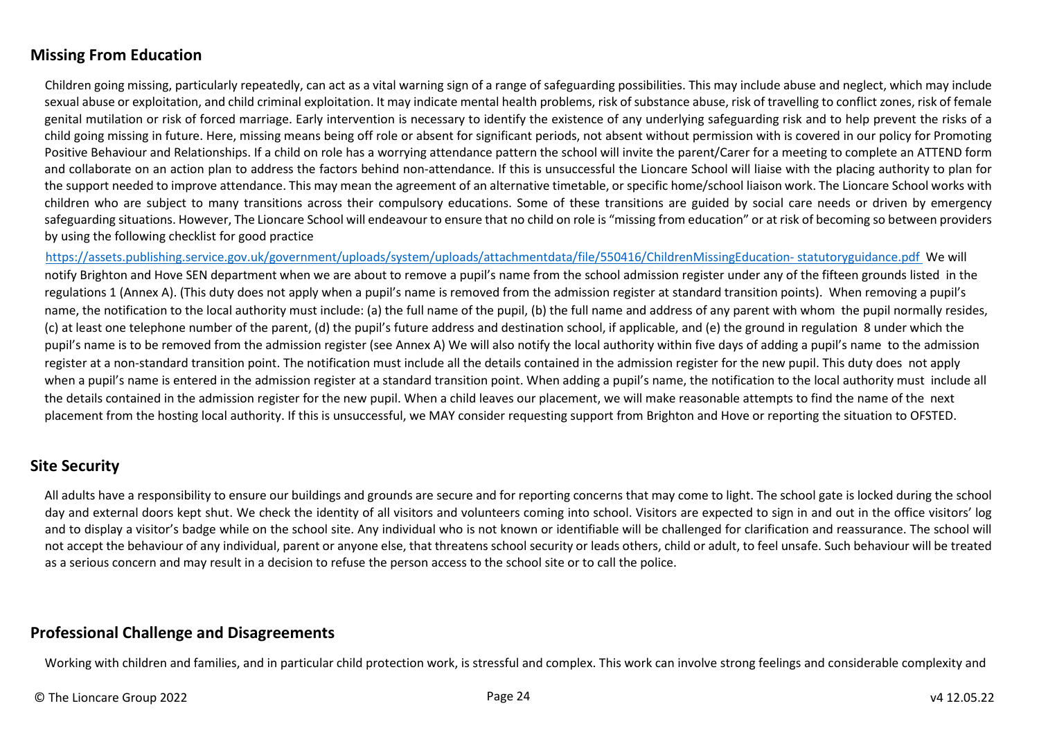## Missing From Education

Children going missing, particularly repeatedly, can act as a vital warning sign of a range of safeguarding possibilities. This may include abuse and neglect, which may include sexual abuse or exploitation, and child criminal exploitation. It may indicate mental health problems, risk of substance abuse, risk of travelling to conflict zones, risk of female genital mutilation or risk of forced marriage. Early intervention is necessary to identify the existence of any underlying safeguarding risk and to help prevent the risks of a child going missing in future. Here, missing means being off role or absent for significant periods, not absent without permission with is covered in our policy for Promoting Positive Behaviour and Relationships. If a child on role has a worrying attendance pattern the school will invite the parent/Carer for a meeting to complete an ATTEND form and collaborate on an action plan to address the factors behind non-attendance. If this is unsuccessful the Lioncare School will liaise with the placing authority to plan for the support needed to improve attendance. This may mean the agreement of an alternative timetable, or specific home/school liaison work. The Lioncare School works with children who are subject to many transitions across their compulsory educations. Some of these transitions are guided by social care needs or driven by emergency safeguarding situations. However, The Lioncare School will endeavour to ensure that no child on role is "missing from education" or at risk of becoming so between providers by using the following checklist for good practice

https://assets.publishing.service.gov.uk/government/uploads/system/uploads/attachmentdata/file/550416/ChildrenMissingEducation- statutoryguidance.pdf We will notify Brighton and Hove SEN department when we are about to remove a pupil's name from the school admission register under any of the fifteen grounds listed in the regulations 1 (Annex A). (This duty does not apply when a pupil's name is removed from the admission register at standard transition points). When removing a pupil's name, the notification to the local authority must include: (a) the full name of the pupil, (b) the full name and address of any parent with whom the pupil normally resides, (c) at least one telephone number of the parent, (d) the pupil's future address and destination school, if applicable, and (e) the ground in regulation 8 under which the pupil's name is to be removed from the admission register (see Annex A) We will also notify the local authority within five days of adding a pupil's name to the admission register at a non-standard transition point. The notification must include all the details contained in the admission register for the new pupil. This duty does not apply when a pupil's name is entered in the admission register at a standard transition point. When adding a pupil's name, the notification to the local authority must include all the details contained in the admission register for the new pupil. When a child leaves our placement, we will make reasonable attempts to find the name of the next placement from the hosting local authority. If this is unsuccessful, we MAY consider requesting support from Brighton and Hove or reporting the situation to OFSTED.

## Site Security

All adults have a responsibility to ensure our buildings and grounds are secure and for reporting concerns that may come to light. The school gate is locked during the school day and external doors kept shut. We check the identity of all visitors and volunteers coming into school. Visitors are expected to sign in and out in the office visitors' log and to display a visitor's badge while on the school site. Any individual who is not known or identifiable will be challenged for clarification and reassurance. The school will not accept the behaviour of any individual, parent or anyone else, that threatens school security or leads others, child or adult, to feel unsafe. Such behaviour will be treated as a serious concern and may result in a decision to refuse the person access to the school site or to call the police.

## Professional Challenge and Disagreements

Working with children and families, and in particular child protection work, is stressful and complex. This work can involve strong feelings and considerable complexity and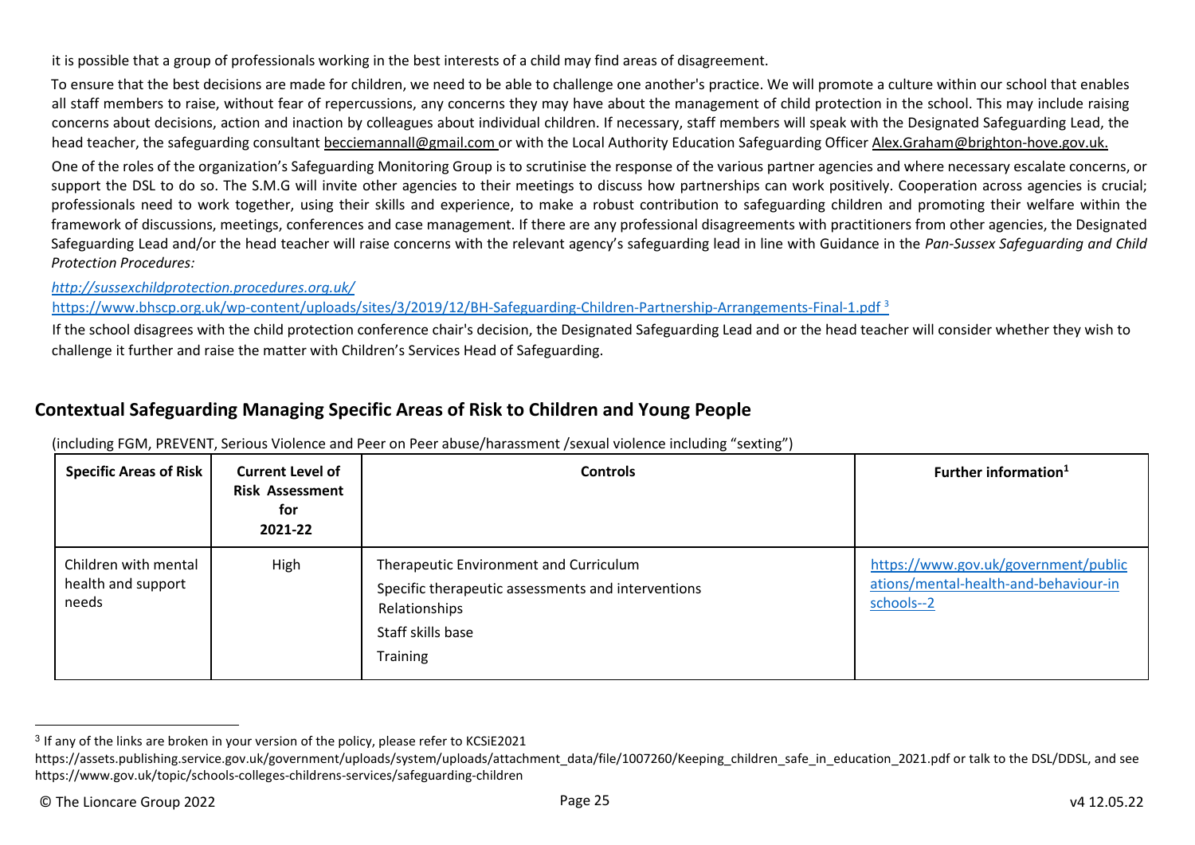it is possible that a group of professionals working in the best interests of a child may find areas of disagreement.

To ensure that the best decisions are made for children, we need to be able to challenge one another's practice. We will promote a culture within our school that enables all staff members to raise, without fear of repercussions, any concerns they may have about the management of child protection in the school. This may include raising concerns about decisions, action and inaction by colleagues about individual children. If necessary, staff members will speak with the Designated Safeguarding Lead, the head teacher, the safeguarding consultant becciemannall@gmail.com or with the Local Authority Education Safeguarding Officer Alex.Graham@brighton-hove.gov.uk.

One of the roles of the organization's Safeguarding Monitoring Group is to scrutinise the response of the various partner agencies and where necessary escalate concerns, or support the DSL to do so. The S.M.G will invite other agencies to their meetings to discuss how partnerships can work positively. Cooperation across agencies is crucial; professionals need to work together, using their skills and experience, to make a robust contribution to safeguarding children and promoting their welfare within the framework of discussions, meetings, conferences and case management. If there are any professional disagreements with practitioners from other agencies, the Designated Safeguarding Lead and/or the head teacher will raise concerns with the relevant agency's safeguarding lead in line with Guidance in the *Pan-Sussex Safeguarding and Child Protection Procedures:*

*http://sussexchildprotection.procedures.org.uk/*

https://www.bhscp.org.uk/wp-content/uploads/sites/3/2019/12/BH-Safeguarding-Children-Partnership-Arrangements-Final-1.pdf [3]

If the school disagrees with the child protection conference chair's decision, the Designated Safeguarding Lead and or the head teacher will consider whether they wish to challenge it further and raise the matter with Children's Services Head of Safeguarding.

## Contextual Safeguarding Managing Specific Areas of Risk to Children and Young People

(including FGM, PREVENT, Serious Violence and Peer on Peer abuse/harassment /sexual violence including "sexting")

| Specific Areas of Risk | Current Level of Risk Assessment for 2021-22 | Controls | Further information[1] |
|---|---|---|---|
| Children with mental health and support needs | High | Therapeutic Environment and Curriculum<br>Specific therapeutic assessments and interventions<br>Relationships<br>Staff skills base<br>Training | https://www.gov.uk/government/publications/mental-health-and-behaviour-in-schools--2 |

[3] If any of the links are broken in your version of the policy, please refer to KCSiE2021 https://assets.publishing.service.gov.uk/government/uploads/system/uploads/attachment_data/file/1007260/Keeping_children_safe_in_education_2021.pdf or talk to the DSL/DDSL, and see https://www.gov.uk/topic/schools-colleges-childrens-services/safeguarding-children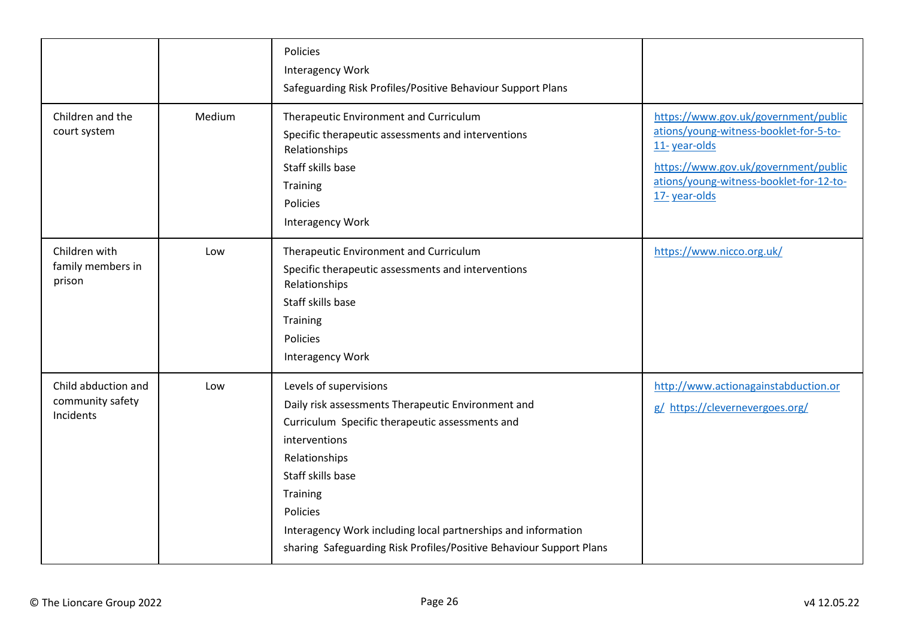| | | | |
|---|---|---|---|
| | | Policies<br>Interagency Work<br>Safeguarding Risk Profiles/Positive Behaviour Support Plans | |
| Children and the court system | Medium | Therapeutic Environment and Curriculum<br>Specific therapeutic assessments and interventions Relationships<br>Staff skills base<br>Training<br>Policies<br>Interagency Work | https://www.gov.uk/government/publications/young-witness-booklet-for-5-to-11- year-olds<br>https://www.gov.uk/government/publications/young-witness-booklet-for-12-to-17- year-olds |
| Children with family members in prison | Low | Therapeutic Environment and Curriculum<br>Specific therapeutic assessments and interventions Relationships<br>Staff skills base<br>Training<br>Policies<br>Interagency Work | https://www.nicco.org.uk/ |
| Child abduction and community safety Incidents | Low | Levels of supervisions<br>Daily risk assessments Therapeutic Environment and Curriculum Specific therapeutic assessments and interventions<br>Relationships<br>Staff skills base<br>Training<br>Policies<br>Interagency Work including local partnerships and information sharing Safeguarding Risk Profiles/Positive Behaviour Support Plans | http://www.actionagainstabduction.org/ https://clevernevergoes.org/ |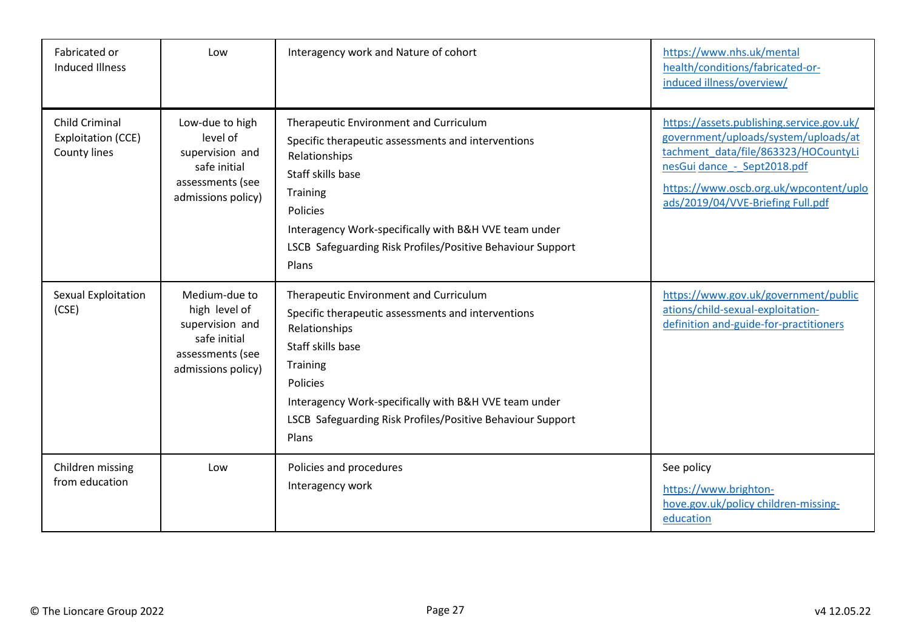| | | | |
|---|---|---|---|
| Fabricated or Induced Illness | Low | Interagency work and Nature of cohort | https://www.nhs.uk/mental health/conditions/fabricated-or-induced illness/overview/ |
| Child Criminal Exploitation (CCE) County lines | Low-due to high level of supervision and safe initial assessments (see admissions policy) | Therapeutic Environment and Curriculum<br>Specific therapeutic assessments and interventions<br>Relationships<br>Staff skills base<br>Training<br>Policies<br>Interagency Work-specifically with B&H VVE team under<br>LSCB Safeguarding Risk Profiles/Positive Behaviour Support<br>Plans | https://assets.publishing.service.gov.uk/government/uploads/system/uploads/attachment_data/file/863323/HOCountyLinesGui dance_-_Sept2018.pdf<br>https://www.oscb.org.uk/wpcontent/uploads/2019/04/VVE-Briefing Full.pdf |
| Sexual Exploitation (CSE) | Medium-due to high level of supervision and safe initial assessments (see admissions policy) | Therapeutic Environment and Curriculum<br>Specific therapeutic assessments and interventions<br>Relationships<br>Staff skills base<br>Training<br>Policies<br>Interagency Work-specifically with B&H VVE team under<br>LSCB Safeguarding Risk Profiles/Positive Behaviour Support<br>Plans | https://www.gov.uk/government/publications/child-sexual-exploitation-definition and-guide-for-practitioners |
| Children missing from education | Low | Policies and procedures<br>Interagency work | See policy<br>https://www.brighton-hove.gov.uk/policy children-missing-education |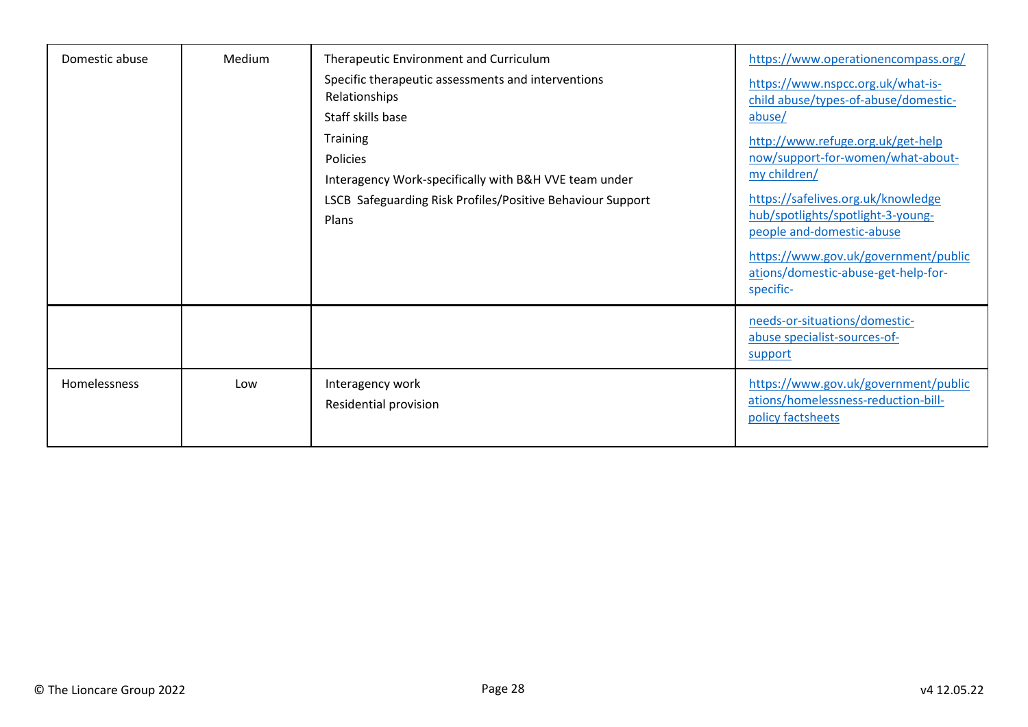| | | | |
|---|---|---|---|
| Domestic abuse | Medium | Therapeutic Environment and Curriculum<br>Specific therapeutic assessments and interventions Relationships<br>Staff skills base<br>Training<br>Policies<br>Interagency Work-specifically with B&H VVE team under<br>LSCB Safeguarding Risk Profiles/Positive Behaviour Support Plans | https://www.operationencompass.org/<br>https://www.nspcc.org.uk/what-is-child abuse/types-of-abuse/domestic-abuse/<br>http://www.refuge.org.uk/get-help now/support-for-women/what-about-my children/<br>https://safelives.org.uk/knowledge hub/spotlights/spotlight-3-young-people and-domestic-abuse<br>https://www.gov.uk/government/publications/domestic-abuse-get-help-for-specific-needs-or-situations/domestic-abuse specialist-sources-of-support |
| Homelessness | Low | Interagency work<br>Residential provision | https://www.gov.uk/government/publications/homelessness-reduction-bill-policy factsheets |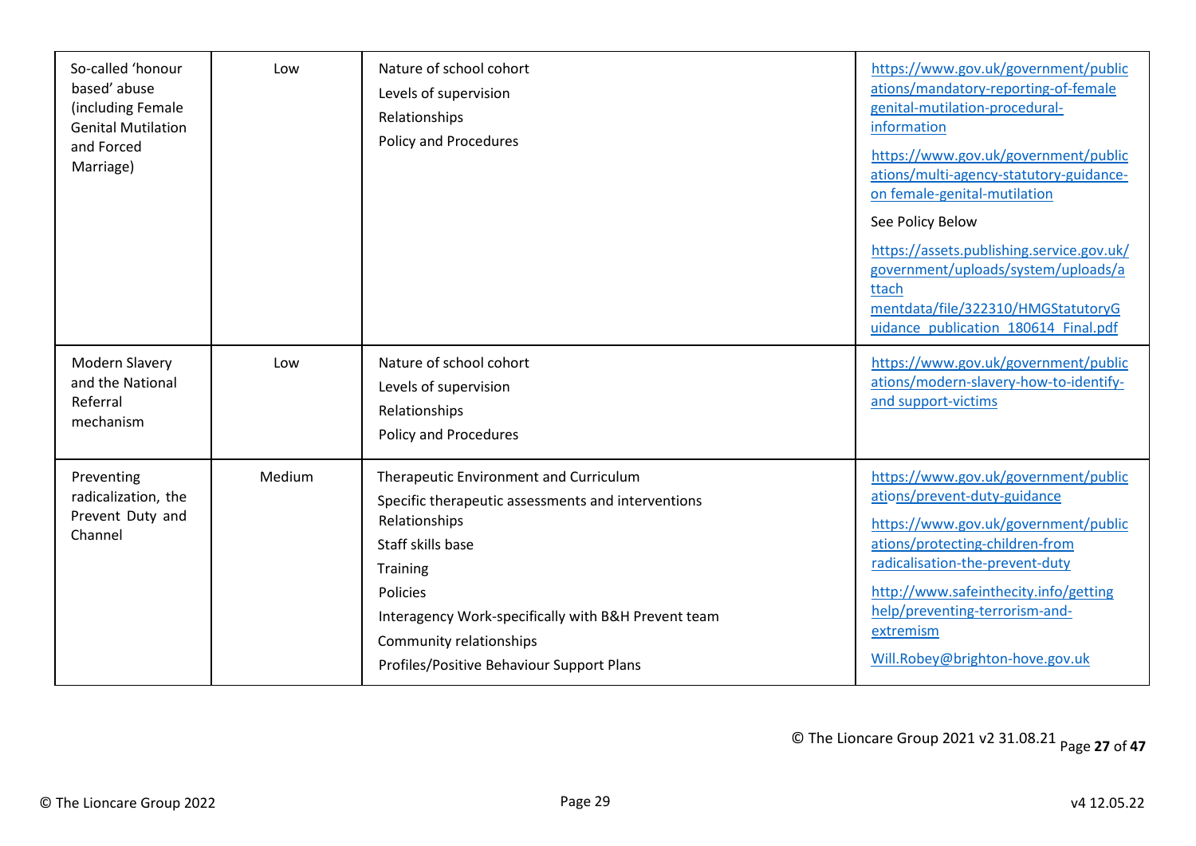| So-called 'honour based' abuse (including Female Genital Mutilation and Forced Marriage) | Low | Nature of school cohort<br>Levels of supervision<br>Relationships<br>Policy and Procedures | https://www.gov.uk/government/publications/mandatory-reporting-of-female genital-mutilation-procedural-information<br>https://www.gov.uk/government/publications/multi-agency-statutory-guidance-on female-genital-mutilation<br>See Policy Below<br>https://assets.publishing.service.gov.uk/government/uploads/system/uploads/attach mentdata/file/322310/HMGStatutoryGuidance_publication_180614_Final.pdf |
|---|---|---|---|
| Modern Slavery and the National Referral mechanism | Low | Nature of school cohort<br>Levels of supervision<br>Relationships<br>Policy and Procedures | https://www.gov.uk/government/publications/modern-slavery-how-to-identify-and support-victims |
| Preventing radicalization, the Prevent Duty and Channel | Medium | Therapeutic Environment and Curriculum<br>Specific therapeutic assessments and interventions<br>Relationships<br>Staff skills base<br>Training<br>Policies<br>Interagency Work-specifically with B&H Prevent team<br>Community relationships<br>Profiles/Positive Behaviour Support Plans | https://www.gov.uk/government/publications/prevent-duty-guidance<br>https://www.gov.uk/government/publications/protecting-children-from radicalisation-the-prevent-duty<br>http://www.safeinthecity.info/getting help/preventing-terrorism-and-extremism<br>Will.Robey@brighton-hove.gov.uk |

© The Lioncare Group 2021 v2 31.08.21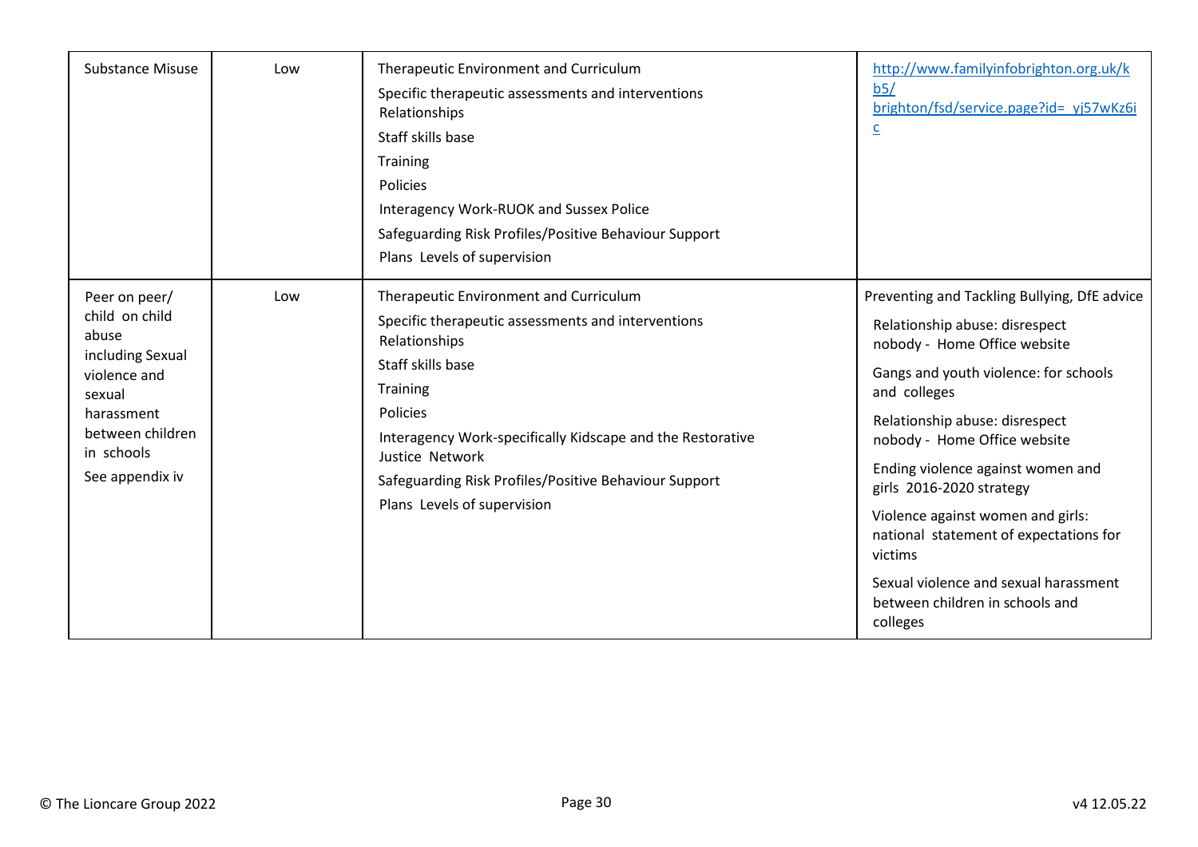| Substance Misuse | Low | Therapeutic Environment and Curriculum<br>Specific therapeutic assessments and interventions Relationships<br>Staff skills base<br>Training<br>Policies<br>Interagency Work-RUOK and Sussex Police<br>Safeguarding Risk Profiles/Positive Behaviour Support<br>Plans Levels of supervision | http://www.familyinfobrighton.org.uk/kb5/brighton/fsd/service.page?id=_yj57wKz6ic |
|---|---|---|---|
| Peer on peer/ child on child abuse including Sexual violence and sexual harassment between children in schools<br>See appendix iv | Low | Therapeutic Environment and Curriculum<br>Specific therapeutic assessments and interventions Relationships<br>Staff skills base<br>Training<br>Policies<br>Interagency Work-specifically Kidscape and the Restorative Justice Network<br>Safeguarding Risk Profiles/Positive Behaviour Support<br>Plans Levels of supervision | Preventing and Tackling Bullying, DfE advice<br>Relationship abuse: disrespect nobody - Home Office website<br>Gangs and youth violence: for schools and colleges<br>Relationship abuse: disrespect nobody - Home Office website<br>Ending violence against women and girls 2016-2020 strategy<br>Violence against women and girls: national statement of expectations for victims<br>Sexual violence and sexual harassment between children in schools and colleges |

© The Lioncare Group 2022 v4 12.05.22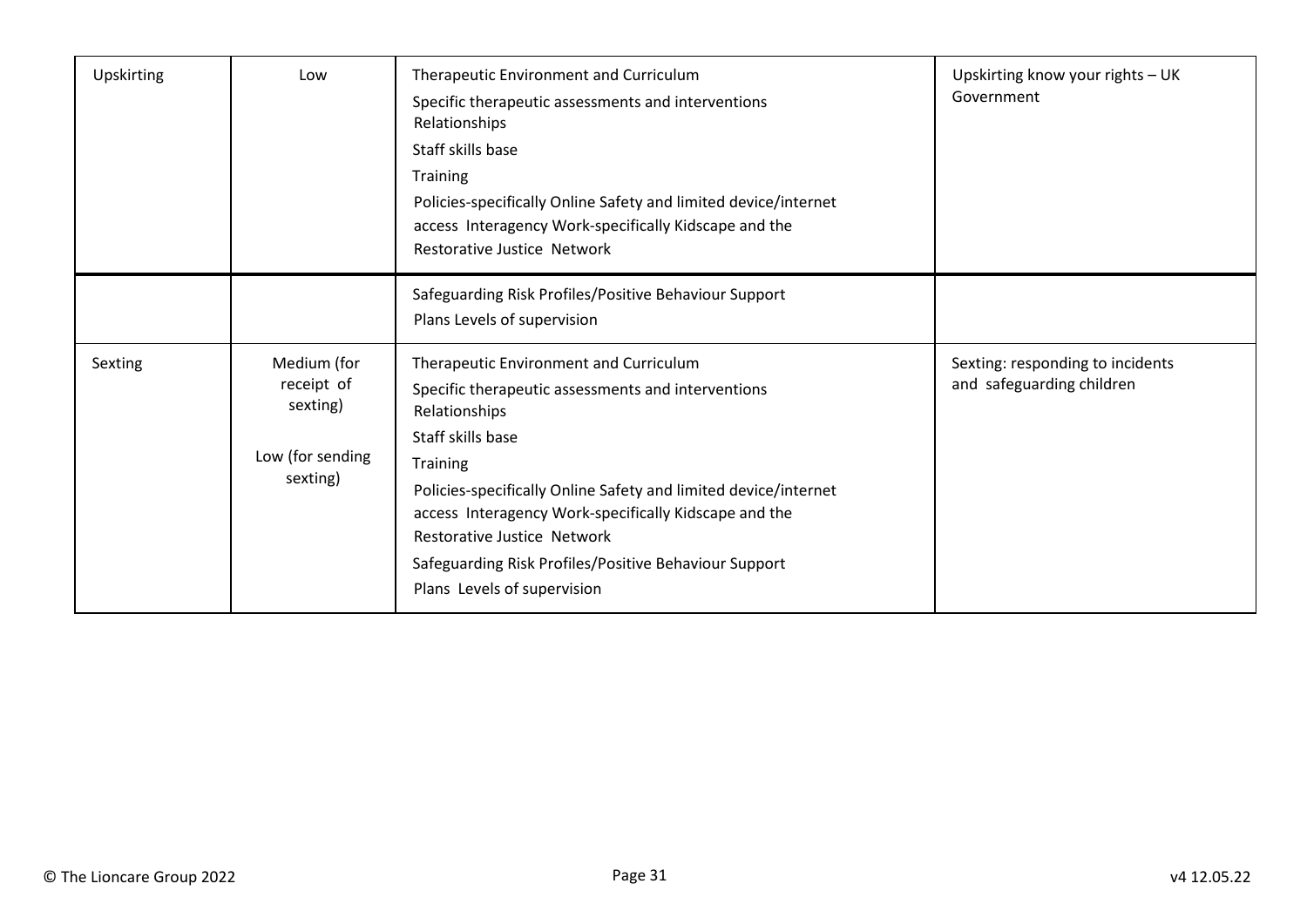| | | | |
|---|---|---|---|
| Upskirting | Low | Therapeutic Environment and Curriculum<br>Specific therapeutic assessments and interventions Relationships<br>Staff skills base<br>Training<br>Policies-specifically Online Safety and limited device/internet access Interagency Work-specifically Kidscape and the Restorative Justice Network | Upskirting know your rights – UK Government |
| | | Safeguarding Risk Profiles/Positive Behaviour Support Plans Levels of supervision | |
| Sexting | Medium (for receipt of sexting)<br><br>Low (for sending sexting) | Therapeutic Environment and Curriculum<br>Specific therapeutic assessments and interventions Relationships<br>Staff skills base<br>Training<br>Policies-specifically Online Safety and limited device/internet access Interagency Work-specifically Kidscape and the Restorative Justice Network<br>Safeguarding Risk Profiles/Positive Behaviour Support Plans Levels of supervision | Sexting: responding to incidents and safeguarding children |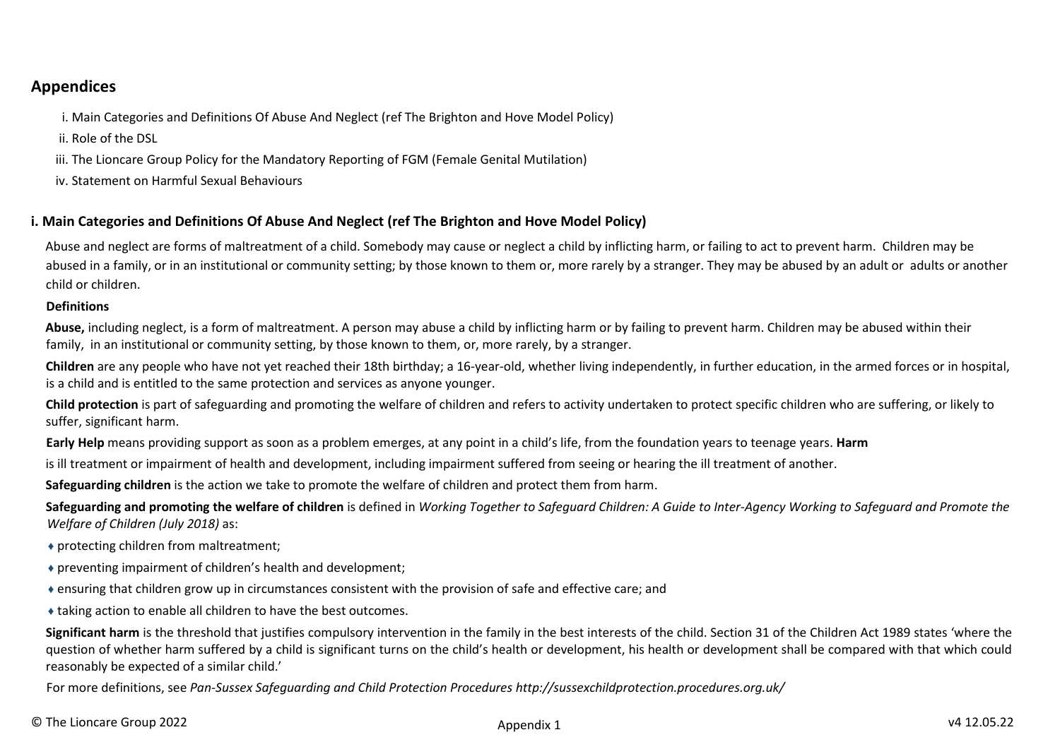## Appendices

i. Main Categories and Definitions Of Abuse And Neglect (ref The Brighton and Hove Model Policy)

ii. Role of the DSL

iii. The Lioncare Group Policy for the Mandatory Reporting of FGM (Female Genital Mutilation)

iv. Statement on Harmful Sexual Behaviours

### i. Main Categories and Definitions Of Abuse And Neglect (ref The Brighton and Hove Model Policy)

Abuse and neglect are forms of maltreatment of a child. Somebody may cause or neglect a child by inflicting harm, or failing to act to prevent harm. Children may be abused in a family, or in an institutional or community setting; by those known to them or, more rarely by a stranger. They may be abused by an adult or adults or another child or children.

**Definitions**

**Abuse,** including neglect, is a form of maltreatment. A person may abuse a child by inflicting harm or by failing to prevent harm. Children may be abused within their family, in an institutional or community setting, by those known to them, or, more rarely, by a stranger.

**Children** are any people who have not yet reached their 18th birthday; a 16-year-old, whether living independently, in further education, in the armed forces or in hospital, is a child and is entitled to the same protection and services as anyone younger.

**Child protection** is part of safeguarding and promoting the welfare of children and refers to activity undertaken to protect specific children who are suffering, or likely to suffer, significant harm.

**Early Help** means providing support as soon as a problem emerges, at any point in a child's life, from the foundation years to teenage years. **Harm** is ill treatment or impairment of health and development, including impairment suffered from seeing or hearing the ill treatment of another.

**Safeguarding children** is the action we take to promote the welfare of children and protect them from harm.

**Safeguarding and promoting the welfare of children** is defined in *Working Together to Safeguard Children: A Guide to Inter-Agency Working to Safeguard and Promote the Welfare of Children (July 2018)* as:

- protecting children from maltreatment;
- preventing impairment of children's health and development;
- ensuring that children grow up in circumstances consistent with the provision of safe and effective care; and
- taking action to enable all children to have the best outcomes.

**Significant harm** is the threshold that justifies compulsory intervention in the family in the best interests of the child. Section 31 of the Children Act 1989 states 'where the question of whether harm suffered by a child is significant turns on the child's health or development, his health or development shall be compared with that which could reasonably be expected of a similar child.'

For more definitions, see *Pan-Sussex Safeguarding and Child Protection Procedures http://sussexchildprotection.procedures.org.uk/*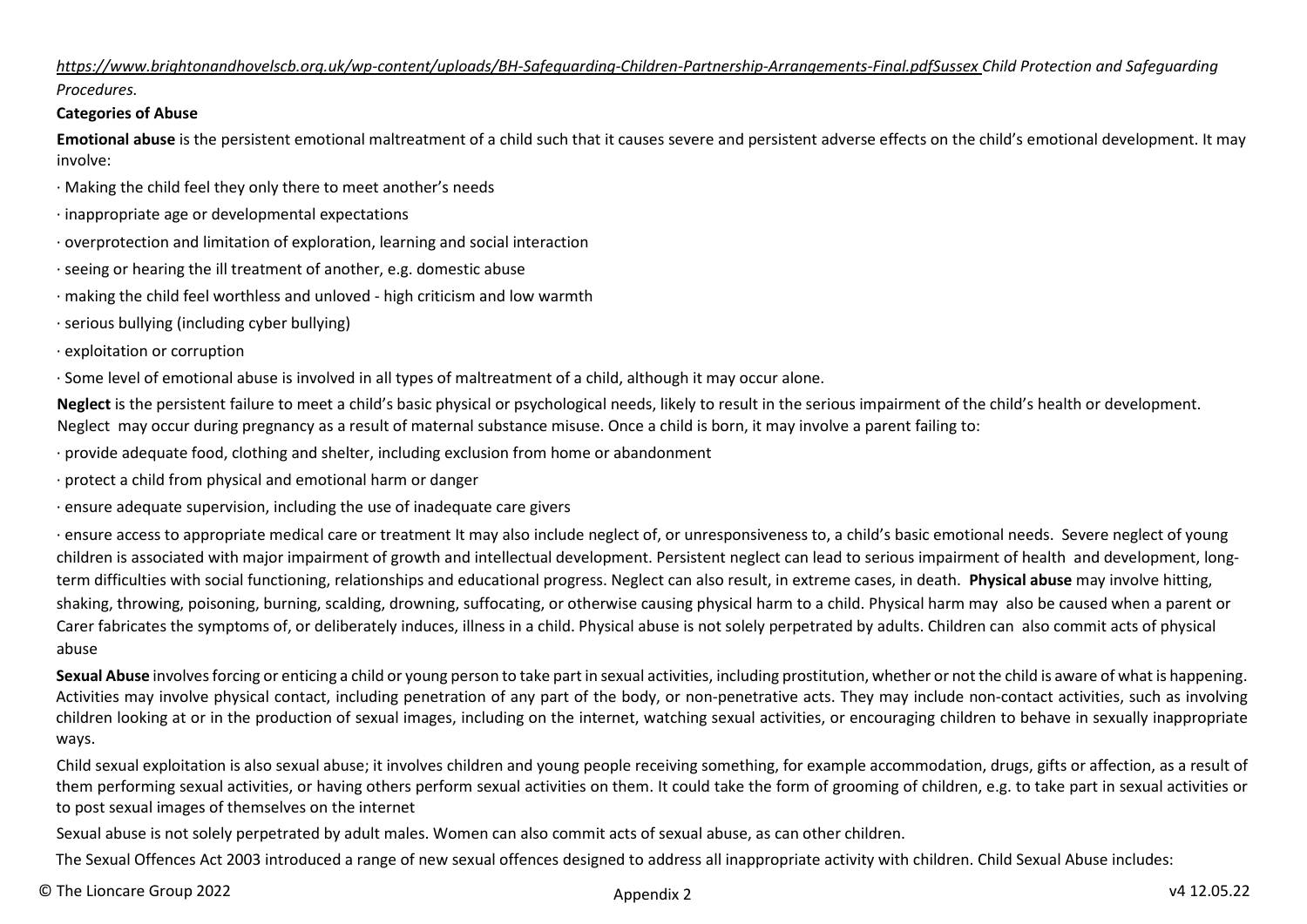*https://www.brightonandhovelscb.org.uk/wp-content/uploads/BH-Safeguarding-Children-Partnership-Arrangements-Final.pdfSussex Child Protection and Safeguarding Procedures*.

**Categories of Abuse**

**Emotional abuse** is the persistent emotional maltreatment of a child such that it causes severe and persistent adverse effects on the child's emotional development. It may involve:

· Making the child feel they only there to meet another's needs

· inappropriate age or developmental expectations

· overprotection and limitation of exploration, learning and social interaction

· seeing or hearing the ill treatment of another, e.g. domestic abuse

· making the child feel worthless and unloved - high criticism and low warmth

· serious bullying (including cyber bullying)

· exploitation or corruption

· Some level of emotional abuse is involved in all types of maltreatment of a child, although it may occur alone.

**Neglect** is the persistent failure to meet a child's basic physical or psychological needs, likely to result in the serious impairment of the child's health or development. Neglect may occur during pregnancy as a result of maternal substance misuse. Once a child is born, it may involve a parent failing to:

· provide adequate food, clothing and shelter, including exclusion from home or abandonment

· protect a child from physical and emotional harm or danger

· ensure adequate supervision, including the use of inadequate care givers

· ensure access to appropriate medical care or treatment It may also include neglect of, or unresponsiveness to, a child's basic emotional needs. Severe neglect of young children is associated with major impairment of growth and intellectual development. Persistent neglect can lead to serious impairment of health and development, long-term difficulties with social functioning, relationships and educational progress. Neglect can also result, in extreme cases, in death. **Physical abuse** may involve hitting, shaking, throwing, poisoning, burning, scalding, drowning, suffocating, or otherwise causing physical harm to a child. Physical harm may also be caused when a parent or Carer fabricates the symptoms of, or deliberately induces, illness in a child. Physical abuse is not solely perpetrated by adults. Children can also commit acts of physical abuse

**Sexual Abuse** involves forcing or enticing a child or young person to take part in sexual activities, including prostitution, whether or not the child is aware of what is happening. Activities may involve physical contact, including penetration of any part of the body, or non-penetrative acts. They may include non-contact activities, such as involving children looking at or in the production of sexual images, including on the internet, watching sexual activities, or encouraging children to behave in sexually inappropriate ways.

Child sexual exploitation is also sexual abuse; it involves children and young people receiving something, for example accommodation, drugs, gifts or affection, as a result of them performing sexual activities, or having others perform sexual activities on them. It could take the form of grooming of children, e.g. to take part in sexual activities or to post sexual images of themselves on the internet

Sexual abuse is not solely perpetrated by adult males. Women can also commit acts of sexual abuse, as can other children.

The Sexual Offences Act 2003 introduced a range of new sexual offences designed to address all inappropriate activity with children. Child Sexual Abuse includes: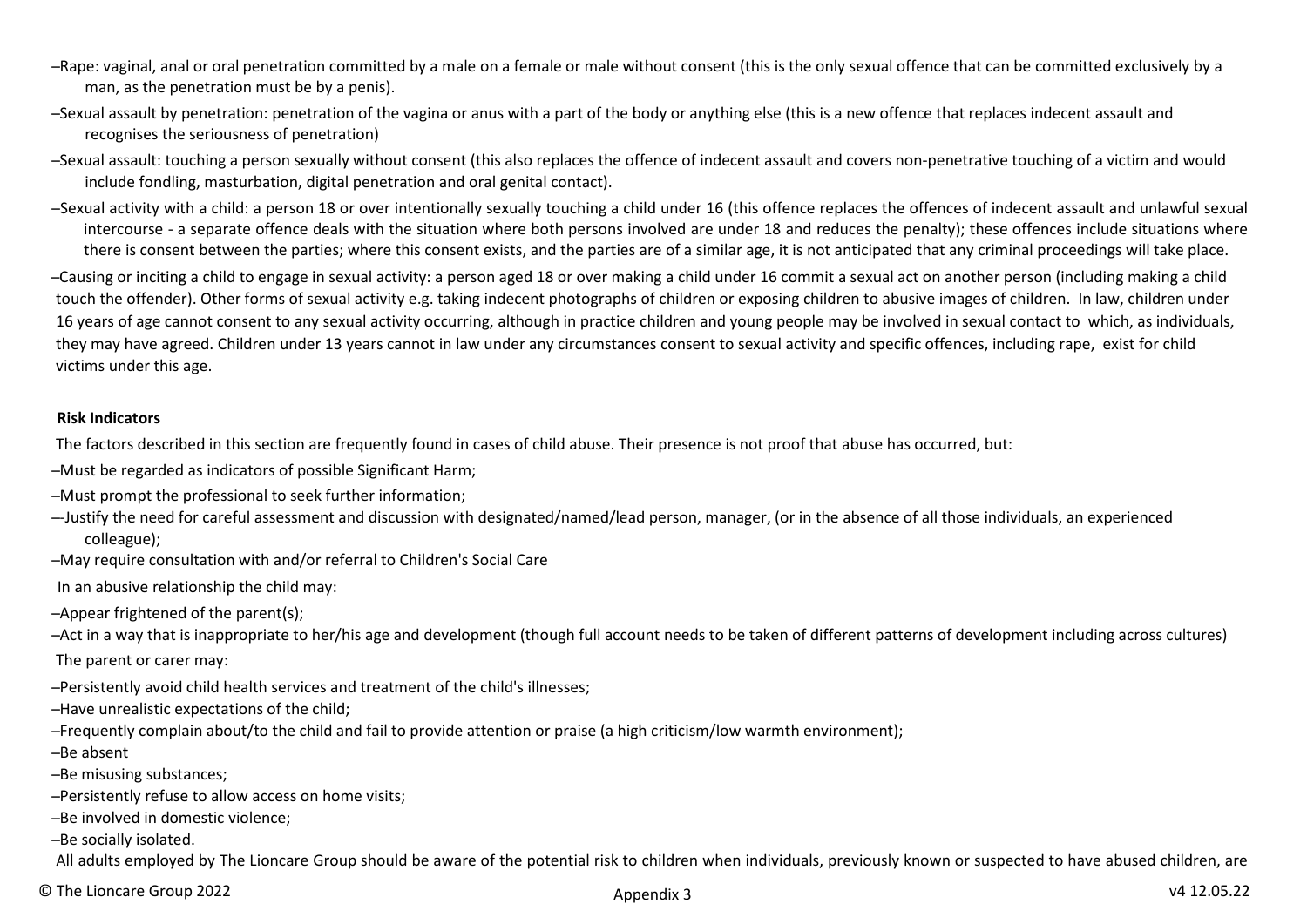- Rape: vaginal, anal or oral penetration committed by a male on a female or male without consent (this is the only sexual offence that can be committed exclusively by a man, as the penetration must be by a penis).
- Sexual assault by penetration: penetration of the vagina or anus with a part of the body or anything else (this is a new offence that replaces indecent assault and recognises the seriousness of penetration)
- Sexual assault: touching a person sexually without consent (this also replaces the offence of indecent assault and covers non-penetrative touching of a victim and would include fondling, masturbation, digital penetration and oral genital contact).
- Sexual activity with a child: a person 18 or over intentionally sexually touching a child under 16 (this offence replaces the offences of indecent assault and unlawful sexual intercourse - a separate offence deals with the situation where both persons involved are under 18 and reduces the penalty); these offences include situations where there is consent between the parties; where this consent exists, and the parties are of a similar age, it is not anticipated that any criminal proceedings will take place.
- Causing or inciting a child to engage in sexual activity: a person aged 18 or over making a child under 16 commit a sexual act on another person (including making a child touch the offender). Other forms of sexual activity e.g. taking indecent photographs of children or exposing children to abusive images of children. In law, children under 16 years of age cannot consent to any sexual activity occurring, although in practice children and young people may be involved in sexual contact to which, as individuals, they may have agreed. Children under 13 years cannot in law under any circumstances consent to sexual activity and specific offences, including rape, exist for child victims under this age.

**Risk Indicators**

The factors described in this section are frequently found in cases of child abuse. Their presence is not proof that abuse has occurred, but:

- Must be regarded as indicators of possible Significant Harm;
- Must prompt the professional to seek further information;
- Justify the need for careful assessment and discussion with designated/named/lead person, manager, (or in the absence of all those individuals, an experienced colleague);
- May require consultation with and/or referral to Children's Social Care

In an abusive relationship the child may:

- Appear frightened of the parent(s);
- Act in a way that is inappropriate to her/his age and development (though full account needs to be taken of different patterns of development including across cultures)

The parent or carer may:

- Persistently avoid child health services and treatment of the child's illnesses;
- Have unrealistic expectations of the child;
- Frequently complain about/to the child and fail to provide attention or praise (a high criticism/low warmth environment);
- Be absent
- Be misusing substances;
- Persistently refuse to allow access on home visits;
- Be involved in domestic violence;
- Be socially isolated.

All adults employed by The Lioncare Group should be aware of the potential risk to children when individuals, previously known or suspected to have abused children, are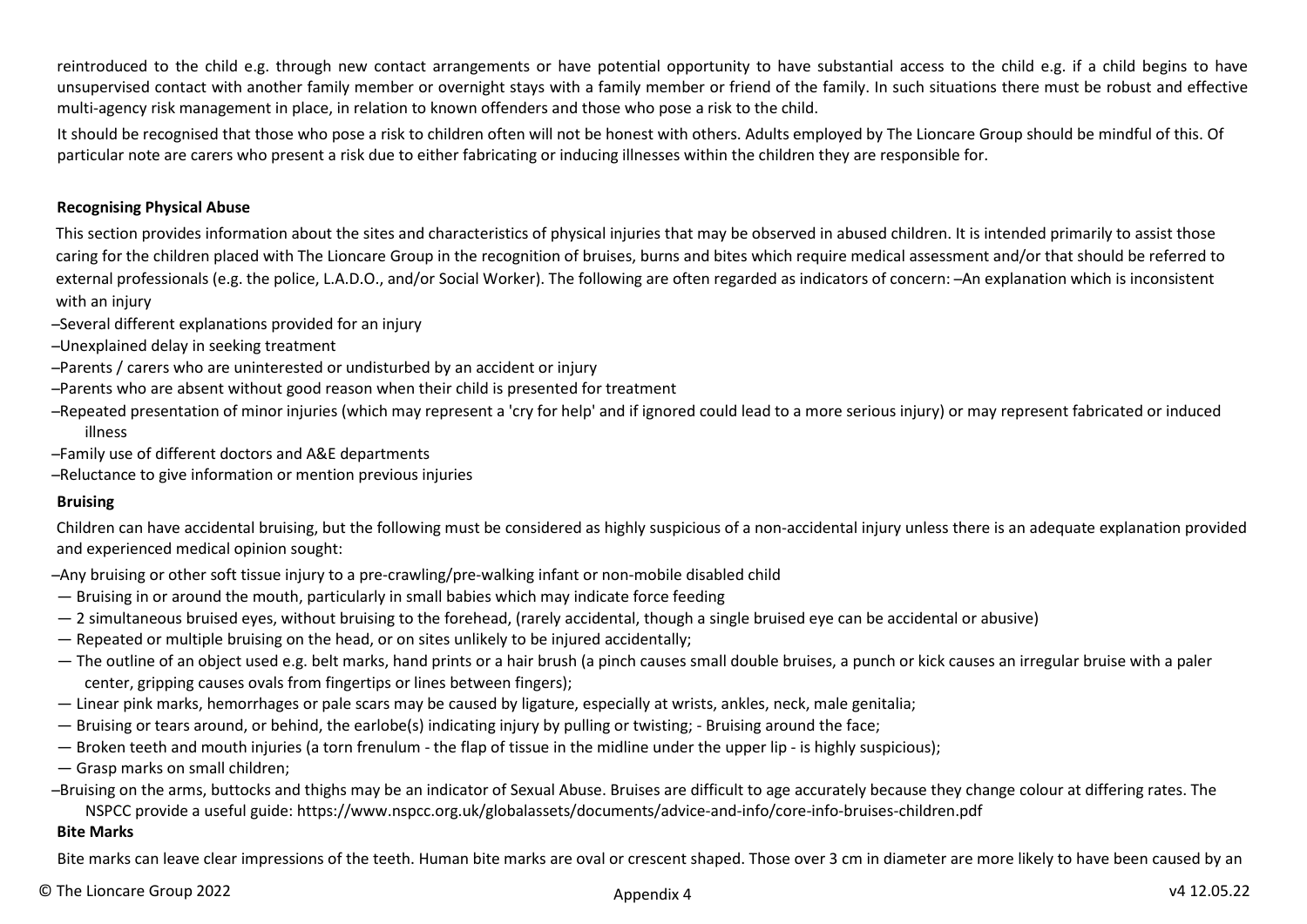reintroduced to the child e.g. through new contact arrangements or have potential opportunity to have substantial access to the child e.g. if a child begins to have unsupervised contact with another family member or overnight stays with a family member or friend of the family. In such situations there must be robust and effective multi-agency risk management in place, in relation to known offenders and those who pose a risk to the child.

It should be recognised that those who pose a risk to children often will not be honest with others. Adults employed by The Lioncare Group should be mindful of this. Of particular note are carers who present a risk due to either fabricating or inducing illnesses within the children they are responsible for.

**Recognising Physical Abuse**

This section provides information about the sites and characteristics of physical injuries that may be observed in abused children. It is intended primarily to assist those caring for the children placed with The Lioncare Group in the recognition of bruises, burns and bites which require medical assessment and/or that should be referred to external professionals (e.g. the police, L.A.D.O., and/or Social Worker). The following are often regarded as indicators of concern: –An explanation which is inconsistent with an injury

–Several different explanations provided for an injury

–Unexplained delay in seeking treatment

–Parents / carers who are uninterested or undisturbed by an accident or injury

–Parents who are absent without good reason when their child is presented for treatment

–Repeated presentation of minor injuries (which may represent a 'cry for help' and if ignored could lead to a more serious injury) or may represent fabricated or induced illness

–Family use of different doctors and A&E departments

–Reluctance to give information or mention previous injuries

**Bruising**

Children can have accidental bruising, but the following must be considered as highly suspicious of a non-accidental injury unless there is an adequate explanation provided and experienced medical opinion sought:

–Any bruising or other soft tissue injury to a pre-crawling/pre-walking infant or non-mobile disabled child

— Bruising in or around the mouth, particularly in small babies which may indicate force feeding

— 2 simultaneous bruised eyes, without bruising to the forehead, (rarely accidental, though a single bruised eye can be accidental or abusive)

— Repeated or multiple bruising on the head, or on sites unlikely to be injured accidentally;

— The outline of an object used e.g. belt marks, hand prints or a hair brush (a pinch causes small double bruises, a punch or kick causes an irregular bruise with a paler center, gripping causes ovals from fingertips or lines between fingers);

— Linear pink marks, hemorrhages or pale scars may be caused by ligature, especially at wrists, ankles, neck, male genitalia;

— Bruising or tears around, or behind, the earlobe(s) indicating injury by pulling or twisting; - Bruising around the face;

— Broken teeth and mouth injuries (a torn frenulum - the flap of tissue in the midline under the upper lip - is highly suspicious);

— Grasp marks on small children;

–Bruising on the arms, buttocks and thighs may be an indicator of Sexual Abuse. Bruises are difficult to age accurately because they change colour at differing rates. The NSPCC provide a useful guide: https://www.nspcc.org.uk/globalassets/documents/advice-and-info/core-info-bruises-children.pdf

**Bite Marks**

Bite marks can leave clear impressions of the teeth. Human bite marks are oval or crescent shaped. Those over 3 cm in diameter are more likely to have been caused by an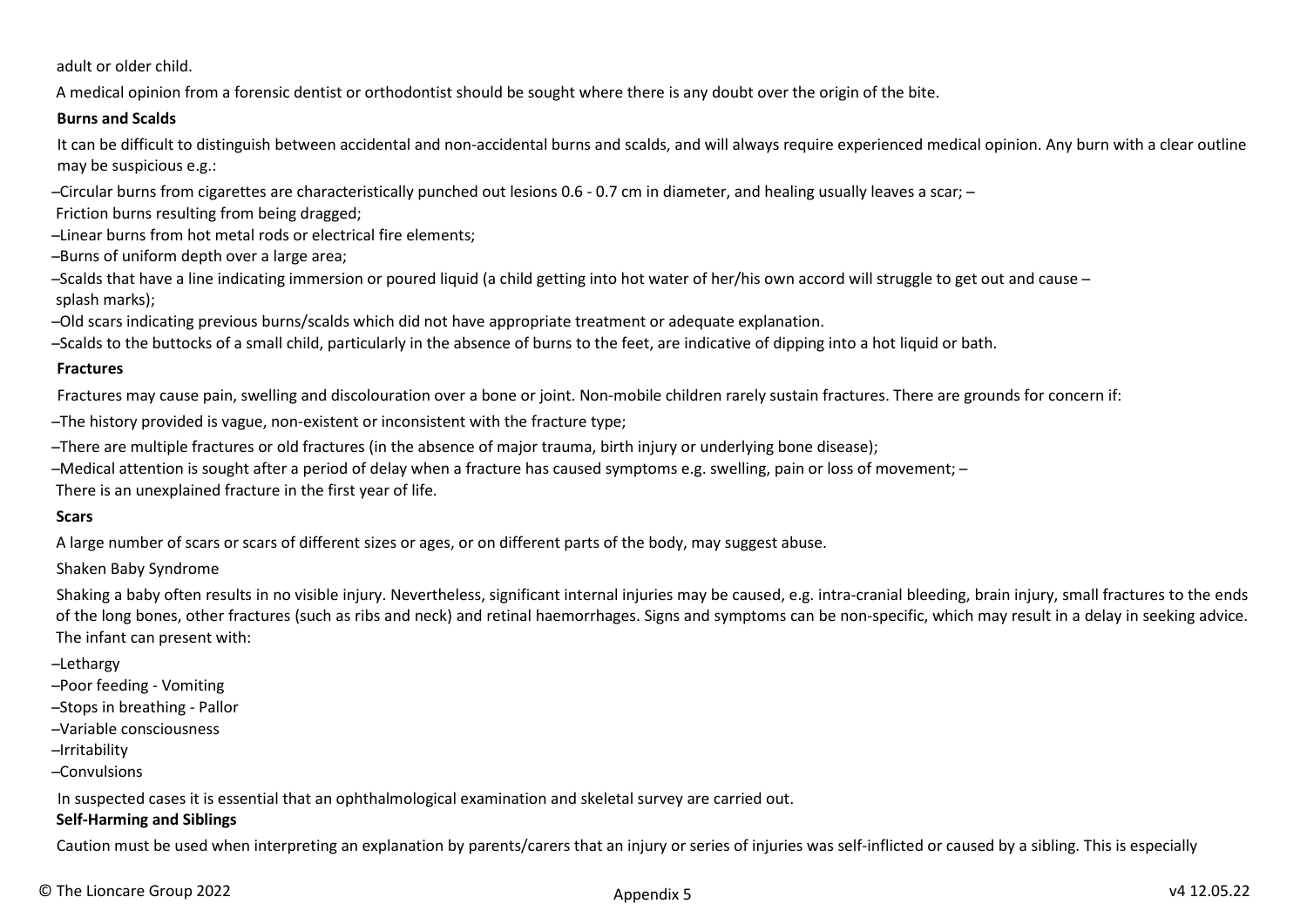adult or older child.

A medical opinion from a forensic dentist or orthodontist should be sought where there is any doubt over the origin of the bite.

**Burns and Scalds**

It can be difficult to distinguish between accidental and non-accidental burns and scalds, and will always require experienced medical opinion. Any burn with a clear outline may be suspicious e.g.:

- Circular burns from cigarettes are characteristically punched out lesions 0.6 - 0.7 cm in diameter, and healing usually leaves a scar;
- Friction burns resulting from being dragged;
- Linear burns from hot metal rods or electrical fire elements;
- Burns of uniform depth over a large area;
- Scalds that have a line indicating immersion or poured liquid (a child getting into hot water of her/his own accord will struggle to get out and cause splash marks);
- Old scars indicating previous burns/scalds which did not have appropriate treatment or adequate explanation.
- Scalds to the buttocks of a small child, particularly in the absence of burns to the feet, are indicative of dipping into a hot liquid or bath.

**Fractures**

Fractures may cause pain, swelling and discolouration over a bone or joint. Non-mobile children rarely sustain fractures. There are grounds for concern if:

- The history provided is vague, non-existent or inconsistent with the fracture type;
- There are multiple fractures or old fractures (in the absence of major trauma, birth injury or underlying bone disease);
- Medical attention is sought after a period of delay when a fracture has caused symptoms e.g. swelling, pain or loss of movement;
- There is an unexplained fracture in the first year of life.

**Scars**

A large number of scars or scars of different sizes or ages, or on different parts of the body, may suggest abuse.

Shaken Baby Syndrome

Shaking a baby often results in no visible injury. Nevertheless, significant internal injuries may be caused, e.g. intra-cranial bleeding, brain injury, small fractures to the ends of the long bones, other fractures (such as ribs and neck) and retinal haemorrhages. Signs and symptoms can be non-specific, which may result in a delay in seeking advice. The infant can present with:

- Lethargy
- Poor feeding - Vomiting
- Stops in breathing - Pallor
- Variable consciousness
- Irritability
- Convulsions

In suspected cases it is essential that an ophthalmological examination and skeletal survey are carried out.

**Self-Harming and Siblings**

Caution must be used when interpreting an explanation by parents/carers that an injury or series of injuries was self-inflicted or caused by a sibling. This is especially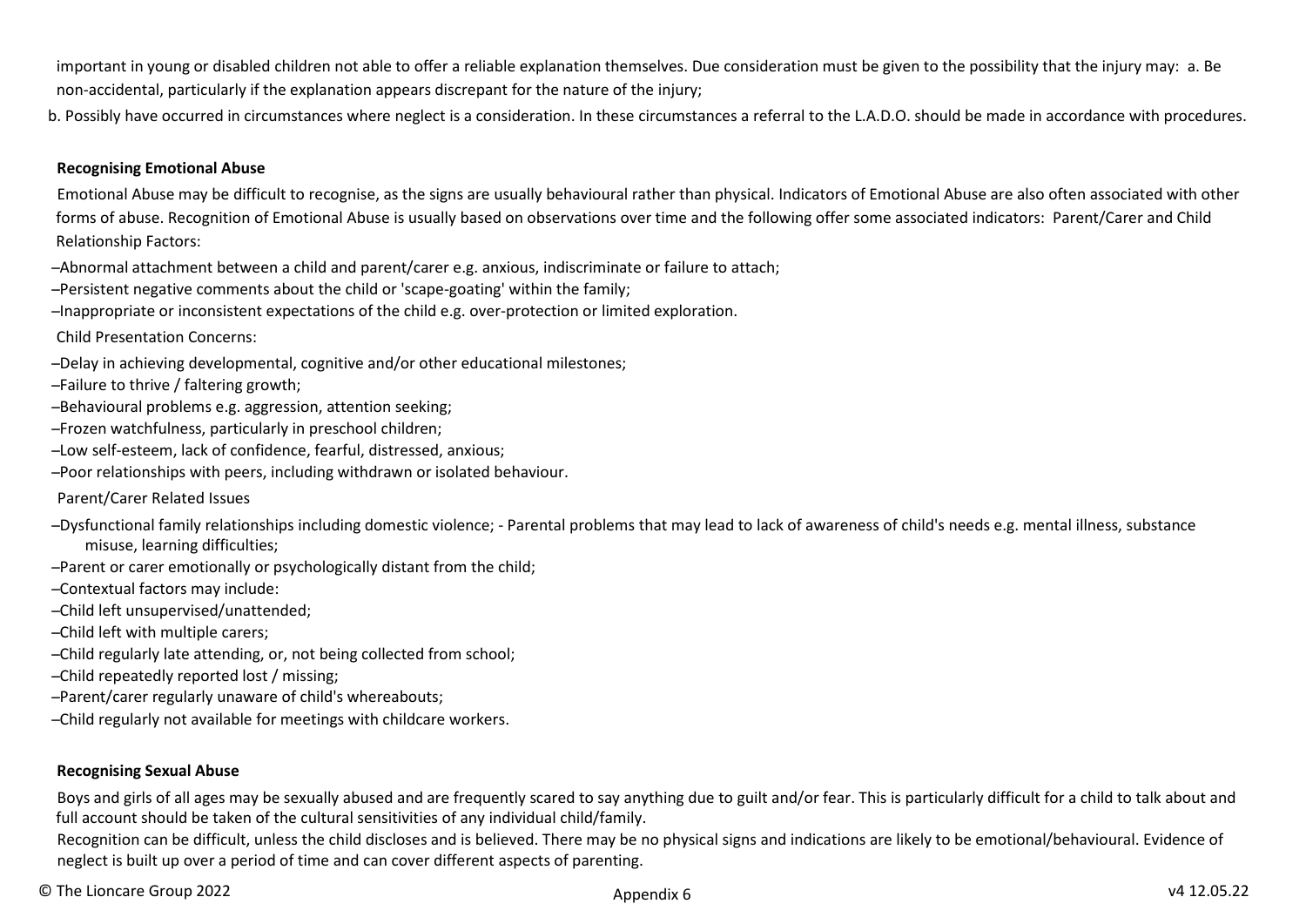important in young or disabled children not able to offer a reliable explanation themselves. Due consideration must be given to the possibility that the injury may: a. Be non-accidental, particularly if the explanation appears discrepant for the nature of the injury;

b. Possibly have occurred in circumstances where neglect is a consideration. In these circumstances a referral to the L.A.D.O. should be made in accordance with procedures.

**Recognising Emotional Abuse**

Emotional Abuse may be difficult to recognise, as the signs are usually behavioural rather than physical. Indicators of Emotional Abuse are also often associated with other forms of abuse. Recognition of Emotional Abuse is usually based on observations over time and the following offer some associated indicators: Parent/Carer and Child Relationship Factors:

- Abnormal attachment between a child and parent/carer e.g. anxious, indiscriminate or failure to attach;
- Persistent negative comments about the child or 'scape-goating' within the family;
- Inappropriate or inconsistent expectations of the child e.g. over-protection or limited exploration.

Child Presentation Concerns:

- Delay in achieving developmental, cognitive and/or other educational milestones;
- Failure to thrive / faltering growth;
- Behavioural problems e.g. aggression, attention seeking;
- Frozen watchfulness, particularly in preschool children;
- Low self-esteem, lack of confidence, fearful, distressed, anxious;
- Poor relationships with peers, including withdrawn or isolated behaviour.

Parent/Carer Related Issues

- Dysfunctional family relationships including domestic violence; - Parental problems that may lead to lack of awareness of child's needs e.g. mental illness, substance misuse, learning difficulties;
- Parent or carer emotionally or psychologically distant from the child;
- Contextual factors may include:
- Child left unsupervised/unattended;
- Child left with multiple carers;
- Child regularly late attending, or, not being collected from school;
- Child repeatedly reported lost / missing;
- Parent/carer regularly unaware of child's whereabouts;
- Child regularly not available for meetings with childcare workers.

**Recognising Sexual Abuse**

Boys and girls of all ages may be sexually abused and are frequently scared to say anything due to guilt and/or fear. This is particularly difficult for a child to talk about and full account should be taken of the cultural sensitivities of any individual child/family.

Recognition can be difficult, unless the child discloses and is believed. There may be no physical signs and indications are likely to be emotional/behavioural. Evidence of neglect is built up over a period of time and can cover different aspects of parenting.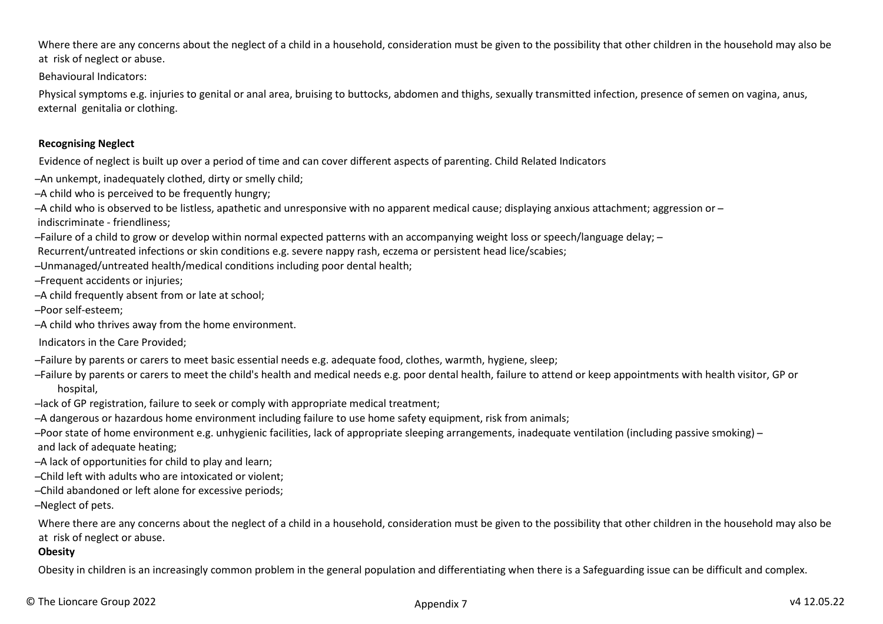Where there are any concerns about the neglect of a child in a household, consideration must be given to the possibility that other children in the household may also be at risk of neglect or abuse.

Behavioural Indicators:

Physical symptoms e.g. injuries to genital or anal area, bruising to buttocks, abdomen and thighs, sexually transmitted infection, presence of semen on vagina, anus, external genitalia or clothing.

**Recognising Neglect**

Evidence of neglect is built up over a period of time and can cover different aspects of parenting. Child Related Indicators

- An unkempt, inadequately clothed, dirty or smelly child;
- A child who is perceived to be frequently hungry;
- A child who is observed to be listless, apathetic and unresponsive with no apparent medical cause; displaying anxious attachment; aggression or – indiscriminate - friendliness;
- Failure of a child to grow or develop within normal expected patterns with an accompanying weight loss or speech/language delay; – Recurrent/untreated infections or skin conditions e.g. severe nappy rash, eczema or persistent head lice/scabies;
- Unmanaged/untreated health/medical conditions including poor dental health;
- Frequent accidents or injuries;
- A child frequently absent from or late at school;
- Poor self-esteem;
- A child who thrives away from the home environment.

Indicators in the Care Provided;

- Failure by parents or carers to meet basic essential needs e.g. adequate food, clothes, warmth, hygiene, sleep;
- Failure by parents or carers to meet the child's health and medical needs e.g. poor dental health, failure to attend or keep appointments with health visitor, GP or hospital,
- lack of GP registration, failure to seek or comply with appropriate medical treatment;
- A dangerous or hazardous home environment including failure to use home safety equipment, risk from animals;
- Poor state of home environment e.g. unhygienic facilities, lack of appropriate sleeping arrangements, inadequate ventilation (including passive smoking) – and lack of adequate heating;
- A lack of opportunities for child to play and learn;
- Child left with adults who are intoxicated or violent;
- Child abandoned or left alone for excessive periods;
- Neglect of pets.

Where there are any concerns about the neglect of a child in a household, consideration must be given to the possibility that other children in the household may also be at risk of neglect or abuse.

**Obesity**

Obesity in children is an increasingly common problem in the general population and differentiating when there is a Safeguarding issue can be difficult and complex.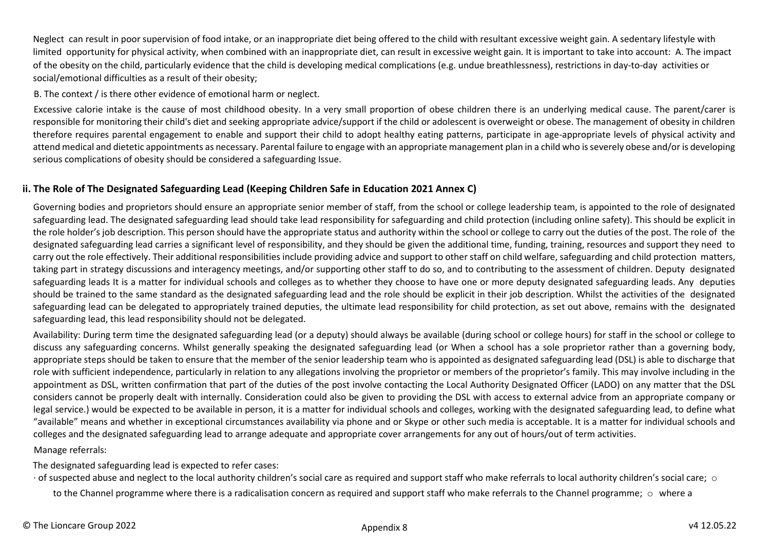Neglect can result in poor supervision of food intake, or an inappropriate diet being offered to the child with resultant excessive weight gain. A sedentary lifestyle with limited opportunity for physical activity, when combined with an inappropriate diet, can result in excessive weight gain. It is important to take into account: A. The impact of the obesity on the child, particularly evidence that the child is developing medical complications (e.g. undue breathlessness), restrictions in day-to-day activities or social/emotional difficulties as a result of their obesity;

B. The context / is there other evidence of emotional harm or neglect.

Excessive calorie intake is the cause of most childhood obesity. In a very small proportion of obese children there is an underlying medical cause. The parent/carer is responsible for monitoring their child's diet and seeking appropriate advice/support if the child or adolescent is overweight or obese. The management of obesity in children therefore requires parental engagement to enable and support their child to adopt healthy eating patterns, participate in age-appropriate levels of physical activity and attend medical and dietetic appointments as necessary. Parental failure to engage with an appropriate management plan in a child who is severely obese and/or is developing serious complications of obesity should be considered a safeguarding Issue.

### ii. The Role of The Designated Safeguarding Lead (Keeping Children Safe in Education 2021 Annex C)

Governing bodies and proprietors should ensure an appropriate senior member of staff, from the school or college leadership team, is appointed to the role of designated safeguarding lead. The designated safeguarding lead should take lead responsibility for safeguarding and child protection (including online safety). This should be explicit in the role holder's job description. This person should have the appropriate status and authority within the school or college to carry out the duties of the post. The role of the designated safeguarding lead carries a significant level of responsibility, and they should be given the additional time, funding, training, resources and support they need to carry out the role effectively. Their additional responsibilities include providing advice and support to other staff on child welfare, safeguarding and child protection matters, taking part in strategy discussions and interagency meetings, and/or supporting other staff to do so, and to contributing to the assessment of children. Deputy designated safeguarding leads It is a matter for individual schools and colleges as to whether they choose to have one or more deputy designated safeguarding leads. Any deputies should be trained to the same standard as the designated safeguarding lead and the role should be explicit in their job description. Whilst the activities of the designated safeguarding lead can be delegated to appropriately trained deputies, the ultimate lead responsibility for child protection, as set out above, remains with the designated safeguarding lead, this lead responsibility should not be delegated.

Availability: During term time the designated safeguarding lead (or a deputy) should always be available (during school or college hours) for staff in the school or college to discuss any safeguarding concerns. Whilst generally speaking the designated safeguarding lead (or When a school has a sole proprietor rather than a governing body, appropriate steps should be taken to ensure that the member of the senior leadership team who is appointed as designated safeguarding lead (DSL) is able to discharge that role with sufficient independence, particularly in relation to any allegations involving the proprietor or members of the proprietor's family. This may involve including in the appointment as DSL, written confirmation that part of the duties of the post involve contacting the Local Authority Designated Officer (LADO) on any matter that the DSL considers cannot be properly dealt with internally. Consideration could also be given to providing the DSL with access to external advice from an appropriate company or legal service.) would be expected to be available in person, it is a matter for individual schools and colleges, working with the designated safeguarding lead, to define what "available" means and whether in exceptional circumstances availability via phone and or Skype or other such media is acceptable. It is a matter for individual schools and colleges and the designated safeguarding lead to arrange adequate and appropriate cover arrangements for any out of hours/out of term activities.

Manage referrals:

The designated safeguarding lead is expected to refer cases:

· of suspected abuse and neglect to the local authority children's social care as required and support staff who make referrals to local authority children's social care; ○ to the Channel programme where there is a radicalisation concern as required and support staff who make referrals to the Channel programme; ○ where a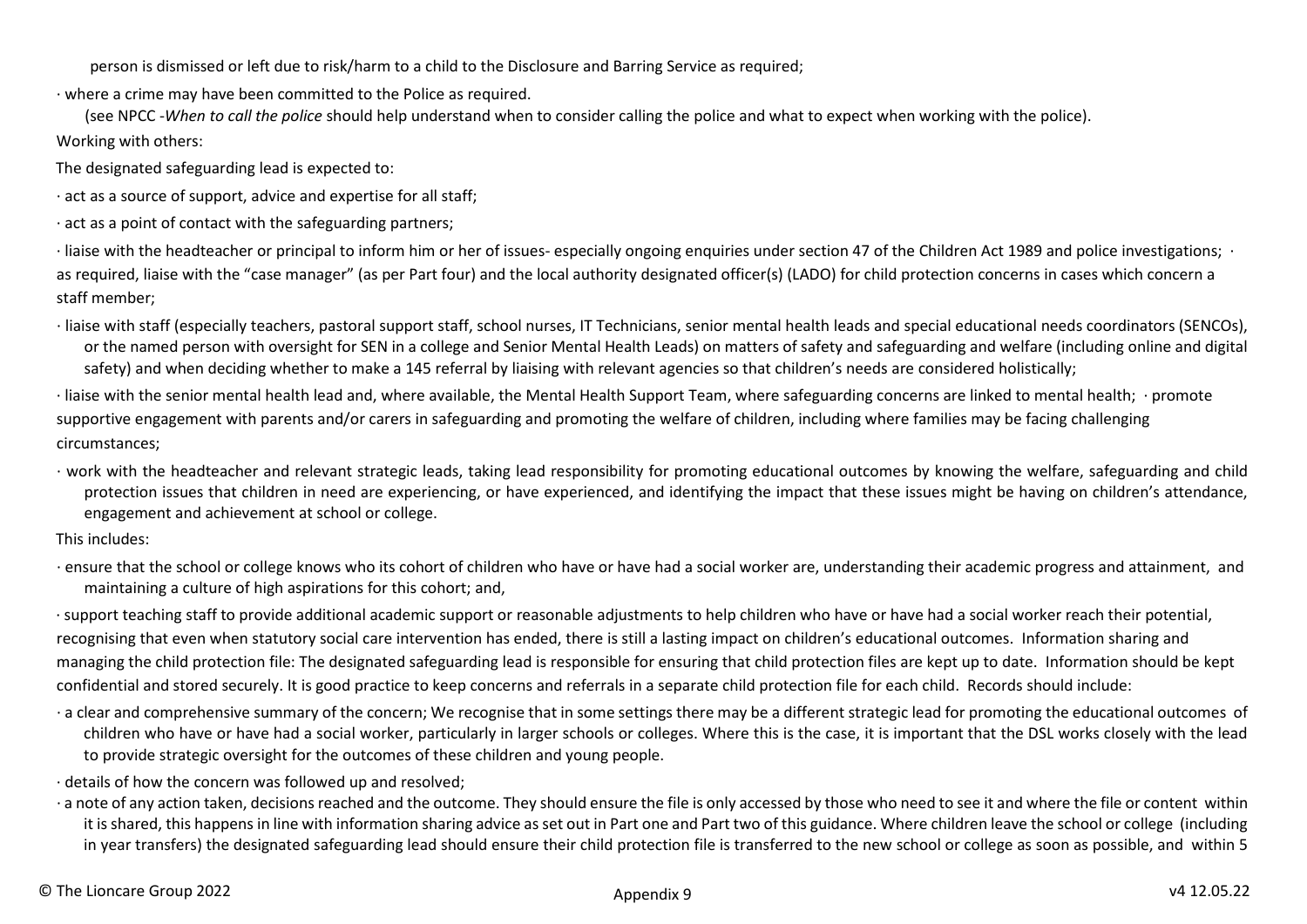person is dismissed or left due to risk/harm to a child to the Disclosure and Barring Service as required;

· where a crime may have been committed to the Police as required.

(see NPCC -*When to call the police* should help understand when to consider calling the police and what to expect when working with the police).

Working with others:

The designated safeguarding lead is expected to:

· act as a source of support, advice and expertise for all staff;

· act as a point of contact with the safeguarding partners;

· liaise with the headteacher or principal to inform him or her of issues- especially ongoing enquiries under section 47 of the Children Act 1989 and police investigations; · as required, liaise with the "case manager" (as per Part four) and the local authority designated officer(s) (LADO) for child protection concerns in cases which concern a staff member;

· liaise with staff (especially teachers, pastoral support staff, school nurses, IT Technicians, senior mental health leads and special educational needs coordinators (SENCOs), or the named person with oversight for SEN in a college and Senior Mental Health Leads) on matters of safety and safeguarding and welfare (including online and digital safety) and when deciding whether to make a 145 referral by liaising with relevant agencies so that children's needs are considered holistically;

· liaise with the senior mental health lead and, where available, the Mental Health Support Team, where safeguarding concerns are linked to mental health; · promote supportive engagement with parents and/or carers in safeguarding and promoting the welfare of children, including where families may be facing challenging circumstances;

· work with the headteacher and relevant strategic leads, taking lead responsibility for promoting educational outcomes by knowing the welfare, safeguarding and child protection issues that children in need are experiencing, or have experienced, and identifying the impact that these issues might be having on children's attendance, engagement and achievement at school or college.

This includes:

· ensure that the school or college knows who its cohort of children who have or have had a social worker are, understanding their academic progress and attainment, and maintaining a culture of high aspirations for this cohort; and,

· support teaching staff to provide additional academic support or reasonable adjustments to help children who have or have had a social worker reach their potential, recognising that even when statutory social care intervention has ended, there is still a lasting impact on children's educational outcomes. Information sharing and managing the child protection file: The designated safeguarding lead is responsible for ensuring that child protection files are kept up to date. Information should be kept confidential and stored securely. It is good practice to keep concerns and referrals in a separate child protection file for each child. Records should include:

· a clear and comprehensive summary of the concern; We recognise that in some settings there may be a different strategic lead for promoting the educational outcomes of children who have or have had a social worker, particularly in larger schools or colleges. Where this is the case, it is important that the DSL works closely with the lead to provide strategic oversight for the outcomes of these children and young people.

· details of how the concern was followed up and resolved;

· a note of any action taken, decisions reached and the outcome. They should ensure the file is only accessed by those who need to see it and where the file or content within it is shared, this happens in line with information sharing advice as set out in Part one and Part two of this guidance. Where children leave the school or college (including in year transfers) the designated safeguarding lead should ensure their child protection file is transferred to the new school or college as soon as possible, and within 5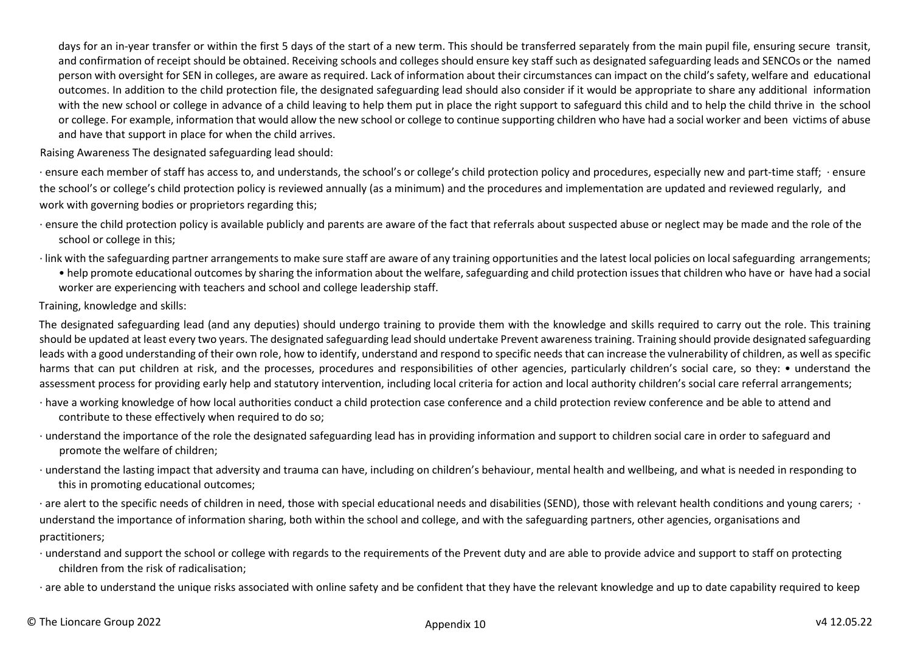days for an in-year transfer or within the first 5 days of the start of a new term. This should be transferred separately from the main pupil file, ensuring secure transit, and confirmation of receipt should be obtained. Receiving schools and colleges should ensure key staff such as designated safeguarding leads and SENCOs or the named person with oversight for SEN in colleges, are aware as required. Lack of information about their circumstances can impact on the child's safety, welfare and educational outcomes. In addition to the child protection file, the designated safeguarding lead should also consider if it would be appropriate to share any additional information with the new school or college in advance of a child leaving to help them put in place the right support to safeguard this child and to help the child thrive in the school or college. For example, information that would allow the new school or college to continue supporting children who have had a social worker and been victims of abuse and have that support in place for when the child arrives.

Raising Awareness The designated safeguarding lead should:

- ensure each member of staff has access to, and understands, the school's or college's child protection policy and procedures, especially new and part-time staff;
- ensure the school's or college's child protection policy is reviewed annually (as a minimum) and the procedures and implementation are updated and reviewed regularly, and work with governing bodies or proprietors regarding this;
- ensure the child protection policy is available publicly and parents are aware of the fact that referrals about suspected abuse or neglect may be made and the role of the school or college in this;
- link with the safeguarding partner arrangements to make sure staff are aware of any training opportunities and the latest local policies on local safeguarding arrangements;
- help promote educational outcomes by sharing the information about the welfare, safeguarding and child protection issues that children who have or have had a social worker are experiencing with teachers and school and college leadership staff.

Training, knowledge and skills:

The designated safeguarding lead (and any deputies) should undergo training to provide them with the knowledge and skills required to carry out the role. This training should be updated at least every two years. The designated safeguarding lead should undertake Prevent awareness training. Training should provide designated safeguarding leads with a good understanding of their own role, how to identify, understand and respond to specific needs that can increase the vulnerability of children, as well as specific harms that can put children at risk, and the processes, procedures and responsibilities of other agencies, particularly children's social care, so they:

- understand the assessment process for providing early help and statutory intervention, including local criteria for action and local authority children's social care referral arrangements;
- have a working knowledge of how local authorities conduct a child protection case conference and a child protection review conference and be able to attend and contribute to these effectively when required to do so;
- understand the importance of the role the designated safeguarding lead has in providing information and support to children social care in order to safeguard and promote the welfare of children;
- understand the lasting impact that adversity and trauma can have, including on children's behaviour, mental health and wellbeing, and what is needed in responding to this in promoting educational outcomes;
- are alert to the specific needs of children in need, those with special educational needs and disabilities (SEND), those with relevant health conditions and young carers;
- understand the importance of information sharing, both within the school and college, and with the safeguarding partners, other agencies, organisations and practitioners;
- understand and support the school or college with regards to the requirements of the Prevent duty and are able to provide advice and support to staff on protecting children from the risk of radicalisation;
- are able to understand the unique risks associated with online safety and be confident that they have the relevant knowledge and up to date capability required to keep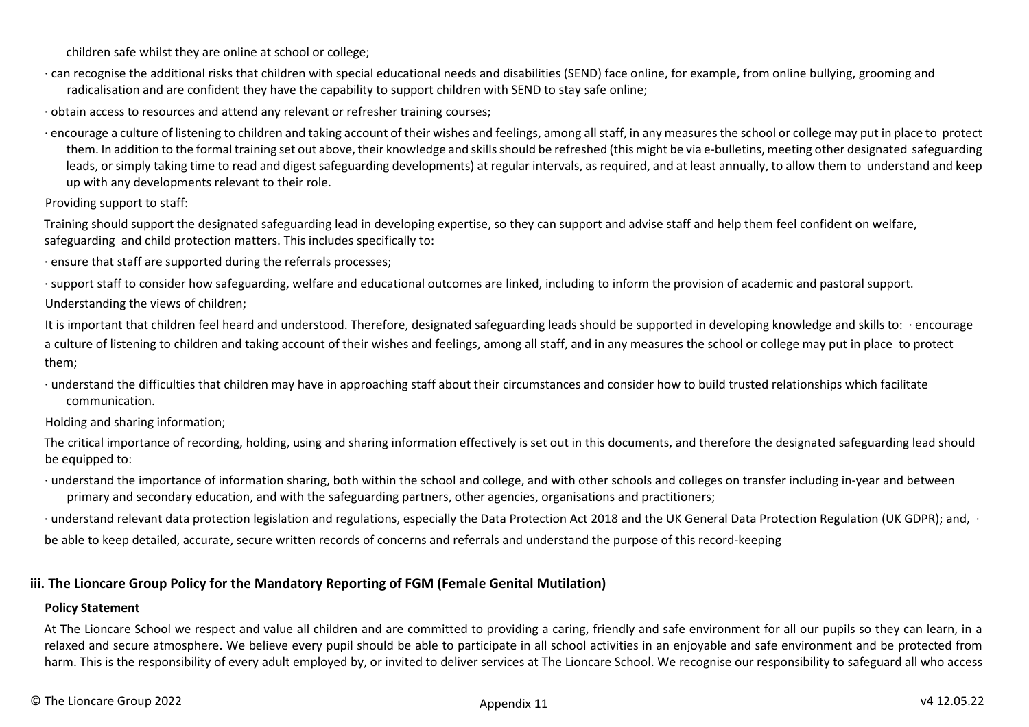children safe whilst they are online at school or college;

- can recognise the additional risks that children with special educational needs and disabilities (SEND) face online, for example, from online bullying, grooming and radicalisation and are confident they have the capability to support children with SEND to stay safe online;
- obtain access to resources and attend any relevant or refresher training courses;
- encourage a culture of listening to children and taking account of their wishes and feelings, among all staff, in any measures the school or college may put in place to protect them. In addition to the formal training set out above, their knowledge and skills should be refreshed (this might be via e-bulletins, meeting other designated safeguarding leads, or simply taking time to read and digest safeguarding developments) at regular intervals, as required, and at least annually, to allow them to understand and keep up with any developments relevant to their role.

Providing support to staff:

Training should support the designated safeguarding lead in developing expertise, so they can support and advise staff and help them feel confident on welfare, safeguarding and child protection matters. This includes specifically to:

- ensure that staff are supported during the referrals processes;
- support staff to consider how safeguarding, welfare and educational outcomes are linked, including to inform the provision of academic and pastoral support.

Understanding the views of children;

It is important that children feel heard and understood. Therefore, designated safeguarding leads should be supported in developing knowledge and skills to: · encourage a culture of listening to children and taking account of their wishes and feelings, among all staff, and in any measures the school or college may put in place to protect them;

- understand the difficulties that children may have in approaching staff about their circumstances and consider how to build trusted relationships which facilitate communication.

Holding and sharing information;

The critical importance of recording, holding, using and sharing information effectively is set out in this documents, and therefore the designated safeguarding lead should be equipped to:

- understand the importance of information sharing, both within the school and college, and with other schools and colleges on transfer including in-year and between primary and secondary education, and with the safeguarding partners, other agencies, organisations and practitioners;
- understand relevant data protection legislation and regulations, especially the Data Protection Act 2018 and the UK General Data Protection Regulation (UK GDPR); and, ·

be able to keep detailed, accurate, secure written records of concerns and referrals and understand the purpose of this record-keeping

### iii. The Lioncare Group Policy for the Mandatory Reporting of FGM (Female Genital Mutilation)

#### Policy Statement

At The Lioncare School we respect and value all children and are committed to providing a caring, friendly and safe environment for all our pupils so they can learn, in a relaxed and secure atmosphere. We believe every pupil should be able to participate in all school activities in an enjoyable and safe environment and be protected from harm. This is the responsibility of every adult employed by, or invited to deliver services at The Lioncare School. We recognise our responsibility to safeguard all who access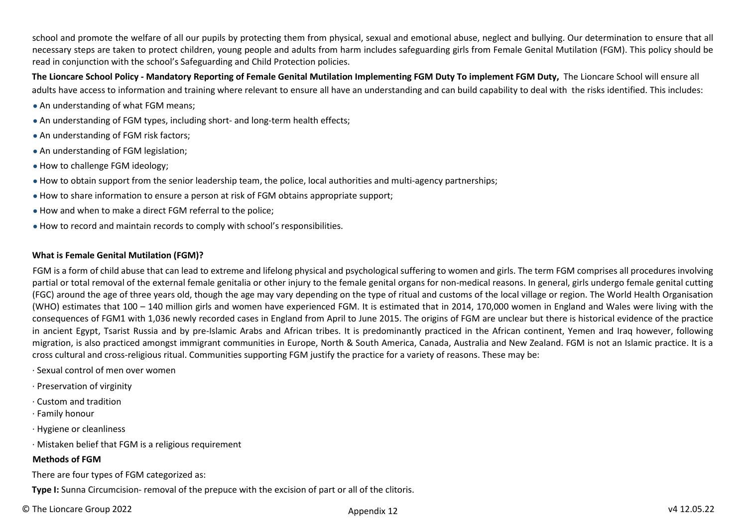school and promote the welfare of all our pupils by protecting them from physical, sexual and emotional abuse, neglect and bullying. Our determination to ensure that all necessary steps are taken to protect children, young people and adults from harm includes safeguarding girls from Female Genital Mutilation (FGM). This policy should be read in conjunction with the school's Safeguarding and Child Protection policies.

**The Lioncare School Policy - Mandatory Reporting of Female Genital Mutilation Implementing FGM Duty To implement FGM Duty,** The Lioncare School will ensure all adults have access to information and training where relevant to ensure all have an understanding and can build capability to deal with the risks identified. This includes:

- An understanding of what FGM means;
- An understanding of FGM types, including short- and long-term health effects;
- An understanding of FGM risk factors;
- An understanding of FGM legislation;
- How to challenge FGM ideology;
- How to obtain support from the senior leadership team, the police, local authorities and multi-agency partnerships;
- How to share information to ensure a person at risk of FGM obtains appropriate support;
- How and when to make a direct FGM referral to the police;
- How to record and maintain records to comply with school's responsibilities.

**What is Female Genital Mutilation (FGM)?**

FGM is a form of child abuse that can lead to extreme and lifelong physical and psychological suffering to women and girls. The term FGM comprises all procedures involving partial or total removal of the external female genitalia or other injury to the female genital organs for non-medical reasons. In general, girls undergo female genital cutting (FGC) around the age of three years old, though the age may vary depending on the type of ritual and customs of the local village or region. The World Health Organisation (WHO) estimates that 100 – 140 million girls and women have experienced FGM. It is estimated that in 2014, 170,000 women in England and Wales were living with the consequences of FGM1 with 1,036 newly recorded cases in England from April to June 2015. The origins of FGM are unclear but there is historical evidence of the practice in ancient Egypt, Tsarist Russia and by pre-Islamic Arabs and African tribes. It is predominantly practiced in the African continent, Yemen and Iraq however, following migration, is also practiced amongst immigrant communities in Europe, North & South America, Canada, Australia and New Zealand. FGM is not an Islamic practice. It is a cross cultural and cross-religious ritual. Communities supporting FGM justify the practice for a variety of reasons. These may be:

- Sexual control of men over women
- Preservation of virginity
- Custom and tradition
- Family honour
- Hygiene or cleanliness
- Mistaken belief that FGM is a religious requirement

**Methods of FGM**

There are four types of FGM categorized as:

**Type I:** Sunna Circumcision- removal of the prepuce with the excision of part or all of the clitoris.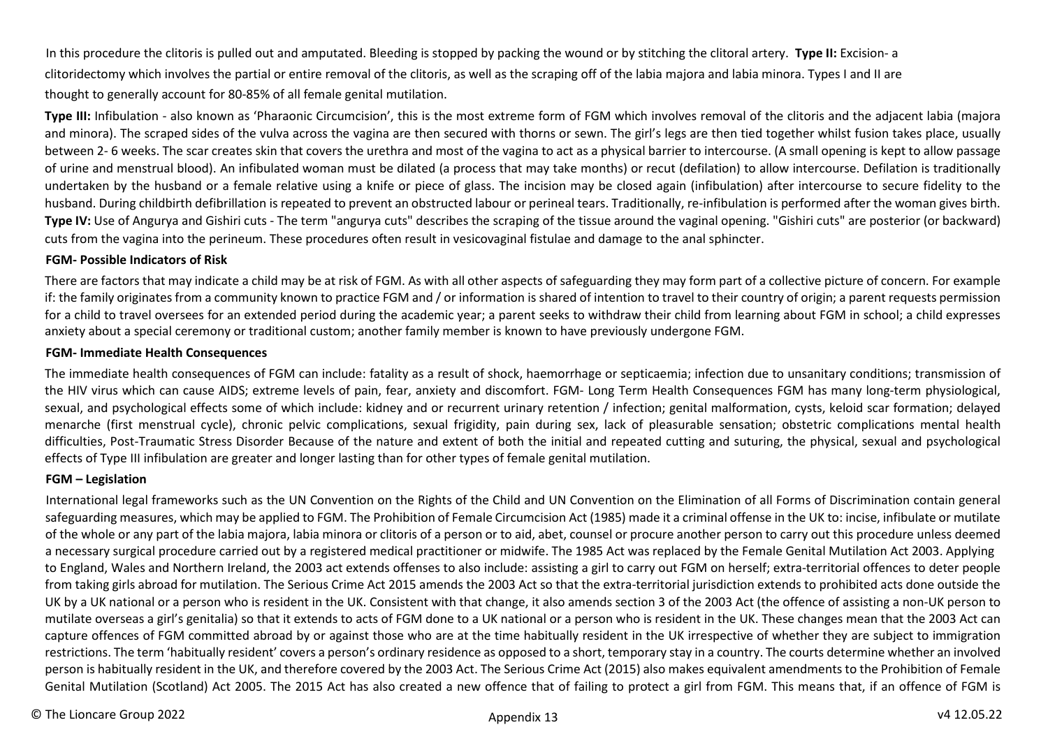In this procedure the clitoris is pulled out and amputated. Bleeding is stopped by packing the wound or by stitching the clitoral artery. **Type II:** Excision- a clitoridectomy which involves the partial or entire removal of the clitoris, as well as the scraping off of the labia majora and labia minora. Types I and II are thought to generally account for 80-85% of all female genital mutilation.

**Type III:** Infibulation - also known as 'Pharaonic Circumcision', this is the most extreme form of FGM which involves removal of the clitoris and the adjacent labia (majora and minora). The scraped sides of the vulva across the vagina are then secured with thorns or sewn. The girl's legs are then tied together whilst fusion takes place, usually between 2- 6 weeks. The scar creates skin that covers the urethra and most of the vagina to act as a physical barrier to intercourse. (A small opening is kept to allow passage of urine and menstrual blood). An infibulated woman must be dilated (a process that may take months) or recut (defilation) to allow intercourse. Defilation is traditionally undertaken by the husband or a female relative using a knife or piece of glass. The incision may be closed again (infibulation) after intercourse to secure fidelity to the husband. During childbirth defibrillation is repeated to prevent an obstructed labour or perineal tears. Traditionally, re-infibulation is performed after the woman gives birth. **Type IV:** Use of Angurya and Gishiri cuts - The term "angurya cuts" describes the scraping of the tissue around the vaginal opening. "Gishiri cuts" are posterior (or backward) cuts from the vagina into the perineum. These procedures often result in vesicovaginal fistulae and damage to the anal sphincter.

**FGM- Possible Indicators of Risk**

There are factors that may indicate a child may be at risk of FGM. As with all other aspects of safeguarding they may form part of a collective picture of concern. For example if: the family originates from a community known to practice FGM and / or information is shared of intention to travel to their country of origin; a parent requests permission for a child to travel oversees for an extended period during the academic year; a parent seeks to withdraw their child from learning about FGM in school; a child expresses anxiety about a special ceremony or traditional custom; another family member is known to have previously undergone FGM.

**FGM- Immediate Health Consequences**

The immediate health consequences of FGM can include: fatality as a result of shock, haemorrhage or septicaemia; infection due to unsanitary conditions; transmission of the HIV virus which can cause AIDS; extreme levels of pain, fear, anxiety and discomfort. FGM- Long Term Health Consequences FGM has many long-term physiological, sexual, and psychological effects some of which include: kidney and or recurrent urinary retention / infection; genital malformation, cysts, keloid scar formation; delayed menarche (first menstrual cycle), chronic pelvic complications, sexual frigidity, pain during sex, lack of pleasurable sensation; obstetric complications mental health difficulties, Post-Traumatic Stress Disorder Because of the nature and extent of both the initial and repeated cutting and suturing, the physical, sexual and psychological effects of Type III infibulation are greater and longer lasting than for other types of female genital mutilation.

**FGM – Legislation**

International legal frameworks such as the UN Convention on the Rights of the Child and UN Convention on the Elimination of all Forms of Discrimination contain general safeguarding measures, which may be applied to FGM. The Prohibition of Female Circumcision Act (1985) made it a criminal offense in the UK to: incise, infibulate or mutilate of the whole or any part of the labia majora, labia minora or clitoris of a person or to aid, abet, counsel or procure another person to carry out this procedure unless deemed a necessary surgical procedure carried out by a registered medical practitioner or midwife. The 1985 Act was replaced by the Female Genital Mutilation Act 2003. Applying to England, Wales and Northern Ireland, the 2003 act extends offenses to also include: assisting a girl to carry out FGM on herself; extra-territorial offences to deter people from taking girls abroad for mutilation. The Serious Crime Act 2015 amends the 2003 Act so that the extra-territorial jurisdiction extends to prohibited acts done outside the UK by a UK national or a person who is resident in the UK. Consistent with that change, it also amends section 3 of the 2003 Act (the offence of assisting a non-UK person to mutilate overseas a girl's genitalia) so that it extends to acts of FGM done to a UK national or a person who is resident in the UK. These changes mean that the 2003 Act can capture offences of FGM committed abroad by or against those who are at the time habitually resident in the UK irrespective of whether they are subject to immigration restrictions. The term 'habitually resident' covers a person's ordinary residence as opposed to a short, temporary stay in a country. The courts determine whether an involved person is habitually resident in the UK, and therefore covered by the 2003 Act. The Serious Crime Act (2015) also makes equivalent amendments to the Prohibition of Female Genital Mutilation (Scotland) Act 2005. The 2015 Act has also created a new offence that of failing to protect a girl from FGM. This means that, if an offence of FGM is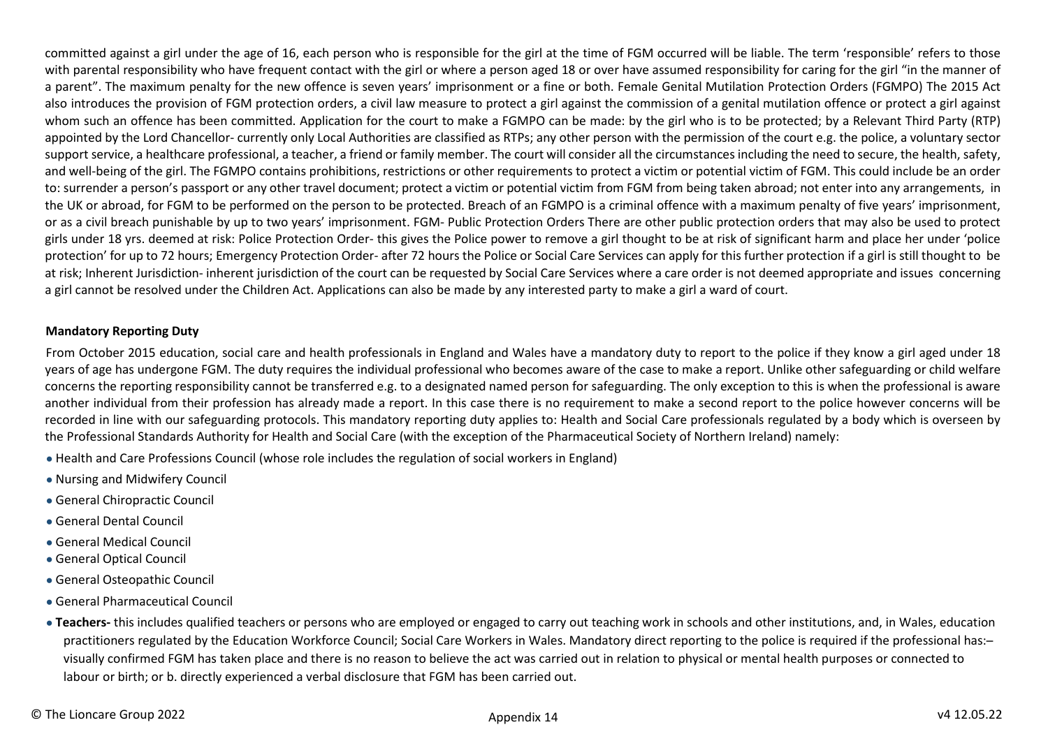committed against a girl under the age of 16, each person who is responsible for the girl at the time of FGM occurred will be liable. The term 'responsible' refers to those with parental responsibility who have frequent contact with the girl or where a person aged 18 or over have assumed responsibility for caring for the girl "in the manner of a parent". The maximum penalty for the new offence is seven years' imprisonment or a fine or both. Female Genital Mutilation Protection Orders (FGMPO) The 2015 Act also introduces the provision of FGM protection orders, a civil law measure to protect a girl against the commission of a genital mutilation offence or protect a girl against whom such an offence has been committed. Application for the court to make a FGMPO can be made: by the girl who is to be protected; by a Relevant Third Party (RTP) appointed by the Lord Chancellor- currently only Local Authorities are classified as RTPs; any other person with the permission of the court e.g. the police, a voluntary sector support service, a healthcare professional, a teacher, a friend or family member. The court will consider all the circumstances including the need to secure, the health, safety, and well-being of the girl. The FGMPO contains prohibitions, restrictions or other requirements to protect a victim or potential victim of FGM. This could include be an order to: surrender a person's passport or any other travel document; protect a victim or potential victim from FGM from being taken abroad; not enter into any arrangements, in the UK or abroad, for FGM to be performed on the person to be protected. Breach of an FGMPO is a criminal offence with a maximum penalty of five years' imprisonment, or as a civil breach punishable by up to two years' imprisonment. FGM- Public Protection Orders There are other public protection orders that may also be used to protect girls under 18 yrs. deemed at risk: Police Protection Order- this gives the Police power to remove a girl thought to be at risk of significant harm and place her under 'police protection' for up to 72 hours; Emergency Protection Order- after 72 hours the Police or Social Care Services can apply for this further protection if a girl is still thought to be at risk; Inherent Jurisdiction- inherent jurisdiction of the court can be requested by Social Care Services where a care order is not deemed appropriate and issues concerning a girl cannot be resolved under the Children Act. Applications can also be made by any interested party to make a girl a ward of court.

**Mandatory Reporting Duty**

From October 2015 education, social care and health professionals in England and Wales have a mandatory duty to report to the police if they know a girl aged under 18 years of age has undergone FGM. The duty requires the individual professional who becomes aware of the case to make a report. Unlike other safeguarding or child welfare concerns the reporting responsibility cannot be transferred e.g. to a designated named person for safeguarding. The only exception to this is when the professional is aware another individual from their profession has already made a report. In this case there is no requirement to make a second report to the police however concerns will be recorded in line with our safeguarding protocols. This mandatory reporting duty applies to: Health and Social Care professionals regulated by a body which is overseen by the Professional Standards Authority for Health and Social Care (with the exception of the Pharmaceutical Society of Northern Ireland) namely:

- Health and Care Professions Council (whose role includes the regulation of social workers in England)
- Nursing and Midwifery Council
- General Chiropractic Council
- General Dental Council
- General Medical Council
- General Optical Council
- General Osteopathic Council
- General Pharmaceutical Council
- **Teachers-** this includes qualified teachers or persons who are employed or engaged to carry out teaching work in schools and other institutions, and, in Wales, education practitioners regulated by the Education Workforce Council; Social Care Workers in Wales. Mandatory direct reporting to the police is required if the professional has:– visually confirmed FGM has taken place and there is no reason to believe the act was carried out in relation to physical or mental health purposes or connected to labour or birth; or b. directly experienced a verbal disclosure that FGM has been carried out.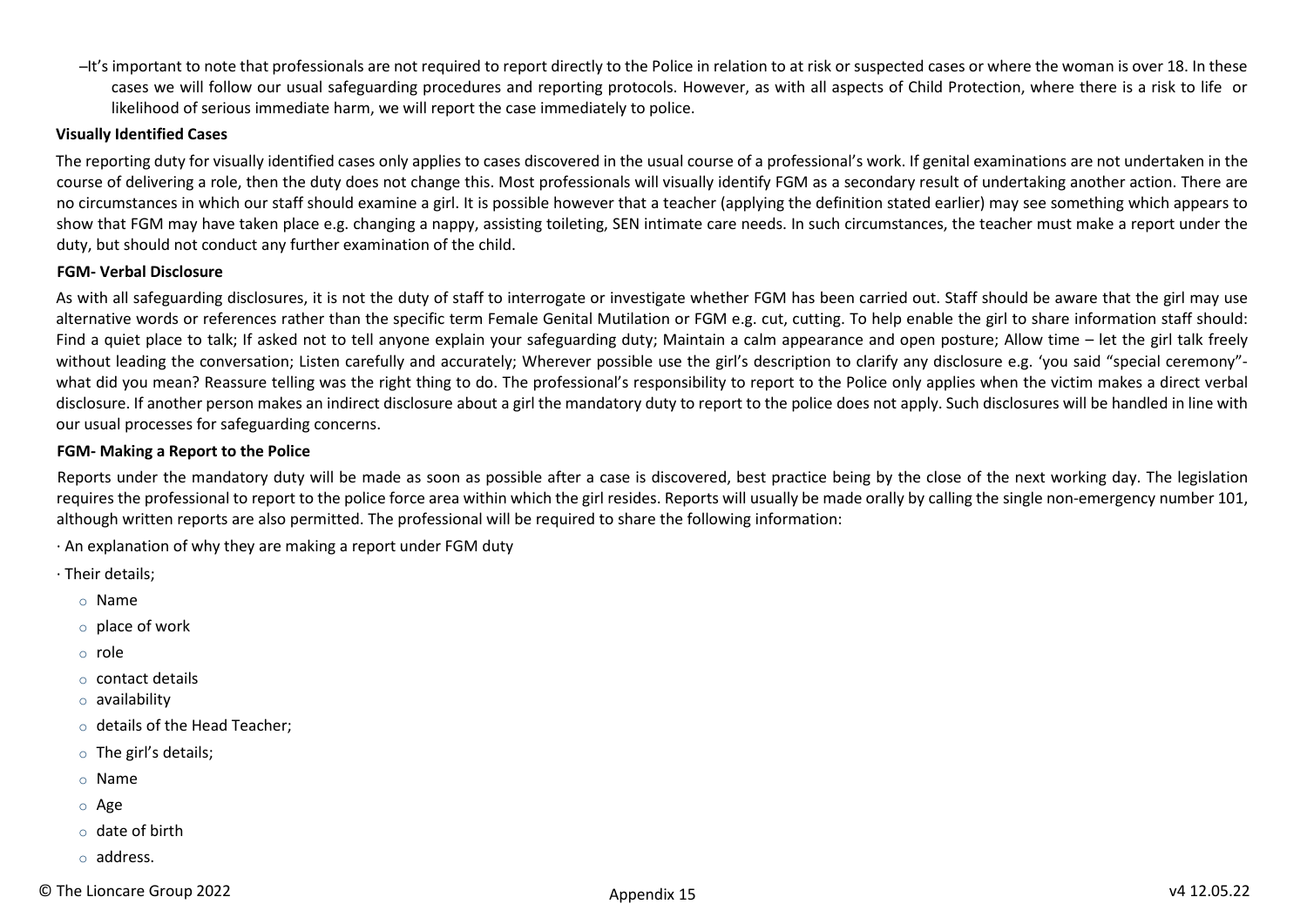–It's important to note that professionals are not required to report directly to the Police in relation to at risk or suspected cases or where the woman is over 18. In these cases we will follow our usual safeguarding procedures and reporting protocols. However, as with all aspects of Child Protection, where there is a risk to life or likelihood of serious immediate harm, we will report the case immediately to police.

**Visually Identified Cases**

The reporting duty for visually identified cases only applies to cases discovered in the usual course of a professional's work. If genital examinations are not undertaken in the course of delivering a role, then the duty does not change this. Most professionals will visually identify FGM as a secondary result of undertaking another action. There are no circumstances in which our staff should examine a girl. It is possible however that a teacher (applying the definition stated earlier) may see something which appears to show that FGM may have taken place e.g. changing a nappy, assisting toileting, SEN intimate care needs. In such circumstances, the teacher must make a report under the duty, but should not conduct any further examination of the child.

**FGM- Verbal Disclosure**

As with all safeguarding disclosures, it is not the duty of staff to interrogate or investigate whether FGM has been carried out. Staff should be aware that the girl may use alternative words or references rather than the specific term Female Genital Mutilation or FGM e.g. cut, cutting. To help enable the girl to share information staff should: Find a quiet place to talk; If asked not to tell anyone explain your safeguarding duty; Maintain a calm appearance and open posture; Allow time – let the girl talk freely without leading the conversation; Listen carefully and accurately; Wherever possible use the girl's description to clarify any disclosure e.g. 'you said "special ceremony"- what did you mean? Reassure telling was the right thing to do. The professional's responsibility to report to the Police only applies when the victim makes a direct verbal disclosure. If another person makes an indirect disclosure about a girl the mandatory duty to report to the police does not apply. Such disclosures will be handled in line with our usual processes for safeguarding concerns.

**FGM- Making a Report to the Police**

Reports under the mandatory duty will be made as soon as possible after a case is discovered, best practice being by the close of the next working day. The legislation requires the professional to report to the police force area within which the girl resides. Reports will usually be made orally by calling the single non-emergency number 101, although written reports are also permitted. The professional will be required to share the following information:

· An explanation of why they are making a report under FGM duty

· Their details;

- Name
- place of work
- role
- contact details
- availability
- details of the Head Teacher;
- The girl's details;
- Name
- Age
- date of birth
- address.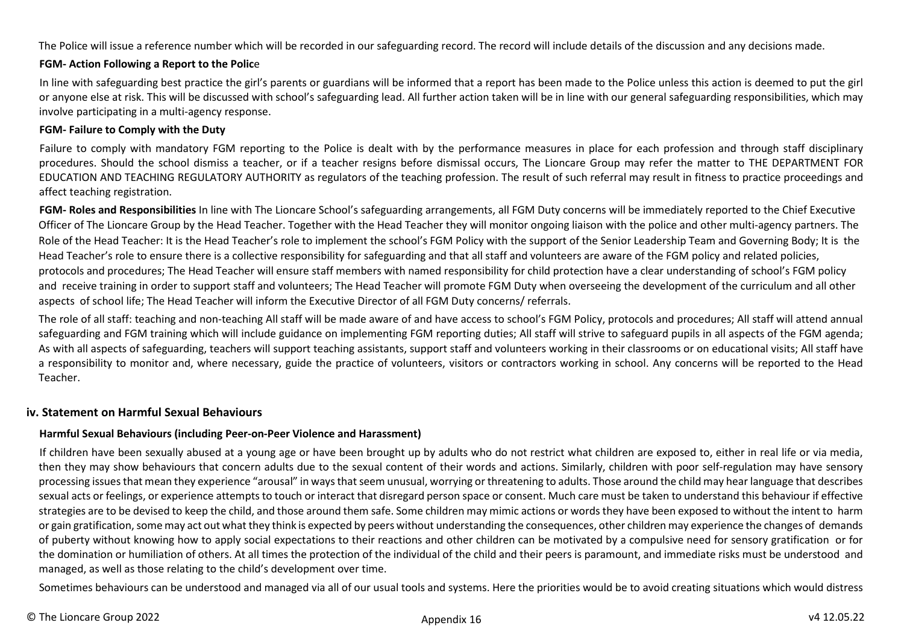The Police will issue a reference number which will be recorded in our safeguarding record. The record will include details of the discussion and any decisions made.

**FGM- Action Following a Report to the Polic**e

In line with safeguarding best practice the girl's parents or guardians will be informed that a report has been made to the Police unless this action is deemed to put the girl or anyone else at risk. This will be discussed with school's safeguarding lead. All further action taken will be in line with our general safeguarding responsibilities, which may involve participating in a multi-agency response.

**FGM- Failure to Comply with the Duty**

Failure to comply with mandatory FGM reporting to the Police is dealt with by the performance measures in place for each profession and through staff disciplinary procedures. Should the school dismiss a teacher, or if a teacher resigns before dismissal occurs, The Lioncare Group may refer the matter to THE DEPARTMENT FOR EDUCATION AND TEACHING REGULATORY AUTHORITY as regulators of the teaching profession. The result of such referral may result in fitness to practice proceedings and affect teaching registration.

**FGM- Roles and Responsibilities** In line with The Lioncare School's safeguarding arrangements, all FGM Duty concerns will be immediately reported to the Chief Executive Officer of The Lioncare Group by the Head Teacher. Together with the Head Teacher they will monitor ongoing liaison with the police and other multi-agency partners. The Role of the Head Teacher: It is the Head Teacher's role to implement the school's FGM Policy with the support of the Senior Leadership Team and Governing Body; It is the Head Teacher's role to ensure there is a collective responsibility for safeguarding and that all staff and volunteers are aware of the FGM policy and related policies, protocols and procedures; The Head Teacher will ensure staff members with named responsibility for child protection have a clear understanding of school's FGM policy and receive training in order to support staff and volunteers; The Head Teacher will promote FGM Duty when overseeing the development of the curriculum and all other aspects of school life; The Head Teacher will inform the Executive Director of all FGM Duty concerns/ referrals.

The role of all staff: teaching and non-teaching All staff will be made aware of and have access to school's FGM Policy, protocols and procedures; All staff will attend annual safeguarding and FGM training which will include guidance on implementing FGM reporting duties; All staff will strive to safeguard pupils in all aspects of the FGM agenda; As with all aspects of safeguarding, teachers will support teaching assistants, support staff and volunteers working in their classrooms or on educational visits; All staff have a responsibility to monitor and, where necessary, guide the practice of volunteers, visitors or contractors working in school. Any concerns will be reported to the Head Teacher.

### iv. Statement on Harmful Sexual Behaviours

**Harmful Sexual Behaviours (including Peer-on-Peer Violence and Harassment)**

If children have been sexually abused at a young age or have been brought up by adults who do not restrict what children are exposed to, either in real life or via media, then they may show behaviours that concern adults due to the sexual content of their words and actions. Similarly, children with poor self-regulation may have sensory processing issues that mean they experience "arousal" in ways that seem unusual, worrying or threatening to adults. Those around the child may hear language that describes sexual acts or feelings, or experience attempts to touch or interact that disregard person space or consent. Much care must be taken to understand this behaviour if effective strategies are to be devised to keep the child, and those around them safe. Some children may mimic actions or words they have been exposed to without the intent to harm or gain gratification, some may act out what they think is expected by peers without understanding the consequences, other children may experience the changes of demands of puberty without knowing how to apply social expectations to their reactions and other children can be motivated by a compulsive need for sensory gratification or for the domination or humiliation of others. At all times the protection of the individual of the child and their peers is paramount, and immediate risks must be understood and managed, as well as those relating to the child's development over time.

Sometimes behaviours can be understood and managed via all of our usual tools and systems. Here the priorities would be to avoid creating situations which would distress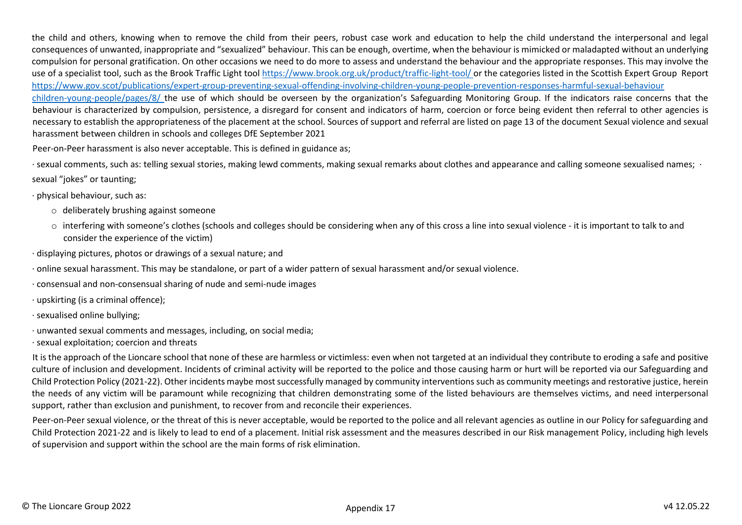the child and others, knowing when to remove the child from their peers, robust case work and education to help the child understand the interpersonal and legal consequences of unwanted, inappropriate and "sexualized" behaviour. This can be enough, overtime, when the behaviour is mimicked or maladapted without an underlying compulsion for personal gratification. On other occasions we need to do more to assess and understand the behaviour and the appropriate responses. This may involve the use of a specialist tool, such as the Brook Traffic Light tool https://www.brook.org.uk/product/traffic-light-tool/ or the categories listed in the Scottish Expert Group Report https://www.gov.scot/publications/expert-group-preventing-sexual-offending-involving-children-young-people-prevention-responses-harmful-sexual-behaviour children-young-people/pages/8/ the use of which should be overseen by the organization's Safeguarding Monitoring Group. If the indicators raise concerns that the behaviour is characterized by compulsion, persistence, a disregard for consent and indicators of harm, coercion or force being evident then referral to other agencies is necessary to establish the appropriateness of the placement at the school. Sources of support and referral are listed on page 13 of the document Sexual violence and sexual harassment between children in schools and colleges DfE September 2021

Peer-on-Peer harassment is also never acceptable. This is defined in guidance as;

· sexual comments, such as: telling sexual stories, making lewd comments, making sexual remarks about clothes and appearance and calling someone sexualised names; · sexual "jokes" or taunting;

· physical behaviour, such as:

- deliberately brushing against someone
- interfering with someone's clothes (schools and colleges should be considering when any of this cross a line into sexual violence - it is important to talk to and consider the experience of the victim)

· displaying pictures, photos or drawings of a sexual nature; and

· online sexual harassment. This may be standalone, or part of a wider pattern of sexual harassment and/or sexual violence.

· consensual and non-consensual sharing of nude and semi-nude images

· upskirting (is a criminal offence);

· sexualised online bullying;

· unwanted sexual comments and messages, including, on social media;

· sexual exploitation; coercion and threats

It is the approach of the Lioncare school that none of these are harmless or victimless: even when not targeted at an individual they contribute to eroding a safe and positive culture of inclusion and development. Incidents of criminal activity will be reported to the police and those causing harm or hurt will be reported via our Safeguarding and Child Protection Policy (2021-22). Other incidents maybe most successfully managed by community interventions such as community meetings and restorative justice, herein the needs of any victim will be paramount while recognizing that children demonstrating some of the listed behaviours are themselves victims, and need interpersonal support, rather than exclusion and punishment, to recover from and reconcile their experiences.

Peer-on-Peer sexual violence, or the threat of this is never acceptable, would be reported to the police and all relevant agencies as outline in our Policy for safeguarding and Child Protection 2021-22 and is likely to lead to end of a placement. Initial risk assessment and the measures described in our Risk management Policy, including high levels of supervision and support within the school are the main forms of risk elimination.